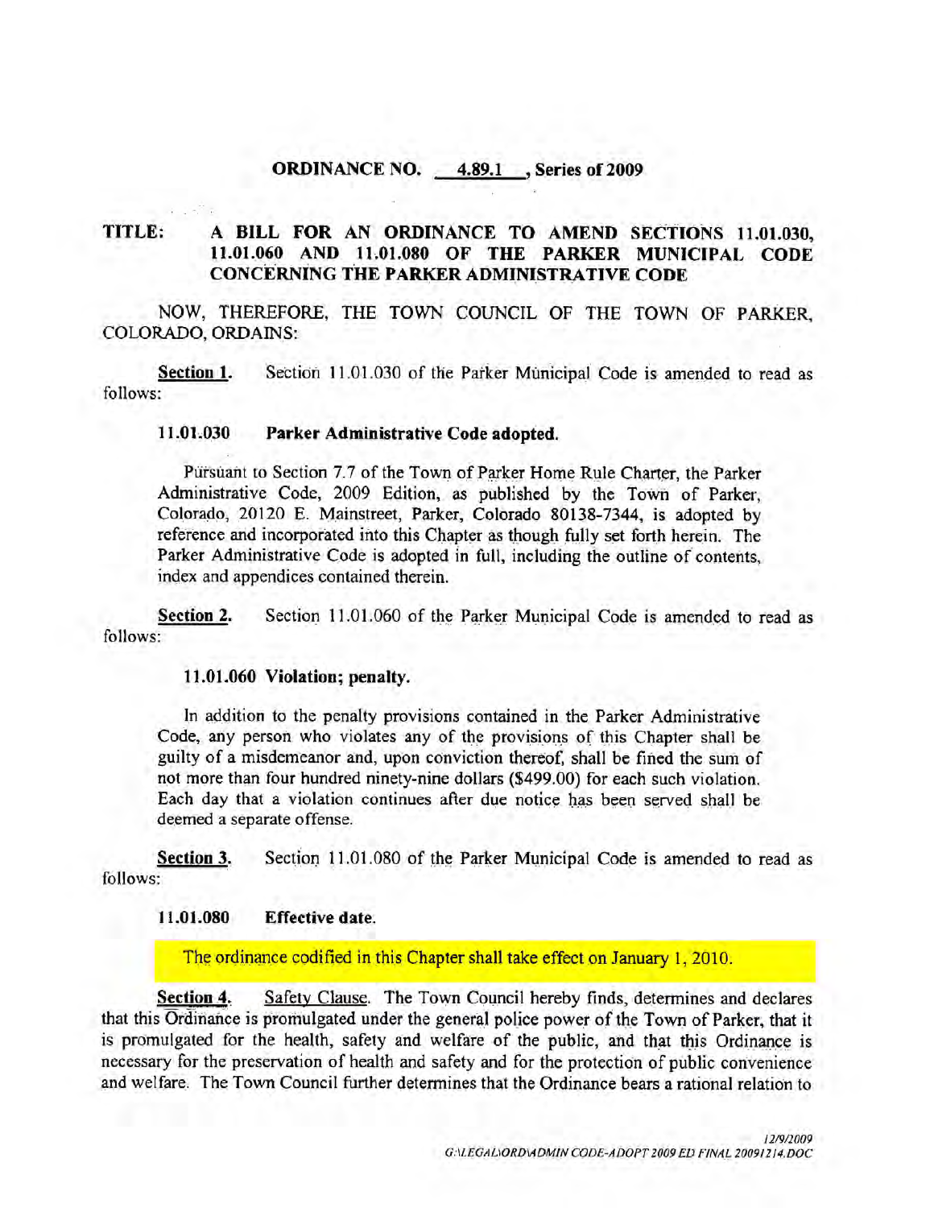**ORDINANCE NO. 4.89.1 , Series of 2009**

**TITLE: A BILL FOR AN ORDINANCE TO AMEND SECTIONS 11.01.030, 11.01.060 AND 11.01.080 OF THE PARKER MUNICIPAL CODE CONCERNING THE PARKER ADMINISTRATIVE CODE**

NOW, THEREFORE, THE TOWN COUNCIL OF THE TOWN OF PARKER, COLORADO, ORDAINS:

**Section 1.** Section 11.01.030 of the Parker Municipal Code is amended to read as follows:

**11.01.030 Parker Administrative Code adopted.**

Pursuant to Section 7.7 of the Town of Parker Home Rule Charter, the Parker Administrative Code, 2009 Edition, as published by the Town of Parker, Colorado, 20120 E. Mainstreet, Parker, Colorado 80138-7344, is adopted by reference and incorporated into this Chapter as though fully set forth herein. The Parker Administrative Code is adopted in full, including the outline of contents, index and appendices contained therein.

**Section 2.** Section 11.01.060 of the Parker Municipal Code is amended to read as follows:

**11.01.060 Violation; penalty.**

In addition to the penalty provisions contained in the Parker Administrative Code, any person who violates any of the provisions of this Chapter shall be guilty of a misdemeanor and, upon conviction thereof, shall be fined the sum of not more than four hundred ninety-nine dollars ($499.00) for each such violation. Each day that a violation continues after due notice has been served shall be deemed a separate offense.

**Section 3.** Section 11.01.080 of the Parker Municipal Code is amended to read as follows:

**11.01.080 Effective date.**

The ordinance codified in this Chapter shall take effect on January 1, 2010.

**Section 4.** Safety Clause. The Town Council hereby finds, determines and declares that this Ordinance is promulgated under the general police power of the Town of Parker, that it is promulgated for the health, safety and welfare of the public, and that this Ordinance is necessary for the preservation of health and safety and for the protection of public convenience and welfare. The Town Council further determines that the Ordinance bears a rational relation to

*12/9/2009*
*G:\LEGAL\ORD\ADMIN CODE-ADOPT 2009 ED FINAL 20091214.DOC*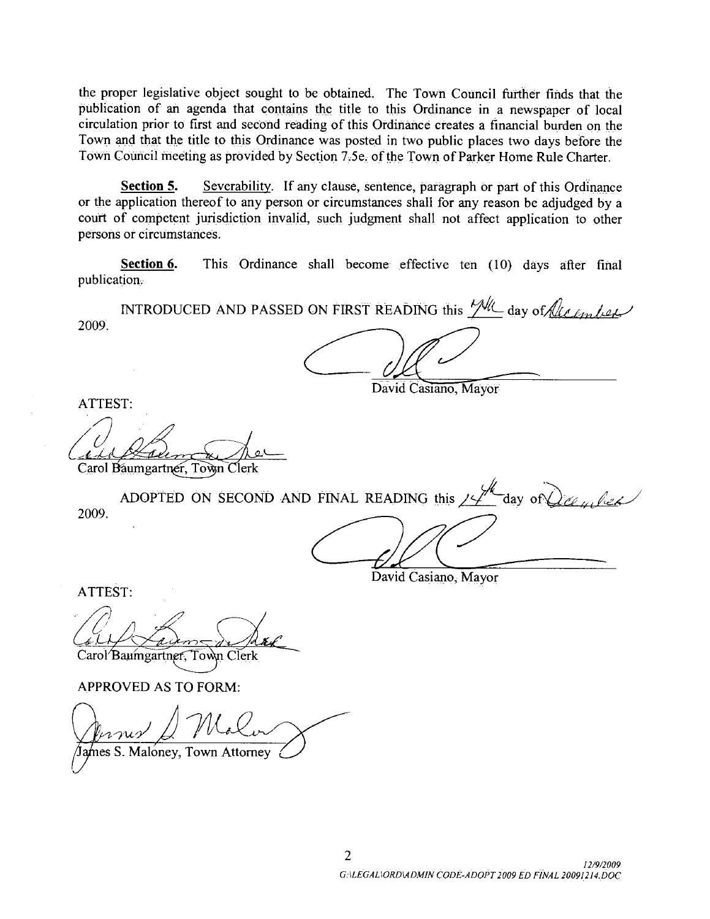the proper legislative object sought to be obtained. The Town Council further finds that the publication of an agenda that contains the title to this Ordinance in a newspaper of local circulation prior to first and second reading of this Ordinance creates a financial burden on the Town and that the title to this Ordinance was posted in two public places two days before the Town Council meeting as provided by Section 7.5e. of the Town of Parker Home Rule Charter.

**Section 5.** Severability. If any clause, sentence, paragraph or part of this Ordinance or the application thereof to any person or circumstances shall for any reason be adjudged by a court of competent jurisdiction invalid, such judgment shall not affect application to other persons or circumstances.

**Section 6.** This Ordinance shall become effective ten (10) days after final publication.

INTRODUCED AND PASSED ON FIRST READING this 7th day of December 2009.

David Casiano, Mayor

ATTEST:

Carol Baumgartner, Town Clerk

ADOPTED ON SECOND AND FINAL READING this 14th day of December 2009.

David Casiano, Mayor

ATTEST:

Carol Baumgartner, Town Clerk

APPROVED AS TO FORM:

James S. Maloney, Town Attorney

12/9/2009
G:\LEGAL\ORD\ADMIN CODE-ADOPT 2009 ED FINAL 20091214.DOC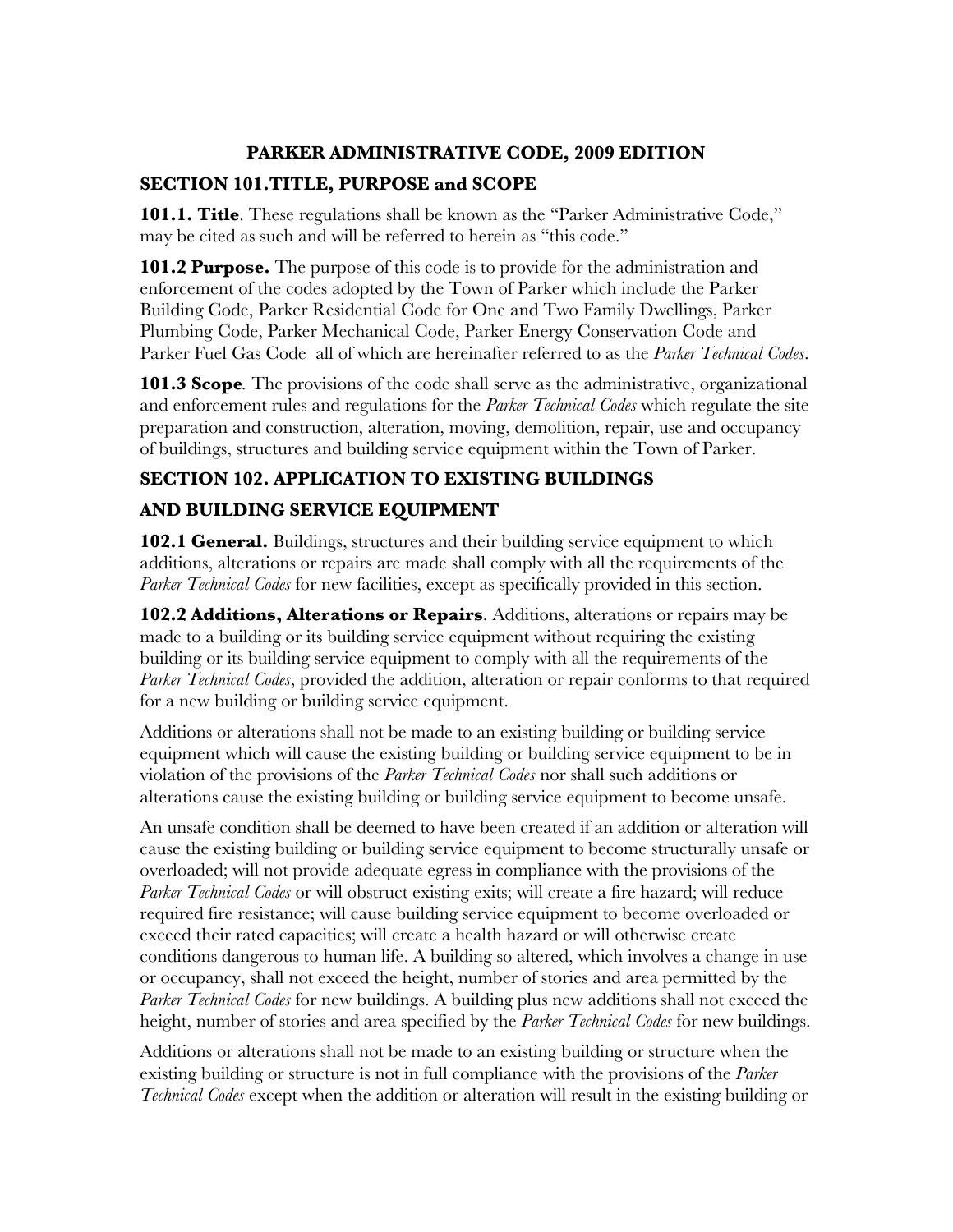# PARKER ADMINISTRATIVE CODE, 2009 EDITION

## SECTION 101.TITLE, PURPOSE and SCOPE

**101.1. Title**. These regulations shall be known as the "Parker Administrative Code," may be cited as such and will be referred to herein as "this code."

**101.2 Purpose.** The purpose of this code is to provide for the administration and enforcement of the codes adopted by the Town of Parker which include the Parker Building Code, Parker Residential Code for One and Two Family Dwellings, Parker Plumbing Code, Parker Mechanical Code, Parker Energy Conservation Code and Parker Fuel Gas Code all of which are hereinafter referred to as the *Parker Technical Codes*.

**101.3 Scope***.* The provisions of the code shall serve as the administrative, organizational and enforcement rules and regulations for the *Parker Technical Codes* which regulate the site preparation and construction, alteration, moving, demolition, repair, use and occupancy of buildings, structures and building service equipment within the Town of Parker.

## SECTION 102. APPLICATION TO EXISTING BUILDINGS AND BUILDING SERVICE EQUIPMENT

**102.1 General.** Buildings, structures and their building service equipment to which additions, alterations or repairs are made shall comply with all the requirements of the *Parker Technical Codes* for new facilities, except as specifically provided in this section.

**102.2 Additions, Alterations or Repairs**. Additions, alterations or repairs may be made to a building or its building service equipment without requiring the existing building or its building service equipment to comply with all the requirements of the *Parker Technical Codes*, provided the addition, alteration or repair conforms to that required for a new building or building service equipment.

Additions or alterations shall not be made to an existing building or building service equipment which will cause the existing building or building service equipment to be in violation of the provisions of the *Parker Technical Codes* nor shall such additions or alterations cause the existing building or building service equipment to become unsafe.

An unsafe condition shall be deemed to have been created if an addition or alteration will cause the existing building or building service equipment to become structurally unsafe or overloaded; will not provide adequate egress in compliance with the provisions of the *Parker Technical Codes* or will obstruct existing exits; will create a fire hazard; will reduce required fire resistance; will cause building service equipment to become overloaded or exceed their rated capacities; will create a health hazard or will otherwise create conditions dangerous to human life. A building so altered, which involves a change in use or occupancy, shall not exceed the height, number of stories and area permitted by the *Parker Technical Codes* for new buildings. A building plus new additions shall not exceed the height, number of stories and area specified by the *Parker Technical Codes* for new buildings.

Additions or alterations shall not be made to an existing building or structure when the existing building or structure is not in full compliance with the provisions of the *Parker Technical Codes* except when the addition or alteration will result in the existing building or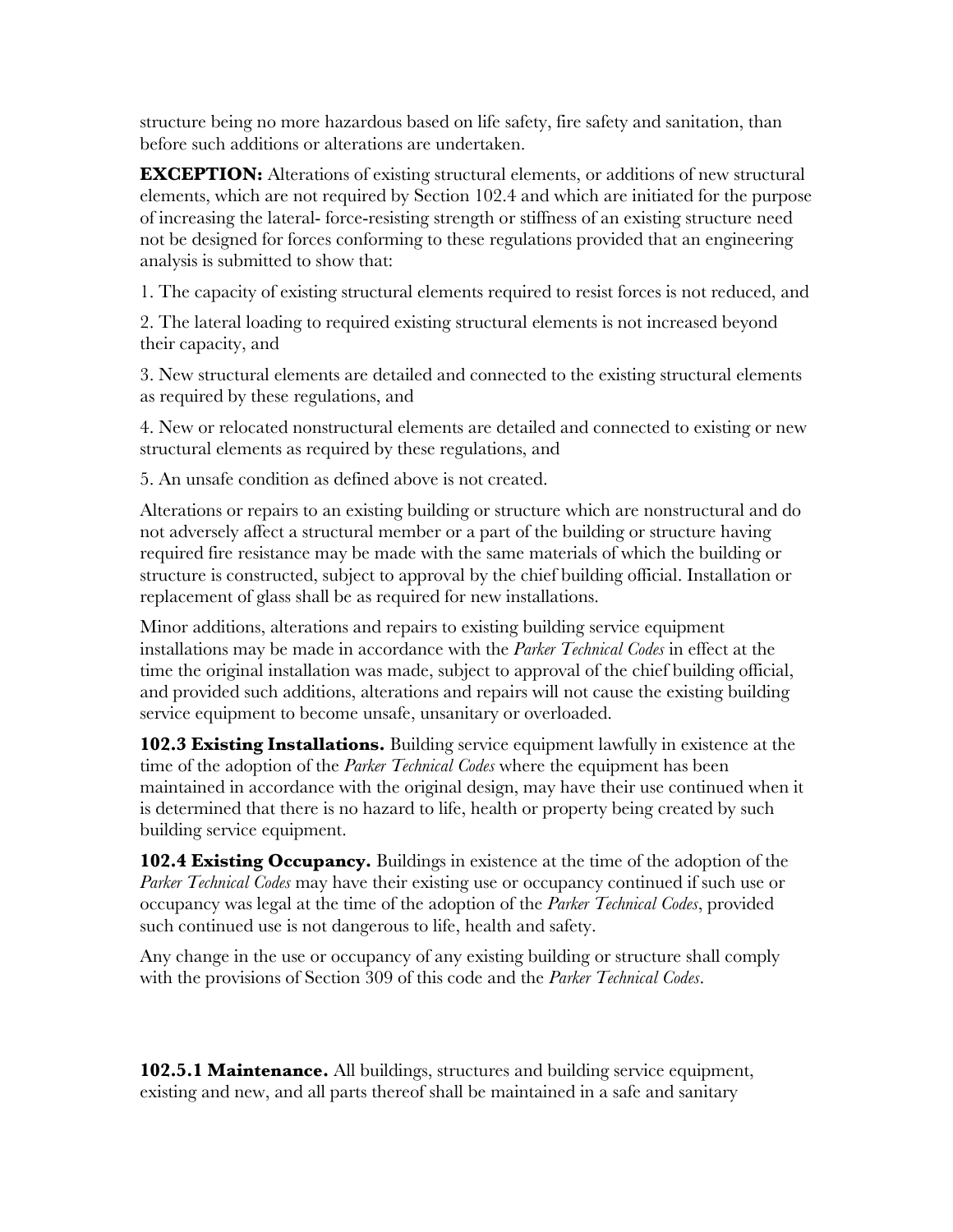structure being no more hazardous based on life safety, fire safety and sanitation, than before such additions or alterations are undertaken.

**EXCEPTION:** Alterations of existing structural elements, or additions of new structural elements, which are not required by Section 102.4 and which are initiated for the purpose of increasing the lateral- force-resisting strength or stiffness of an existing structure need not be designed for forces conforming to these regulations provided that an engineering analysis is submitted to show that:

1. The capacity of existing structural elements required to resist forces is not reduced, and

2. The lateral loading to required existing structural elements is not increased beyond their capacity, and

3. New structural elements are detailed and connected to the existing structural elements as required by these regulations, and

4. New or relocated nonstructural elements are detailed and connected to existing or new structural elements as required by these regulations, and

5. An unsafe condition as defined above is not created.

Alterations or repairs to an existing building or structure which are nonstructural and do not adversely affect a structural member or a part of the building or structure having required fire resistance may be made with the same materials of which the building or structure is constructed, subject to approval by the chief building official. Installation or replacement of glass shall be as required for new installations.

Minor additions, alterations and repairs to existing building service equipment installations may be made in accordance with the *Parker Technical Codes* in effect at the time the original installation was made, subject to approval of the chief building official, and provided such additions, alterations and repairs will not cause the existing building service equipment to become unsafe, unsanitary or overloaded.

**102.3 Existing Installations.** Building service equipment lawfully in existence at the time of the adoption of the *Parker Technical Codes* where the equipment has been maintained in accordance with the original design, may have their use continued when it is determined that there is no hazard to life, health or property being created by such building service equipment.

**102.4 Existing Occupancy.** Buildings in existence at the time of the adoption of the *Parker Technical Codes* may have their existing use or occupancy continued if such use or occupancy was legal at the time of the adoption of the *Parker Technical Codes*, provided such continued use is not dangerous to life, health and safety.

Any change in the use or occupancy of any existing building or structure shall comply with the provisions of Section 309 of this code and the *Parker Technical Codes*.

**102.5.1 Maintenance.** All buildings, structures and building service equipment, existing and new, and all parts thereof shall be maintained in a safe and sanitary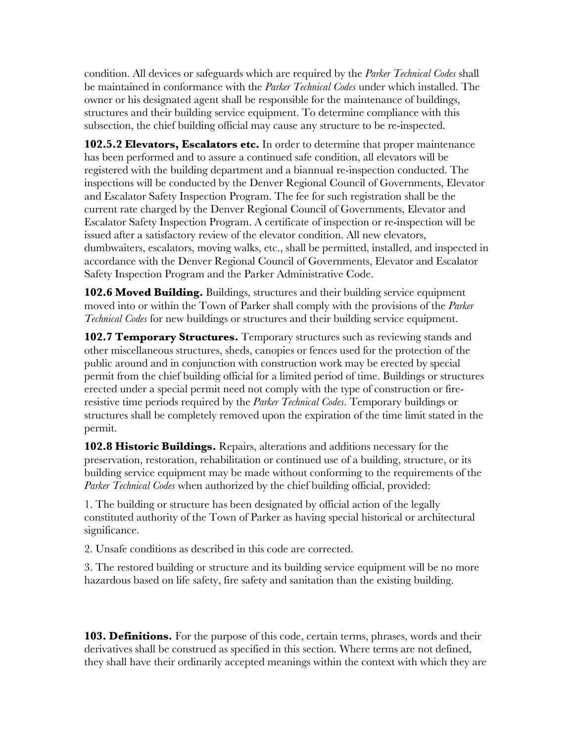condition. All devices or safeguards which are required by the *Parker Technical Codes* shall be maintained in conformance with the *Parker Technical Codes* under which installed. The owner or his designated agent shall be responsible for the maintenance of buildings, structures and their building service equipment. To determine compliance with this subsection, the chief building official may cause any structure to be re-inspected.

**102.5.2 Elevators, Escalators etc.** In order to determine that proper maintenance has been performed and to assure a continued safe condition, all elevators will be registered with the building department and a biannual re-inspection conducted. The inspections will be conducted by the Denver Regional Council of Governments, Elevator and Escalator Safety Inspection Program. The fee for such registration shall be the current rate charged by the Denver Regional Council of Governments, Elevator and Escalator Safety Inspection Program. A certificate of inspection or re-inspection will be issued after a satisfactory review of the elevator condition. All new elevators, dumbwaiters, escalators, moving walks, etc., shall be permitted, installed, and inspected in accordance with the Denver Regional Council of Governments, Elevator and Escalator Safety Inspection Program and the Parker Administrative Code.

**102.6 Moved Building.** Buildings, structures and their building service equipment moved into or within the Town of Parker shall comply with the provisions of the *Parker Technical Codes* for new buildings or structures and their building service equipment.

**102.7 Temporary Structures.** Temporary structures such as reviewing stands and other miscellaneous structures, sheds, canopies or fences used for the protection of the public around and in conjunction with construction work may be erected by special permit from the chief building official for a limited period of time. Buildings or structures erected under a special permit need not comply with the type of construction or fire-resistive time periods required by the *Parker Technical Codes*. Temporary buildings or structures shall be completely removed upon the expiration of the time limit stated in the permit.

**102.8 Historic Buildings.** Repairs, alterations and additions necessary for the preservation, restoration, rehabilitation or continued use of a building, structure, or its building service equipment may be made without conforming to the requirements of the *Parker Technical Codes* when authorized by the chief building official, provided:

1. The building or structure has been designated by official action of the legally constituted authority of the Town of Parker as having special historical or architectural significance.

2. Unsafe conditions as described in this code are corrected.

3. The restored building or structure and its building service equipment will be no more hazardous based on life safety, fire safety and sanitation than the existing building.

**103. Definitions.** For the purpose of this code, certain terms, phrases, words and their derivatives shall be construed as specified in this section. Where terms are not defined, they shall have their ordinarily accepted meanings within the context with which they are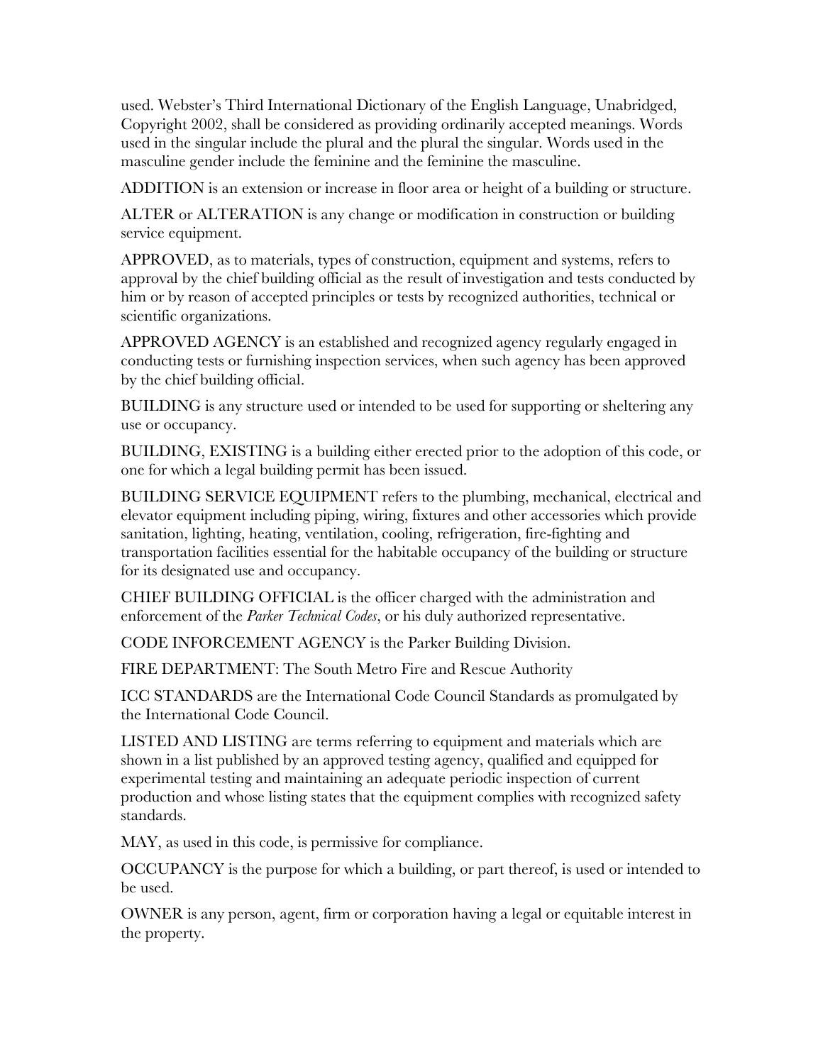used. Webster's Third International Dictionary of the English Language, Unabridged, Copyright 2002, shall be considered as providing ordinarily accepted meanings. Words used in the singular include the plural and the plural the singular. Words used in the masculine gender include the feminine and the feminine the masculine.

ADDITION is an extension or increase in floor area or height of a building or structure.

ALTER or ALTERATION is any change or modification in construction or building service equipment.

APPROVED, as to materials, types of construction, equipment and systems, refers to approval by the chief building official as the result of investigation and tests conducted by him or by reason of accepted principles or tests by recognized authorities, technical or scientific organizations.

APPROVED AGENCY is an established and recognized agency regularly engaged in conducting tests or furnishing inspection services, when such agency has been approved by the chief building official.

BUILDING is any structure used or intended to be used for supporting or sheltering any use or occupancy.

BUILDING, EXISTING is a building either erected prior to the adoption of this code, or one for which a legal building permit has been issued.

BUILDING SERVICE EQUIPMENT refers to the plumbing, mechanical, electrical and elevator equipment including piping, wiring, fixtures and other accessories which provide sanitation, lighting, heating, ventilation, cooling, refrigeration, fire-fighting and transportation facilities essential for the habitable occupancy of the building or structure for its designated use and occupancy.

CHIEF BUILDING OFFICIAL is the officer charged with the administration and enforcement of the *Parker Technical Codes*, or his duly authorized representative.

CODE INFORCEMENT AGENCY is the Parker Building Division.

FIRE DEPARTMENT: The South Metro Fire and Rescue Authority

ICC STANDARDS are the International Code Council Standards as promulgated by the International Code Council.

LISTED AND LISTING are terms referring to equipment and materials which are shown in a list published by an approved testing agency, qualified and equipped for experimental testing and maintaining an adequate periodic inspection of current production and whose listing states that the equipment complies with recognized safety standards.

MAY, as used in this code, is permissive for compliance.

OCCUPANCY is the purpose for which a building, or part thereof, is used or intended to be used.

OWNER is any person, agent, firm or corporation having a legal or equitable interest in the property.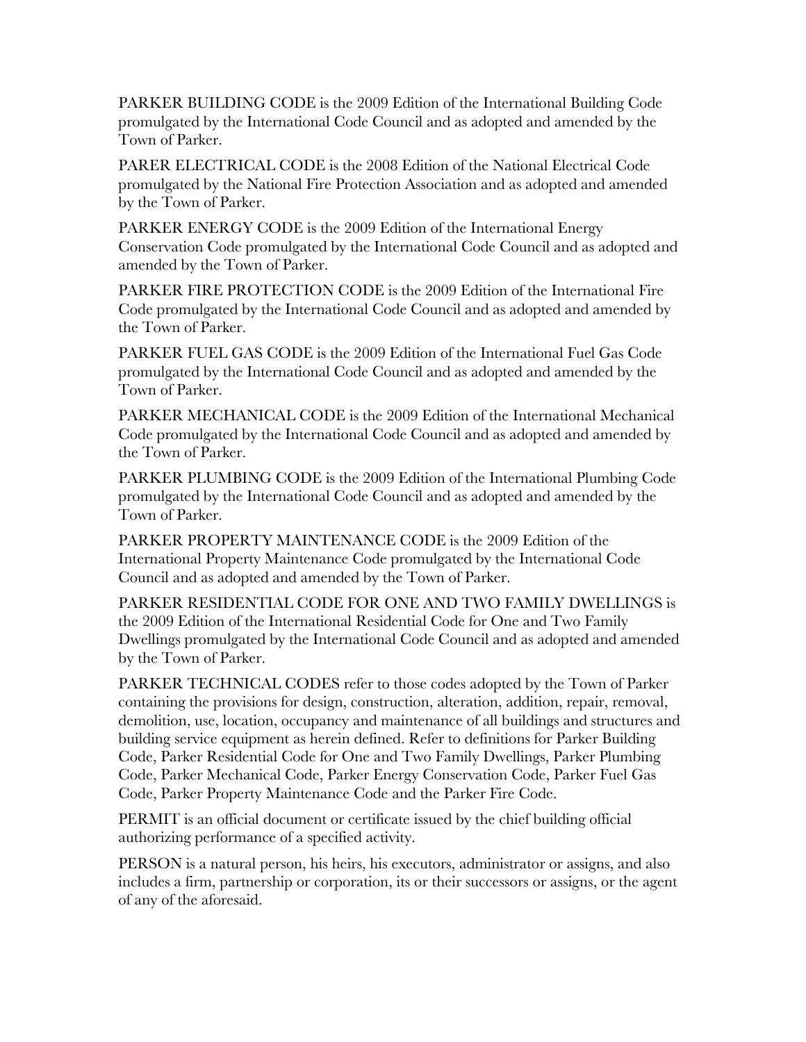PARKER BUILDING CODE is the 2009 Edition of the International Building Code promulgated by the International Code Council and as adopted and amended by the Town of Parker.

PARER ELECTRICAL CODE is the 2008 Edition of the National Electrical Code promulgated by the National Fire Protection Association and as adopted and amended by the Town of Parker.

PARKER ENERGY CODE is the 2009 Edition of the International Energy Conservation Code promulgated by the International Code Council and as adopted and amended by the Town of Parker.

PARKER FIRE PROTECTION CODE is the 2009 Edition of the International Fire Code promulgated by the International Code Council and as adopted and amended by the Town of Parker.

PARKER FUEL GAS CODE is the 2009 Edition of the International Fuel Gas Code promulgated by the International Code Council and as adopted and amended by the Town of Parker.

PARKER MECHANICAL CODE is the 2009 Edition of the International Mechanical Code promulgated by the International Code Council and as adopted and amended by the Town of Parker.

PARKER PLUMBING CODE is the 2009 Edition of the International Plumbing Code promulgated by the International Code Council and as adopted and amended by the Town of Parker.

PARKER PROPERTY MAINTENANCE CODE is the 2009 Edition of the International Property Maintenance Code promulgated by the International Code Council and as adopted and amended by the Town of Parker.

PARKER RESIDENTIAL CODE FOR ONE AND TWO FAMILY DWELLINGS is the 2009 Edition of the International Residential Code for One and Two Family Dwellings promulgated by the International Code Council and as adopted and amended by the Town of Parker.

PARKER TECHNICAL CODES refer to those codes adopted by the Town of Parker containing the provisions for design, construction, alteration, addition, repair, removal, demolition, use, location, occupancy and maintenance of all buildings and structures and building service equipment as herein defined. Refer to definitions for Parker Building Code, Parker Residential Code for One and Two Family Dwellings, Parker Plumbing Code, Parker Mechanical Code, Parker Energy Conservation Code, Parker Fuel Gas Code, Parker Property Maintenance Code and the Parker Fire Code.

PERMIT is an official document or certificate issued by the chief building official authorizing performance of a specified activity.

PERSON is a natural person, his heirs, his executors, administrator or assigns, and also includes a firm, partnership or corporation, its or their successors or assigns, or the agent of any of the aforesaid.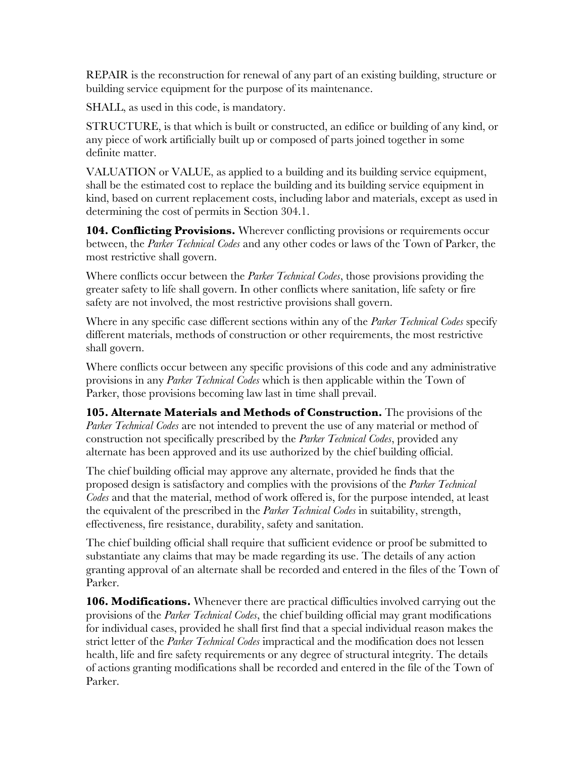REPAIR is the reconstruction for renewal of any part of an existing building, structure or building service equipment for the purpose of its maintenance.

SHALL, as used in this code, is mandatory.

STRUCTURE, is that which is built or constructed, an edifice or building of any kind, or any piece of work artificially built up or composed of parts joined together in some definite matter.

VALUATION or VALUE, as applied to a building and its building service equipment, shall be the estimated cost to replace the building and its building service equipment in kind, based on current replacement costs, including labor and materials, except as used in determining the cost of permits in Section 304.1.

**104. Conflicting Provisions.** Wherever conflicting provisions or requirements occur between, the *Parker Technical Codes* and any other codes or laws of the Town of Parker, the most restrictive shall govern.

Where conflicts occur between the *Parker Technical Codes*, those provisions providing the greater safety to life shall govern. In other conflicts where sanitation, life safety or fire safety are not involved, the most restrictive provisions shall govern.

Where in any specific case different sections within any of the *Parker Technical Codes* specify different materials, methods of construction or other requirements, the most restrictive shall govern.

Where conflicts occur between any specific provisions of this code and any administrative provisions in any *Parker Technical Codes* which is then applicable within the Town of Parker, those provisions becoming law last in time shall prevail.

**105. Alternate Materials and Methods of Construction.** The provisions of the *Parker Technical Codes* are not intended to prevent the use of any material or method of construction not specifically prescribed by the *Parker Technical Codes*, provided any alternate has been approved and its use authorized by the chief building official.

The chief building official may approve any alternate, provided he finds that the proposed design is satisfactory and complies with the provisions of the *Parker Technical Codes* and that the material, method of work offered is, for the purpose intended, at least the equivalent of the prescribed in the *Parker Technical Codes* in suitability, strength, effectiveness, fire resistance, durability, safety and sanitation.

The chief building official shall require that sufficient evidence or proof be submitted to substantiate any claims that may be made regarding its use. The details of any action granting approval of an alternate shall be recorded and entered in the files of the Town of Parker.

**106. Modifications.** Whenever there are practical difficulties involved carrying out the provisions of the *Parker Technical Codes*, the chief building official may grant modifications for individual cases, provided he shall first find that a special individual reason makes the strict letter of the *Parker Technical Codes* impractical and the modification does not lessen health, life and fire safety requirements or any degree of structural integrity. The details of actions granting modifications shall be recorded and entered in the file of the Town of Parker.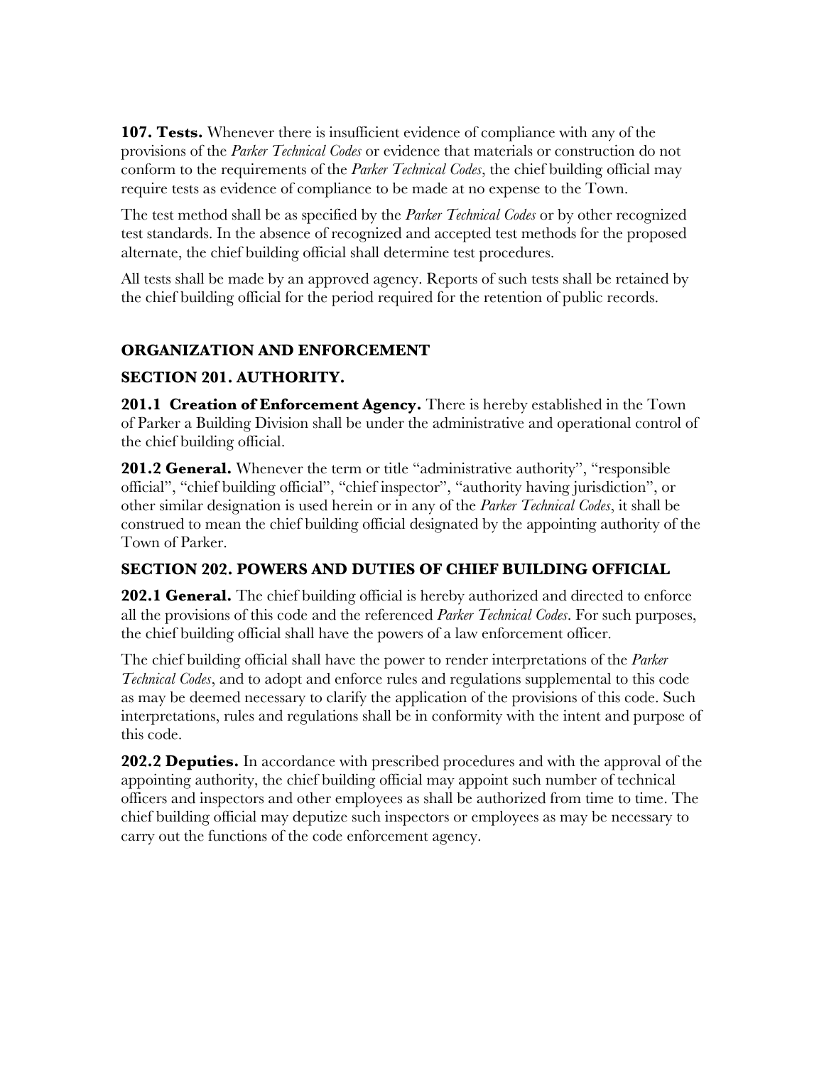**107. Tests.** Whenever there is insufficient evidence of compliance with any of the provisions of the *Parker Technical Codes* or evidence that materials or construction do not conform to the requirements of the *Parker Technical Codes*, the chief building official may require tests as evidence of compliance to be made at no expense to the Town.

The test method shall be as specified by the *Parker Technical Codes* or by other recognized test standards. In the absence of recognized and accepted test methods for the proposed alternate, the chief building official shall determine test procedures.

All tests shall be made by an approved agency. Reports of such tests shall be retained by the chief building official for the period required for the retention of public records.

## ORGANIZATION AND ENFORCEMENT

### SECTION 201. AUTHORITY.

**201.1 Creation of Enforcement Agency.** There is hereby established in the Town of Parker a Building Division shall be under the administrative and operational control of the chief building official.

**201.2 General.** Whenever the term or title "administrative authority", "responsible official", "chief building official", "chief inspector", "authority having jurisdiction", or other similar designation is used herein or in any of the *Parker Technical Codes*, it shall be construed to mean the chief building official designated by the appointing authority of the Town of Parker.

### SECTION 202. POWERS AND DUTIES OF CHIEF BUILDING OFFICIAL

**202.1 General.** The chief building official is hereby authorized and directed to enforce all the provisions of this code and the referenced *Parker Technical Codes*. For such purposes, the chief building official shall have the powers of a law enforcement officer.

The chief building official shall have the power to render interpretations of the *Parker Technical Codes*, and to adopt and enforce rules and regulations supplemental to this code as may be deemed necessary to clarify the application of the provisions of this code. Such interpretations, rules and regulations shall be in conformity with the intent and purpose of this code.

**202.2 Deputies.** In accordance with prescribed procedures and with the approval of the appointing authority, the chief building official may appoint such number of technical officers and inspectors and other employees as shall be authorized from time to time. The chief building official may deputize such inspectors or employees as may be necessary to carry out the functions of the code enforcement agency.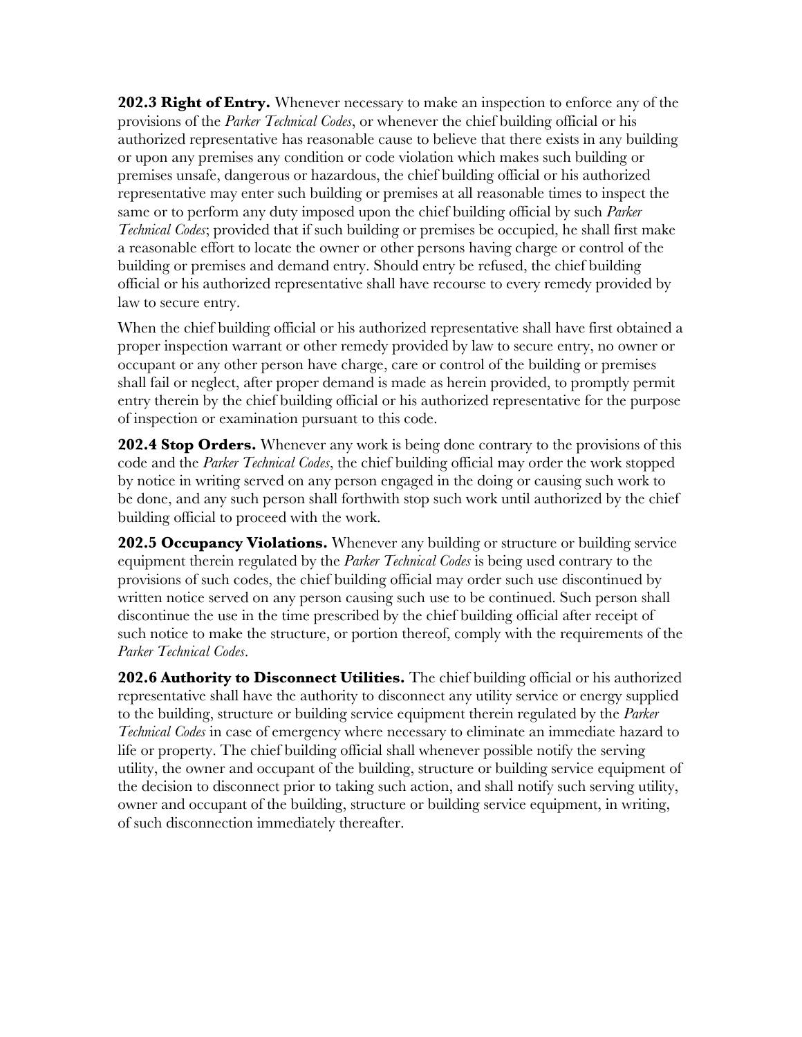**202.3 Right of Entry.** Whenever necessary to make an inspection to enforce any of the provisions of the *Parker Technical Codes*, or whenever the chief building official or his authorized representative has reasonable cause to believe that there exists in any building or upon any premises any condition or code violation which makes such building or premises unsafe, dangerous or hazardous, the chief building official or his authorized representative may enter such building or premises at all reasonable times to inspect the same or to perform any duty imposed upon the chief building official by such *Parker Technical Codes*; provided that if such building or premises be occupied, he shall first make a reasonable effort to locate the owner or other persons having charge or control of the building or premises and demand entry. Should entry be refused, the chief building official or his authorized representative shall have recourse to every remedy provided by law to secure entry.

When the chief building official or his authorized representative shall have first obtained a proper inspection warrant or other remedy provided by law to secure entry, no owner or occupant or any other person have charge, care or control of the building or premises shall fail or neglect, after proper demand is made as herein provided, to promptly permit entry therein by the chief building official or his authorized representative for the purpose of inspection or examination pursuant to this code.

**202.4 Stop Orders.** Whenever any work is being done contrary to the provisions of this code and the *Parker Technical Codes*, the chief building official may order the work stopped by notice in writing served on any person engaged in the doing or causing such work to be done, and any such person shall forthwith stop such work until authorized by the chief building official to proceed with the work.

**202.5 Occupancy Violations.** Whenever any building or structure or building service equipment therein regulated by the *Parker Technical Codes* is being used contrary to the provisions of such codes, the chief building official may order such use discontinued by written notice served on any person causing such use to be continued. Such person shall discontinue the use in the time prescribed by the chief building official after receipt of such notice to make the structure, or portion thereof, comply with the requirements of the *Parker Technical Codes*.

**202.6 Authority to Disconnect Utilities.** The chief building official or his authorized representative shall have the authority to disconnect any utility service or energy supplied to the building, structure or building service equipment therein regulated by the *Parker Technical Codes* in case of emergency where necessary to eliminate an immediate hazard to life or property. The chief building official shall whenever possible notify the serving utility, the owner and occupant of the building, structure or building service equipment of the decision to disconnect prior to taking such action, and shall notify such serving utility, owner and occupant of the building, structure or building service equipment, in writing, of such disconnection immediately thereafter.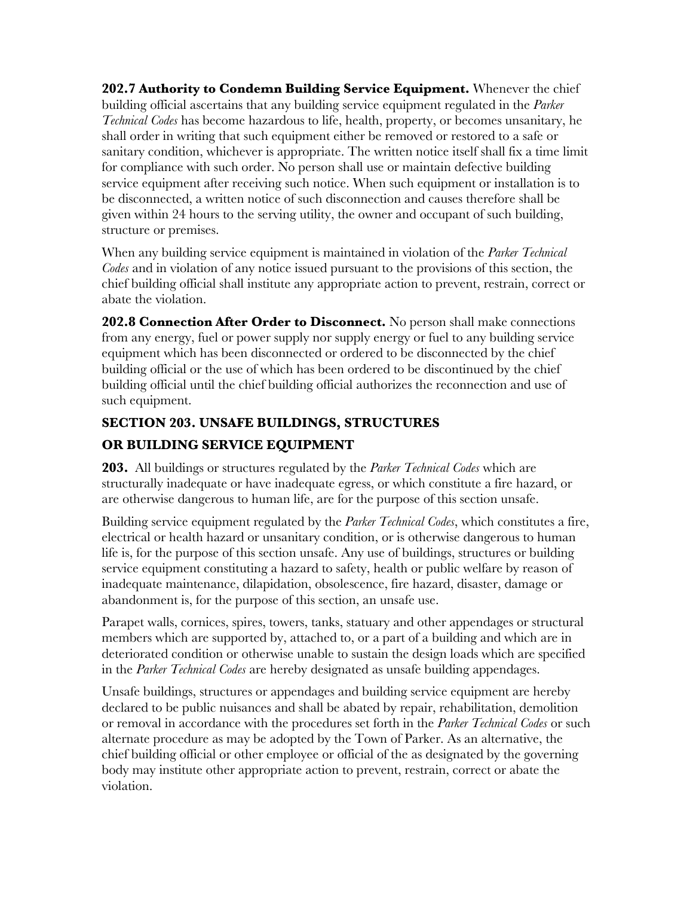**202.7 Authority to Condemn Building Service Equipment.** Whenever the chief building official ascertains that any building service equipment regulated in the *Parker Technical Codes* has become hazardous to life, health, property, or becomes unsanitary, he shall order in writing that such equipment either be removed or restored to a safe or sanitary condition, whichever is appropriate. The written notice itself shall fix a time limit for compliance with such order. No person shall use or maintain defective building service equipment after receiving such notice. When such equipment or installation is to be disconnected, a written notice of such disconnection and causes therefore shall be given within 24 hours to the serving utility, the owner and occupant of such building, structure or premises.

When any building service equipment is maintained in violation of the *Parker Technical Codes* and in violation of any notice issued pursuant to the provisions of this section, the chief building official shall institute any appropriate action to prevent, restrain, correct or abate the violation.

**202.8 Connection After Order to Disconnect.** No person shall make connections from any energy, fuel or power supply nor supply energy or fuel to any building service equipment which has been disconnected or ordered to be disconnected by the chief building official or the use of which has been ordered to be discontinued by the chief building official until the chief building official authorizes the reconnection and use of such equipment.

## SECTION 203. UNSAFE BUILDINGS, STRUCTURES OR BUILDING SERVICE EQUIPMENT

**203.** All buildings or structures regulated by the *Parker Technical Codes* which are structurally inadequate or have inadequate egress, or which constitute a fire hazard, or are otherwise dangerous to human life, are for the purpose of this section unsafe.

Building service equipment regulated by the *Parker Technical Codes*, which constitutes a fire, electrical or health hazard or unsanitary condition, or is otherwise dangerous to human life is, for the purpose of this section unsafe. Any use of buildings, structures or building service equipment constituting a hazard to safety, health or public welfare by reason of inadequate maintenance, dilapidation, obsolescence, fire hazard, disaster, damage or abandonment is, for the purpose of this section, an unsafe use.

Parapet walls, cornices, spires, towers, tanks, statuary and other appendages or structural members which are supported by, attached to, or a part of a building and which are in deteriorated condition or otherwise unable to sustain the design loads which are specified in the *Parker Technical Codes* are hereby designated as unsafe building appendages.

Unsafe buildings, structures or appendages and building service equipment are hereby declared to be public nuisances and shall be abated by repair, rehabilitation, demolition or removal in accordance with the procedures set forth in the *Parker Technical Codes* or such alternate procedure as may be adopted by the Town of Parker. As an alternative, the chief building official or other employee or official of the as designated by the governing body may institute other appropriate action to prevent, restrain, correct or abate the violation.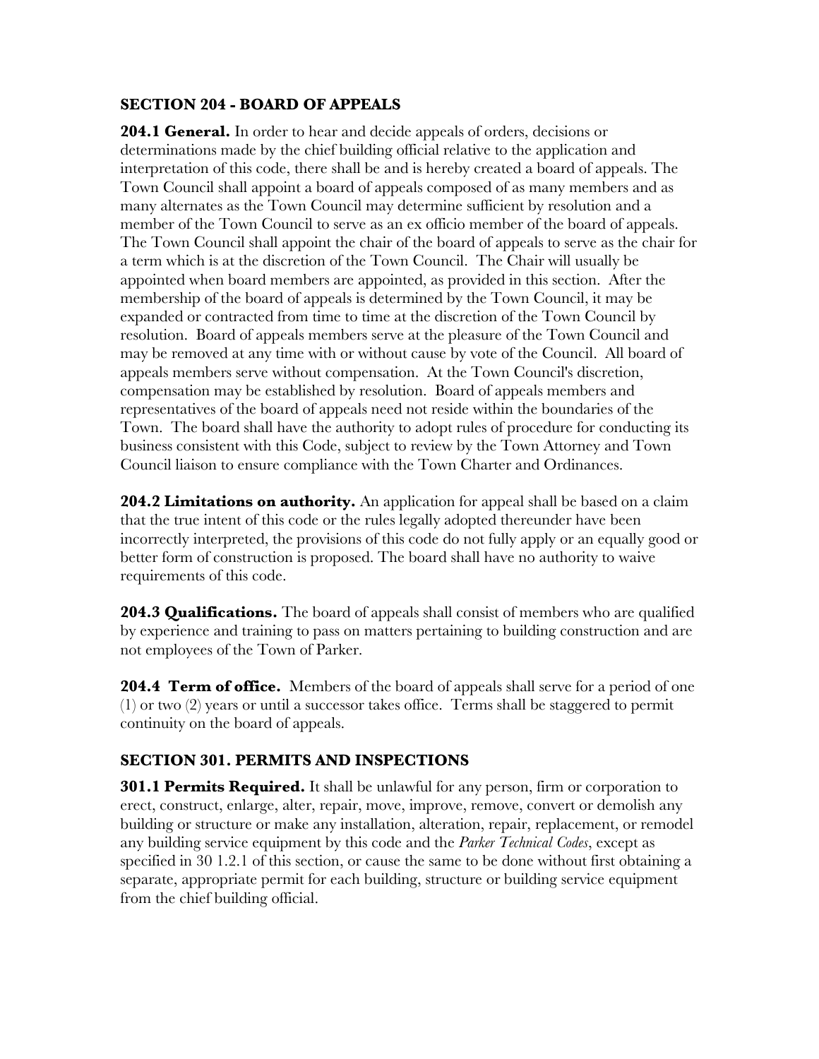## SECTION 204 - BOARD OF APPEALS

**204.1 General.** In order to hear and decide appeals of orders, decisions or determinations made by the chief building official relative to the application and interpretation of this code, there shall be and is hereby created a board of appeals. The Town Council shall appoint a board of appeals composed of as many members and as many alternates as the Town Council may determine sufficient by resolution and a member of the Town Council to serve as an ex officio member of the board of appeals. The Town Council shall appoint the chair of the board of appeals to serve as the chair for a term which is at the discretion of the Town Council. The Chair will usually be appointed when board members are appointed, as provided in this section. After the membership of the board of appeals is determined by the Town Council, it may be expanded or contracted from time to time at the discretion of the Town Council by resolution. Board of appeals members serve at the pleasure of the Town Council and may be removed at any time with or without cause by vote of the Council. All board of appeals members serve without compensation. At the Town Council's discretion, compensation may be established by resolution. Board of appeals members and representatives of the board of appeals need not reside within the boundaries of the Town. The board shall have the authority to adopt rules of procedure for conducting its business consistent with this Code, subject to review by the Town Attorney and Town Council liaison to ensure compliance with the Town Charter and Ordinances.

**204.2 Limitations on authority.** An application for appeal shall be based on a claim that the true intent of this code or the rules legally adopted thereunder have been incorrectly interpreted, the provisions of this code do not fully apply or an equally good or better form of construction is proposed. The board shall have no authority to waive requirements of this code.

**204.3 Qualifications.** The board of appeals shall consist of members who are qualified by experience and training to pass on matters pertaining to building construction and are not employees of the Town of Parker.

**204.4 Term of office.** Members of the board of appeals shall serve for a period of one (1) or two (2) years or until a successor takes office. Terms shall be staggered to permit continuity on the board of appeals.

## SECTION 301. PERMITS AND INSPECTIONS

**301.1 Permits Required.** It shall be unlawful for any person, firm or corporation to erect, construct, enlarge, alter, repair, move, improve, remove, convert or demolish any building or structure or make any installation, alteration, repair, replacement, or remodel any building service equipment by this code and the *Parker Technical Codes*, except as specified in 30 1.2.1 of this section, or cause the same to be done without first obtaining a separate, appropriate permit for each building, structure or building service equipment from the chief building official.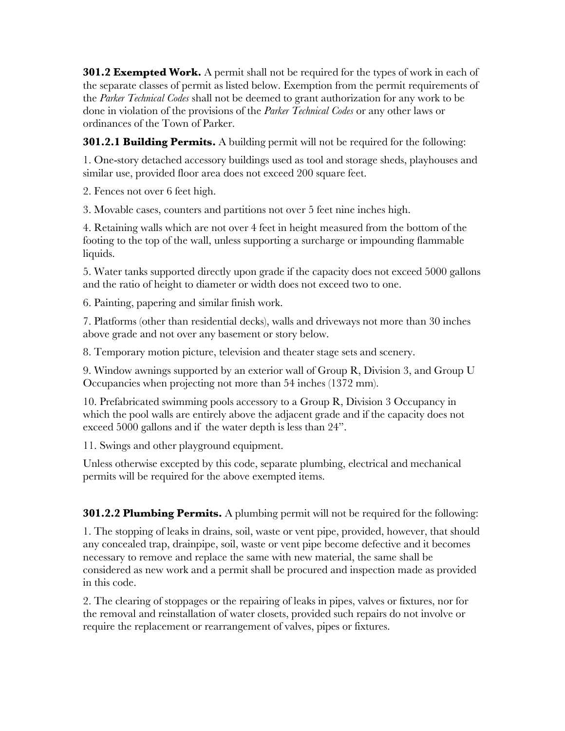**301.2 Exempted Work.** A permit shall not be required for the types of work in each of the separate classes of permit as listed below. Exemption from the permit requirements of the *Parker Technical Codes* shall not be deemed to grant authorization for any work to be done in violation of the provisions of the *Parker Technical Codes* or any other laws or ordinances of the Town of Parker.

**301.2.1 Building Permits.** A building permit will not be required for the following:

1. One-story detached accessory buildings used as tool and storage sheds, playhouses and similar use, provided floor area does not exceed 200 square feet.

2. Fences not over 6 feet high.

3. Movable cases, counters and partitions not over 5 feet nine inches high.

4. Retaining walls which are not over 4 feet in height measured from the bottom of the footing to the top of the wall, unless supporting a surcharge or impounding flammable liquids.

5. Water tanks supported directly upon grade if the capacity does not exceed 5000 gallons and the ratio of height to diameter or width does not exceed two to one.

6. Painting, papering and similar finish work.

7. Platforms (other than residential decks), walls and driveways not more than 30 inches above grade and not over any basement or story below.

8. Temporary motion picture, television and theater stage sets and scenery.

9. Window awnings supported by an exterior wall of Group R, Division 3, and Group U Occupancies when projecting not more than 54 inches (1372 mm).

10. Prefabricated swimming pools accessory to a Group R, Division 3 Occupancy in which the pool walls are entirely above the adjacent grade and if the capacity does not exceed 5000 gallons and if the water depth is less than 24".

11. Swings and other playground equipment.

Unless otherwise excepted by this code, separate plumbing, electrical and mechanical permits will be required for the above exempted items.

**301.2.2 Plumbing Permits.** A plumbing permit will not be required for the following:

1. The stopping of leaks in drains, soil, waste or vent pipe, provided, however, that should any concealed trap, drainpipe, soil, waste or vent pipe become defective and it becomes necessary to remove and replace the same with new material, the same shall be considered as new work and a permit shall be procured and inspection made as provided in this code.

2. The clearing of stoppages or the repairing of leaks in pipes, valves or fixtures, nor for the removal and reinstallation of water closets, provided such repairs do not involve or require the replacement or rearrangement of valves, pipes or fixtures.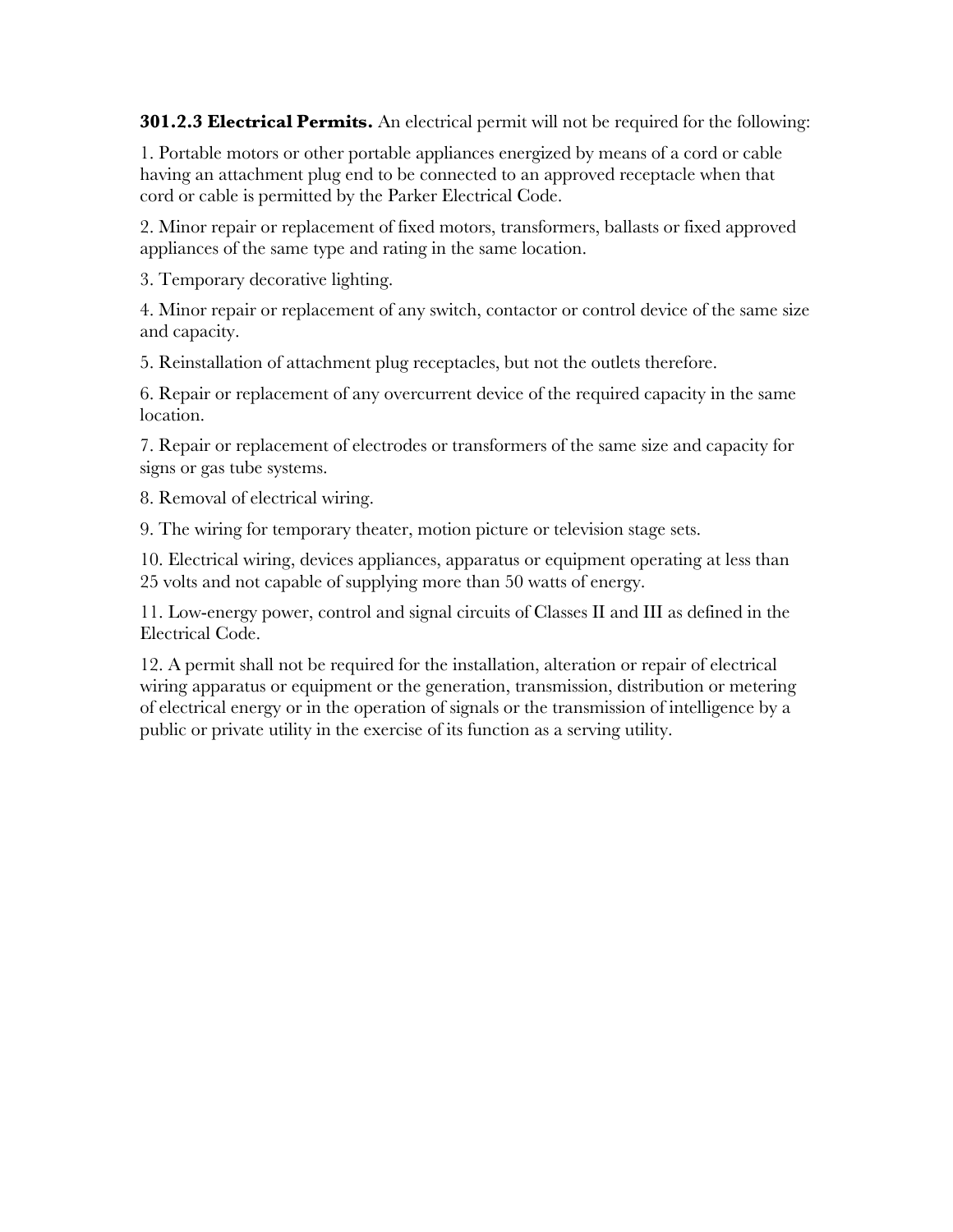**301.2.3 Electrical Permits.** An electrical permit will not be required for the following:

1. Portable motors or other portable appliances energized by means of a cord or cable having an attachment plug end to be connected to an approved receptacle when that cord or cable is permitted by the Parker Electrical Code.

2. Minor repair or replacement of fixed motors, transformers, ballasts or fixed approved appliances of the same type and rating in the same location.

3. Temporary decorative lighting.

4. Minor repair or replacement of any switch, contactor or control device of the same size and capacity.

5. Reinstallation of attachment plug receptacles, but not the outlets therefore.

6. Repair or replacement of any overcurrent device of the required capacity in the same location.

7. Repair or replacement of electrodes or transformers of the same size and capacity for signs or gas tube systems.

8. Removal of electrical wiring.

9. The wiring for temporary theater, motion picture or television stage sets.

10. Electrical wiring, devices appliances, apparatus or equipment operating at less than 25 volts and not capable of supplying more than 50 watts of energy.

11. Low-energy power, control and signal circuits of Classes II and III as defined in the Electrical Code.

12. A permit shall not be required for the installation, alteration or repair of electrical wiring apparatus or equipment or the generation, transmission, distribution or metering of electrical energy or in the operation of signals or the transmission of intelligence by a public or private utility in the exercise of its function as a serving utility.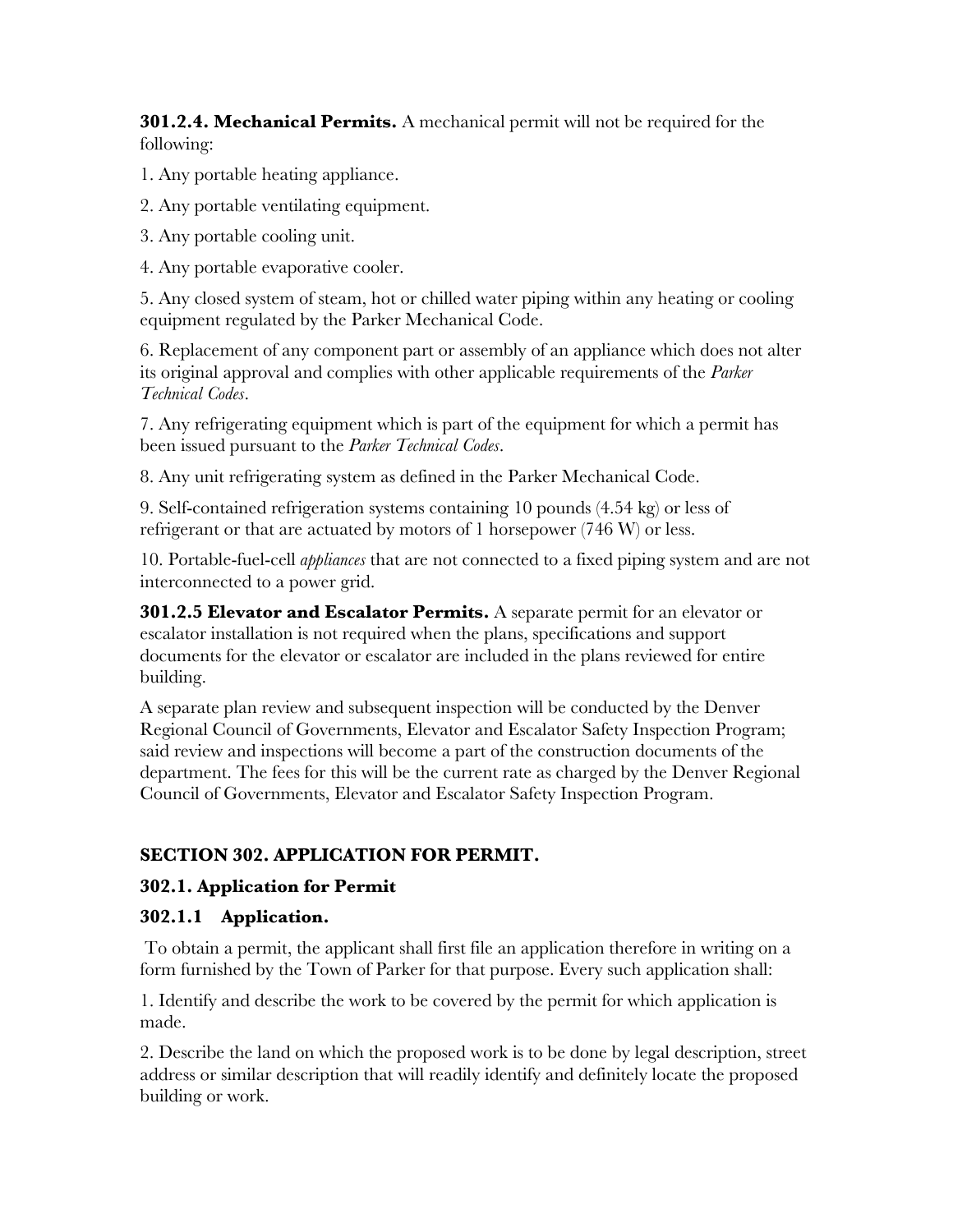**301.2.4. Mechanical Permits.** A mechanical permit will not be required for the following:

1. Any portable heating appliance.

2. Any portable ventilating equipment.

3. Any portable cooling unit.

4. Any portable evaporative cooler.

5. Any closed system of steam, hot or chilled water piping within any heating or cooling equipment regulated by the Parker Mechanical Code.

6. Replacement of any component part or assembly of an appliance which does not alter its original approval and complies with other applicable requirements of the *Parker Technical Codes*.

7. Any refrigerating equipment which is part of the equipment for which a permit has been issued pursuant to the *Parker Technical Codes*.

8. Any unit refrigerating system as defined in the Parker Mechanical Code.

9. Self-contained refrigeration systems containing 10 pounds (4.54 kg) or less of refrigerant or that are actuated by motors of 1 horsepower (746 W) or less.

10. Portable-fuel-cell *appliances* that are not connected to a fixed piping system and are not interconnected to a power grid.

**301.2.5 Elevator and Escalator Permits.** A separate permit for an elevator or escalator installation is not required when the plans, specifications and support documents for the elevator or escalator are included in the plans reviewed for entire building.

A separate plan review and subsequent inspection will be conducted by the Denver Regional Council of Governments, Elevator and Escalator Safety Inspection Program; said review and inspections will become a part of the construction documents of the department. The fees for this will be the current rate as charged by the Denver Regional Council of Governments, Elevator and Escalator Safety Inspection Program.

## SECTION 302. APPLICATION FOR PERMIT.

### 302.1. Application for Permit

### 302.1.1 Application.

To obtain a permit, the applicant shall first file an application therefore in writing on a form furnished by the Town of Parker for that purpose. Every such application shall:

1. Identify and describe the work to be covered by the permit for which application is made.

2. Describe the land on which the proposed work is to be done by legal description, street address or similar description that will readily identify and definitely locate the proposed building or work.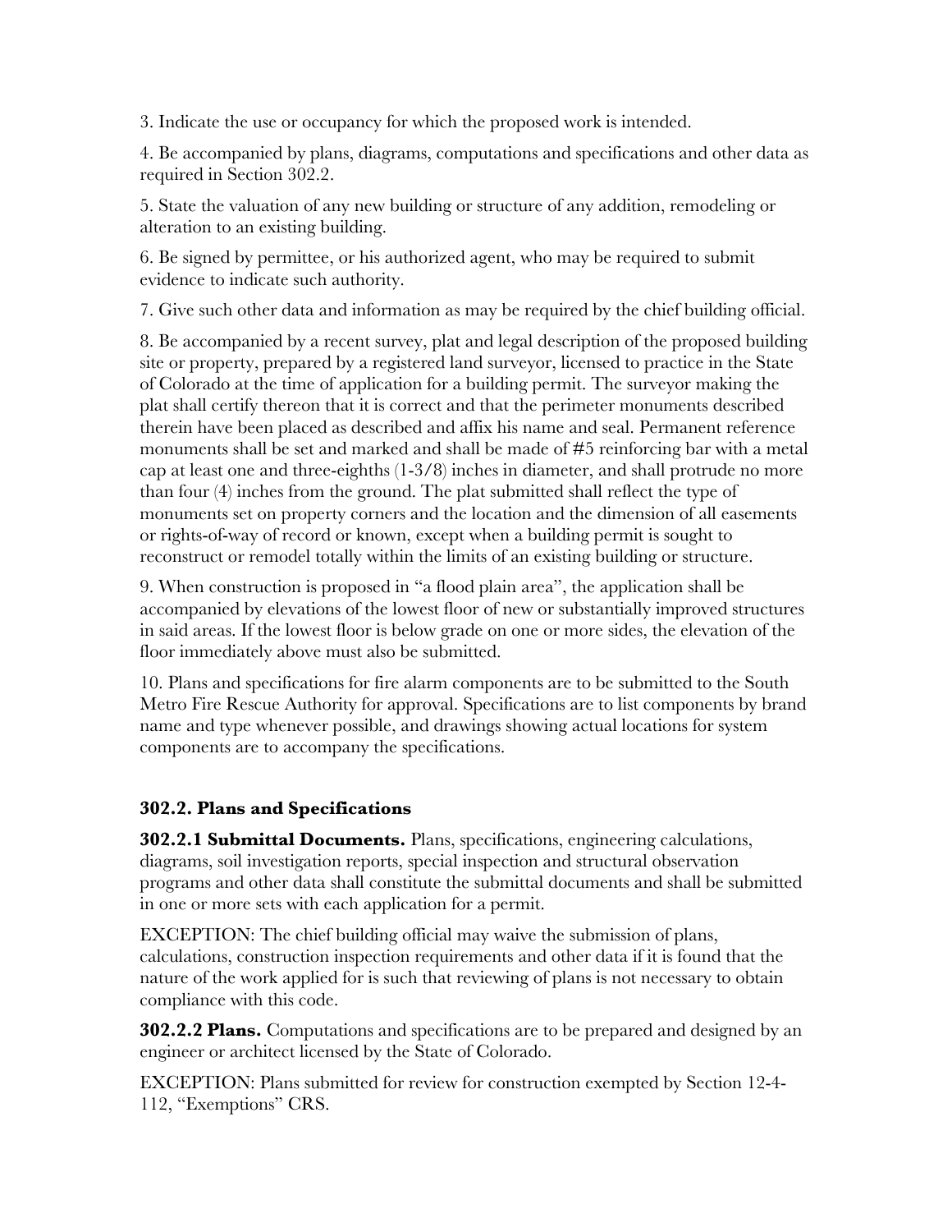3. Indicate the use or occupancy for which the proposed work is intended.

4. Be accompanied by plans, diagrams, computations and specifications and other data as required in Section 302.2.

5. State the valuation of any new building or structure of any addition, remodeling or alteration to an existing building.

6. Be signed by permittee, or his authorized agent, who may be required to submit evidence to indicate such authority.

7. Give such other data and information as may be required by the chief building official.

8. Be accompanied by a recent survey, plat and legal description of the proposed building site or property, prepared by a registered land surveyor, licensed to practice in the State of Colorado at the time of application for a building permit. The surveyor making the plat shall certify thereon that it is correct and that the perimeter monuments described therein have been placed as described and affix his name and seal. Permanent reference monuments shall be set and marked and shall be made of #5 reinforcing bar with a metal cap at least one and three-eighths (1-3/8) inches in diameter, and shall protrude no more than four (4) inches from the ground. The plat submitted shall reflect the type of monuments set on property corners and the location and the dimension of all easements or rights-of-way of record or known, except when a building permit is sought to reconstruct or remodel totally within the limits of an existing building or structure.

9. When construction is proposed in "a flood plain area", the application shall be accompanied by elevations of the lowest floor of new or substantially improved structures in said areas. If the lowest floor is below grade on one or more sides, the elevation of the floor immediately above must also be submitted.

10. Plans and specifications for fire alarm components are to be submitted to the South Metro Fire Rescue Authority for approval. Specifications are to list components by brand name and type whenever possible, and drawings showing actual locations for system components are to accompany the specifications.

### 302.2. Plans and Specifications

**302.2.1 Submittal Documents.** Plans, specifications, engineering calculations, diagrams, soil investigation reports, special inspection and structural observation programs and other data shall constitute the submittal documents and shall be submitted in one or more sets with each application for a permit.

EXCEPTION: The chief building official may waive the submission of plans, calculations, construction inspection requirements and other data if it is found that the nature of the work applied for is such that reviewing of plans is not necessary to obtain compliance with this code.

**302.2.2 Plans.** Computations and specifications are to be prepared and designed by an engineer or architect licensed by the State of Colorado.

EXCEPTION: Plans submitted for review for construction exempted by Section 12-4-112, "Exemptions" CRS.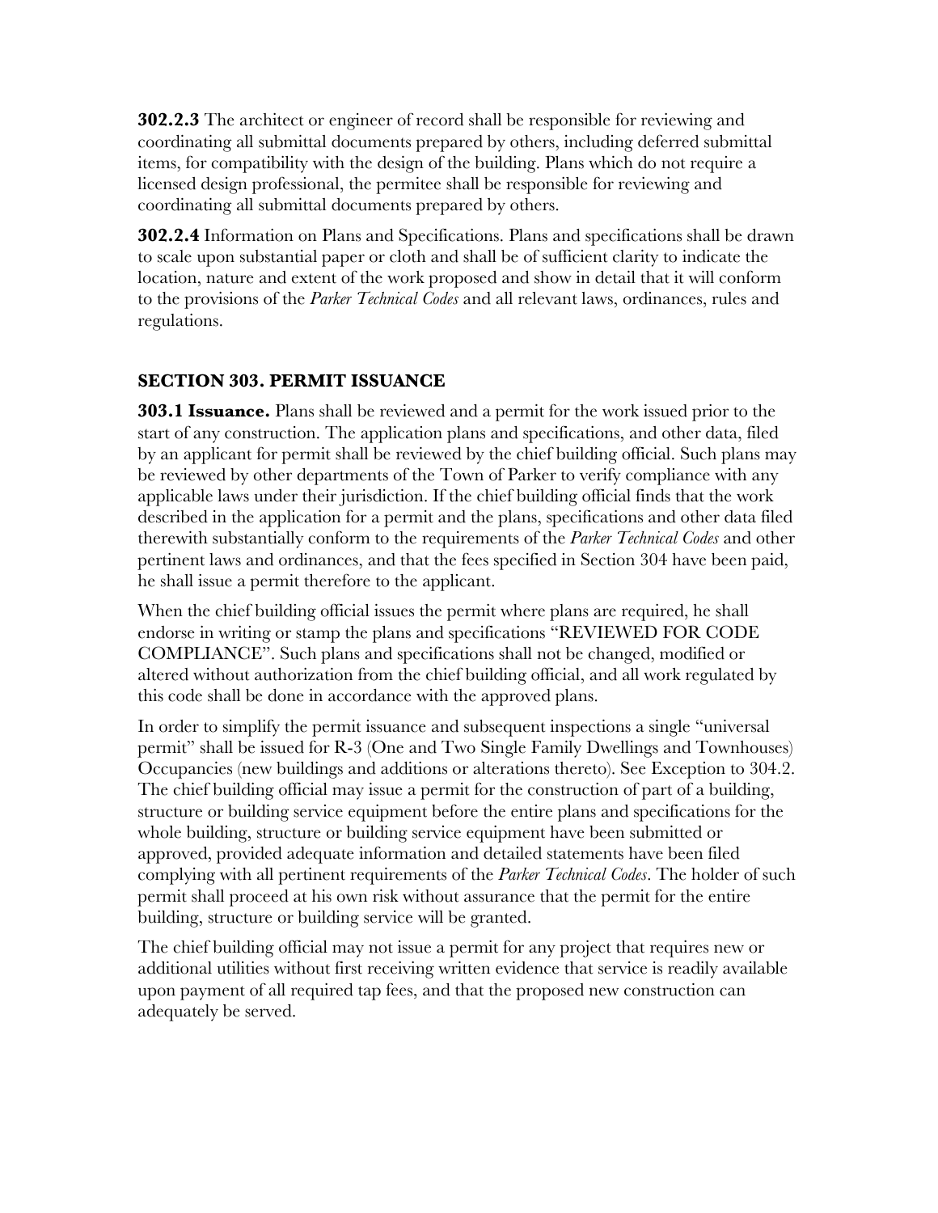**302.2.3** The architect or engineer of record shall be responsible for reviewing and coordinating all submittal documents prepared by others, including deferred submittal items, for compatibility with the design of the building. Plans which do not require a licensed design professional, the permitee shall be responsible for reviewing and coordinating all submittal documents prepared by others.

**302.2.4** Information on Plans and Specifications. Plans and specifications shall be drawn to scale upon substantial paper or cloth and shall be of sufficient clarity to indicate the location, nature and extent of the work proposed and show in detail that it will conform to the provisions of the *Parker Technical Codes* and all relevant laws, ordinances, rules and regulations.

## SECTION 303. PERMIT ISSUANCE

**303.1 Issuance.** Plans shall be reviewed and a permit for the work issued prior to the start of any construction. The application plans and specifications, and other data, filed by an applicant for permit shall be reviewed by the chief building official. Such plans may be reviewed by other departments of the Town of Parker to verify compliance with any applicable laws under their jurisdiction. If the chief building official finds that the work described in the application for a permit and the plans, specifications and other data filed therewith substantially conform to the requirements of the *Parker Technical Codes* and other pertinent laws and ordinances, and that the fees specified in Section 304 have been paid, he shall issue a permit therefore to the applicant.

When the chief building official issues the permit where plans are required, he shall endorse in writing or stamp the plans and specifications "REVIEWED FOR CODE COMPLIANCE". Such plans and specifications shall not be changed, modified or altered without authorization from the chief building official, and all work regulated by this code shall be done in accordance with the approved plans.

In order to simplify the permit issuance and subsequent inspections a single "universal permit" shall be issued for R-3 (One and Two Single Family Dwellings and Townhouses) Occupancies (new buildings and additions or alterations thereto). See Exception to 304.2. The chief building official may issue a permit for the construction of part of a building, structure or building service equipment before the entire plans and specifications for the whole building, structure or building service equipment have been submitted or approved, provided adequate information and detailed statements have been filed complying with all pertinent requirements of the *Parker Technical Codes*. The holder of such permit shall proceed at his own risk without assurance that the permit for the entire building, structure or building service will be granted.

The chief building official may not issue a permit for any project that requires new or additional utilities without first receiving written evidence that service is readily available upon payment of all required tap fees, and that the proposed new construction can adequately be served.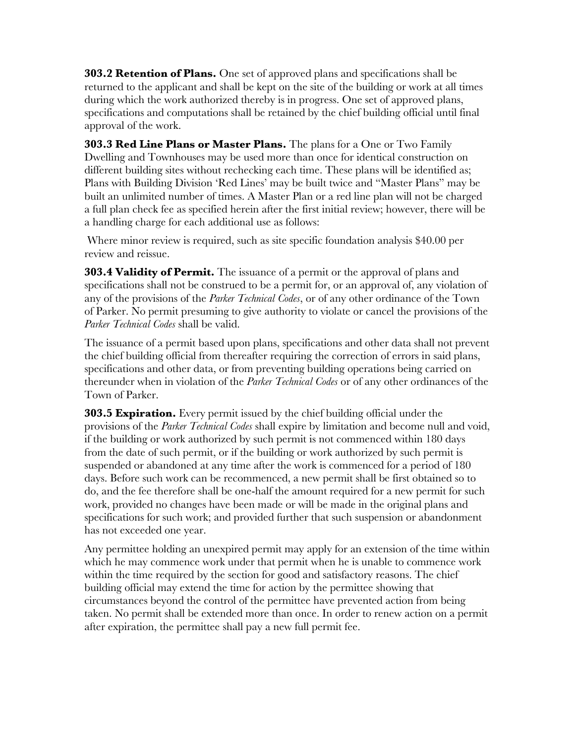**303.2 Retention of Plans.** One set of approved plans and specifications shall be returned to the applicant and shall be kept on the site of the building or work at all times during which the work authorized thereby is in progress. One set of approved plans, specifications and computations shall be retained by the chief building official until final approval of the work.

**303.3 Red Line Plans or Master Plans.** The plans for a One or Two Family Dwelling and Townhouses may be used more than once for identical construction on different building sites without rechecking each time. These plans will be identified as; Plans with Building Division 'Red Lines' may be built twice and "Master Plans" may be built an unlimited number of times. A Master Plan or a red line plan will not be charged a full plan check fee as specified herein after the first initial review; however, there will be a handling charge for each additional use as follows:

Where minor review is required, such as site specific foundation analysis $40.00 per review and reissue.

**303.4 Validity of Permit.** The issuance of a permit or the approval of plans and specifications shall not be construed to be a permit for, or an approval of, any violation of any of the provisions of the *Parker Technical Codes*, or of any other ordinance of the Town of Parker. No permit presuming to give authority to violate or cancel the provisions of the *Parker Technical Codes* shall be valid.

The issuance of a permit based upon plans, specifications and other data shall not prevent the chief building official from thereafter requiring the correction of errors in said plans, specifications and other data, or from preventing building operations being carried on thereunder when in violation of the *Parker Technical Codes* or of any other ordinances of the Town of Parker.

**303.5 Expiration.** Every permit issued by the chief building official under the provisions of the *Parker Technical Codes* shall expire by limitation and become null and void, if the building or work authorized by such permit is not commenced within 180 days from the date of such permit, or if the building or work authorized by such permit is suspended or abandoned at any time after the work is commenced for a period of 180 days. Before such work can be recommenced, a new permit shall be first obtained so to do, and the fee therefore shall be one-half the amount required for a new permit for such work, provided no changes have been made or will be made in the original plans and specifications for such work; and provided further that such suspension or abandonment has not exceeded one year.

Any permittee holding an unexpired permit may apply for an extension of the time within which he may commence work under that permit when he is unable to commence work within the time required by the section for good and satisfactory reasons. The chief building official may extend the time for action by the permittee showing that circumstances beyond the control of the permittee have prevented action from being taken. No permit shall be extended more than once. In order to renew action on a permit after expiration, the permittee shall pay a new full permit fee.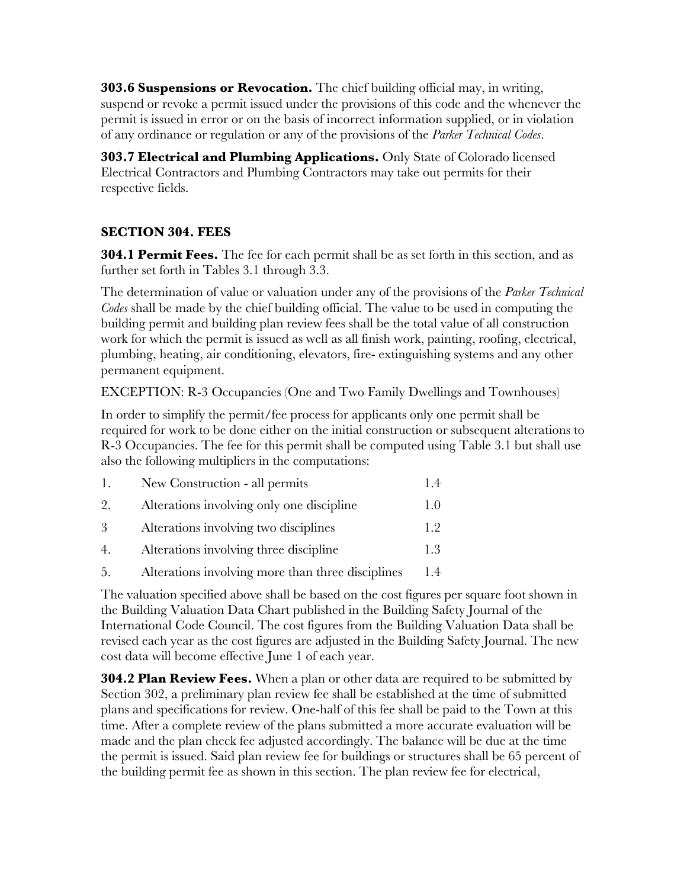**303.6 Suspensions or Revocation.** The chief building official may, in writing, suspend or revoke a permit issued under the provisions of this code and the whenever the permit is issued in error or on the basis of incorrect information supplied, or in violation of any ordinance or regulation or any of the provisions of the *Parker Technical Codes*.

**303.7 Electrical and Plumbing Applications.** Only State of Colorado licensed Electrical Contractors and Plumbing Contractors may take out permits for their respective fields.

## SECTION 304. FEES

**304.1 Permit Fees.** The fee for each permit shall be as set forth in this section, and as further set forth in Tables 3.1 through 3.3.

The determination of value or valuation under any of the provisions of the *Parker Technical Codes* shall be made by the chief building official. The value to be used in computing the building permit and building plan review fees shall be the total value of all construction work for which the permit is issued as well as all finish work, painting, roofing, electrical, plumbing, heating, air conditioning, elevators, fire- extinguishing systems and any other permanent equipment.

EXCEPTION: R-3 Occupancies (One and Two Family Dwellings and Townhouses)

In order to simplify the permit/fee process for applicants only one permit shall be required for work to be done either on the initial construction or subsequent alterations to R-3 Occupancies. The fee for this permit shall be computed using Table 3.1 but shall use also the following multipliers in the computations:

| | | |
|---|---|---|
| 1. | New Construction - all permits | 1.4 |
| 2. | Alterations involving only one discipline | 1.0 |
| 3 | Alterations involving two disciplines | 1.2 |
| 4. | Alterations involving three discipline | 1.3 |
| 5. | Alterations involving more than three disciplines | 1.4 |

The valuation specified above shall be based on the cost figures per square foot shown in the Building Valuation Data Chart published in the Building Safety Journal of the International Code Council. The cost figures from the Building Valuation Data shall be revised each year as the cost figures are adjusted in the Building Safety Journal. The new cost data will become effective June 1 of each year.

**304.2 Plan Review Fees.** When a plan or other data are required to be submitted by Section 302, a preliminary plan review fee shall be established at the time of submitted plans and specifications for review. One-half of this fee shall be paid to the Town at this time. After a complete review of the plans submitted a more accurate evaluation will be made and the plan check fee adjusted accordingly. The balance will be due at the time the permit is issued. Said plan review fee for buildings or structures shall be 65 percent of the building permit fee as shown in this section. The plan review fee for electrical,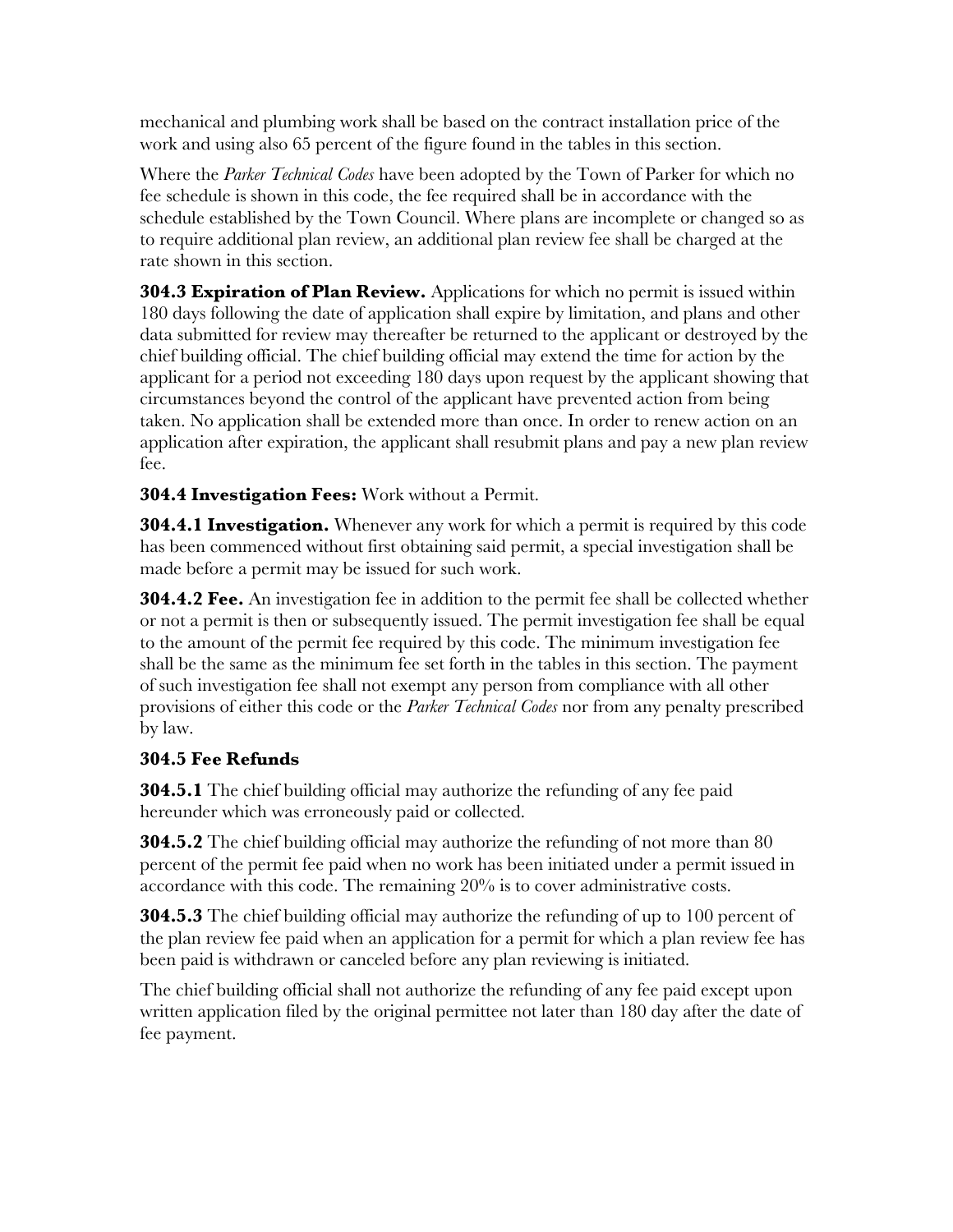mechanical and plumbing work shall be based on the contract installation price of the work and using also 65 percent of the figure found in the tables in this section.

Where the *Parker Technical Codes* have been adopted by the Town of Parker for which no fee schedule is shown in this code, the fee required shall be in accordance with the schedule established by the Town Council. Where plans are incomplete or changed so as to require additional plan review, an additional plan review fee shall be charged at the rate shown in this section.

**304.3 Expiration of Plan Review.** Applications for which no permit is issued within 180 days following the date of application shall expire by limitation, and plans and other data submitted for review may thereafter be returned to the applicant or destroyed by the chief building official. The chief building official may extend the time for action by the applicant for a period not exceeding 180 days upon request by the applicant showing that circumstances beyond the control of the applicant have prevented action from being taken. No application shall be extended more than once. In order to renew action on an application after expiration, the applicant shall resubmit plans and pay a new plan review fee.

**304.4 Investigation Fees:** Work without a Permit.

**304.4.1 Investigation.** Whenever any work for which a permit is required by this code has been commenced without first obtaining said permit, a special investigation shall be made before a permit may be issued for such work.

**304.4.2 Fee.** An investigation fee in addition to the permit fee shall be collected whether or not a permit is then or subsequently issued. The permit investigation fee shall be equal to the amount of the permit fee required by this code. The minimum investigation fee shall be the same as the minimum fee set forth in the tables in this section. The payment of such investigation fee shall not exempt any person from compliance with all other provisions of either this code or the *Parker Technical Codes* nor from any penalty prescribed by law.

**304.5 Fee Refunds**

**304.5.1** The chief building official may authorize the refunding of any fee paid hereunder which was erroneously paid or collected.

**304.5.2** The chief building official may authorize the refunding of not more than 80 percent of the permit fee paid when no work has been initiated under a permit issued in accordance with this code. The remaining 20% is to cover administrative costs.

**304.5.3** The chief building official may authorize the refunding of up to 100 percent of the plan review fee paid when an application for a permit for which a plan review fee has been paid is withdrawn or canceled before any plan reviewing is initiated.

The chief building official shall not authorize the refunding of any fee paid except upon written application filed by the original permittee not later than 180 day after the date of fee payment.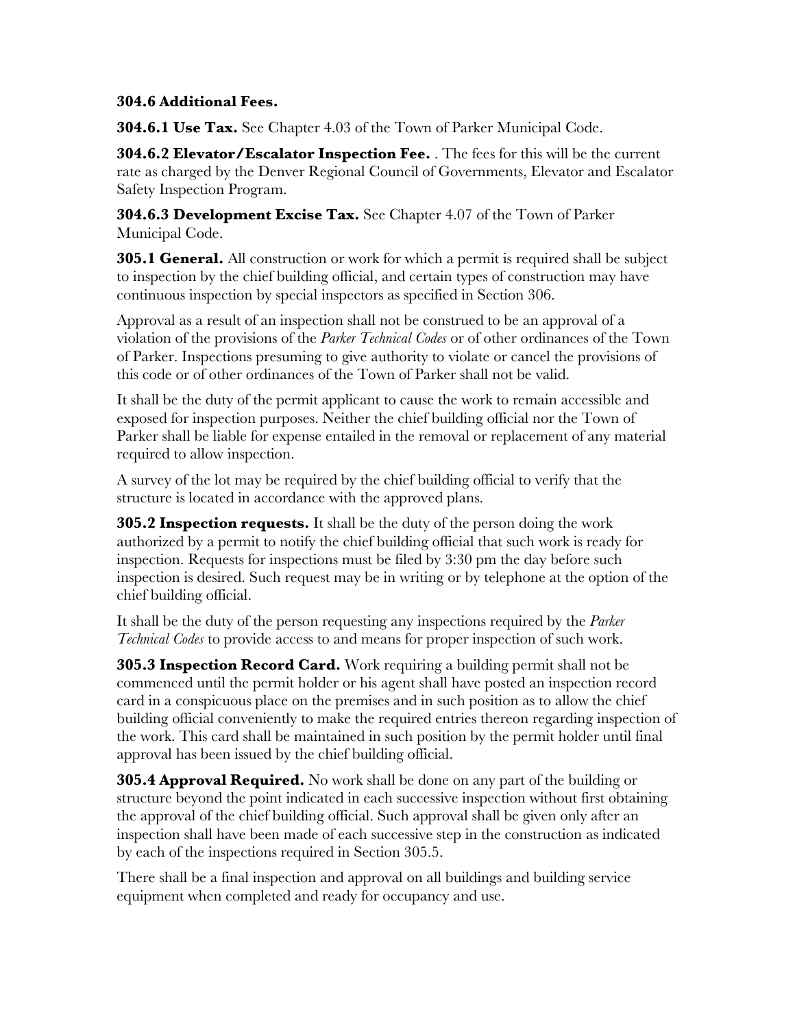**304.6 Additional Fees.**

**304.6.1 Use Tax.** See Chapter 4.03 of the Town of Parker Municipal Code.

**304.6.2 Elevator/Escalator Inspection Fee.** . The fees for this will be the current rate as charged by the Denver Regional Council of Governments, Elevator and Escalator Safety Inspection Program.

**304.6.3 Development Excise Tax.** See Chapter 4.07 of the Town of Parker Municipal Code.

**305.1 General.** All construction or work for which a permit is required shall be subject to inspection by the chief building official, and certain types of construction may have continuous inspection by special inspectors as specified in Section 306.

Approval as a result of an inspection shall not be construed to be an approval of a violation of the provisions of the *Parker Technical Codes* or of other ordinances of the Town of Parker. Inspections presuming to give authority to violate or cancel the provisions of this code or of other ordinances of the Town of Parker shall not be valid.

It shall be the duty of the permit applicant to cause the work to remain accessible and exposed for inspection purposes. Neither the chief building official nor the Town of Parker shall be liable for expense entailed in the removal or replacement of any material required to allow inspection.

A survey of the lot may be required by the chief building official to verify that the structure is located in accordance with the approved plans.

**305.2 Inspection requests.** It shall be the duty of the person doing the work authorized by a permit to notify the chief building official that such work is ready for inspection. Requests for inspections must be filed by 3:30 pm the day before such inspection is desired. Such request may be in writing or by telephone at the option of the chief building official.

It shall be the duty of the person requesting any inspections required by the *Parker Technical Codes* to provide access to and means for proper inspection of such work.

**305.3 Inspection Record Card.** Work requiring a building permit shall not be commenced until the permit holder or his agent shall have posted an inspection record card in a conspicuous place on the premises and in such position as to allow the chief building official conveniently to make the required entries thereon regarding inspection of the work. This card shall be maintained in such position by the permit holder until final approval has been issued by the chief building official.

**305.4 Approval Required.** No work shall be done on any part of the building or structure beyond the point indicated in each successive inspection without first obtaining the approval of the chief building official. Such approval shall be given only after an inspection shall have been made of each successive step in the construction as indicated by each of the inspections required in Section 305.5.

There shall be a final inspection and approval on all buildings and building service equipment when completed and ready for occupancy and use.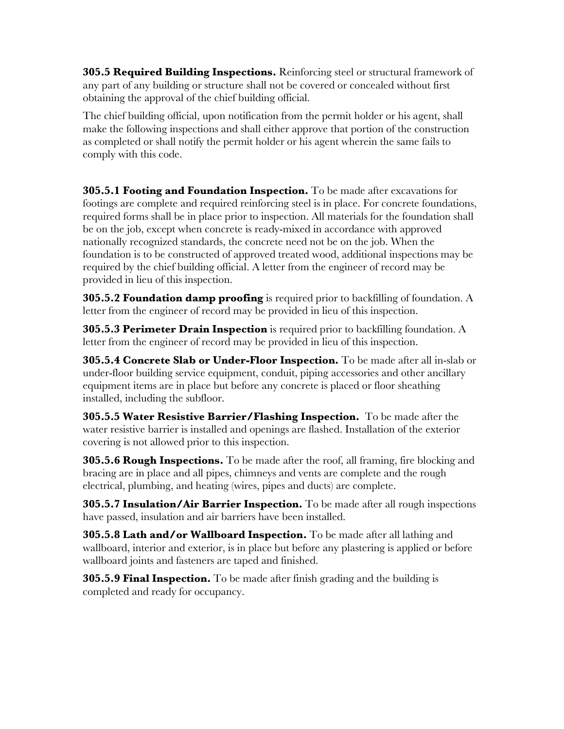**305.5 Required Building Inspections.** Reinforcing steel or structural framework of any part of any building or structure shall not be covered or concealed without first obtaining the approval of the chief building official.

The chief building official, upon notification from the permit holder or his agent, shall make the following inspections and shall either approve that portion of the construction as completed or shall notify the permit holder or his agent wherein the same fails to comply with this code.

**305.5.1 Footing and Foundation Inspection.** To be made after excavations for footings are complete and required reinforcing steel is in place. For concrete foundations, required forms shall be in place prior to inspection. All materials for the foundation shall be on the job, except when concrete is ready-mixed in accordance with approved nationally recognized standards, the concrete need not be on the job. When the foundation is to be constructed of approved treated wood, additional inspections may be required by the chief building official. A letter from the engineer of record may be provided in lieu of this inspection.

**305.5.2 Foundation damp proofing** is required prior to backfilling of foundation. A letter from the engineer of record may be provided in lieu of this inspection.

**305.5.3 Perimeter Drain Inspection** is required prior to backfilling foundation. A letter from the engineer of record may be provided in lieu of this inspection.

**305.5.4 Concrete Slab or Under-Floor Inspection.** To be made after all in-slab or under-floor building service equipment, conduit, piping accessories and other ancillary equipment items are in place but before any concrete is placed or floor sheathing installed, including the subfloor.

**305.5.5 Water Resistive Barrier/Flashing Inspection.** To be made after the water resistive barrier is installed and openings are flashed. Installation of the exterior covering is not allowed prior to this inspection.

**305.5.6 Rough Inspections.** To be made after the roof, all framing, fire blocking and bracing are in place and all pipes, chimneys and vents are complete and the rough electrical, plumbing, and heating (wires, pipes and ducts) are complete.

**305.5.7 Insulation/Air Barrier Inspection.** To be made after all rough inspections have passed, insulation and air barriers have been installed.

**305.5.8 Lath and/or Wallboard Inspection.** To be made after all lathing and wallboard, interior and exterior, is in place but before any plastering is applied or before wallboard joints and fasteners are taped and finished.

**305.5.9 Final Inspection.** To be made after finish grading and the building is completed and ready for occupancy.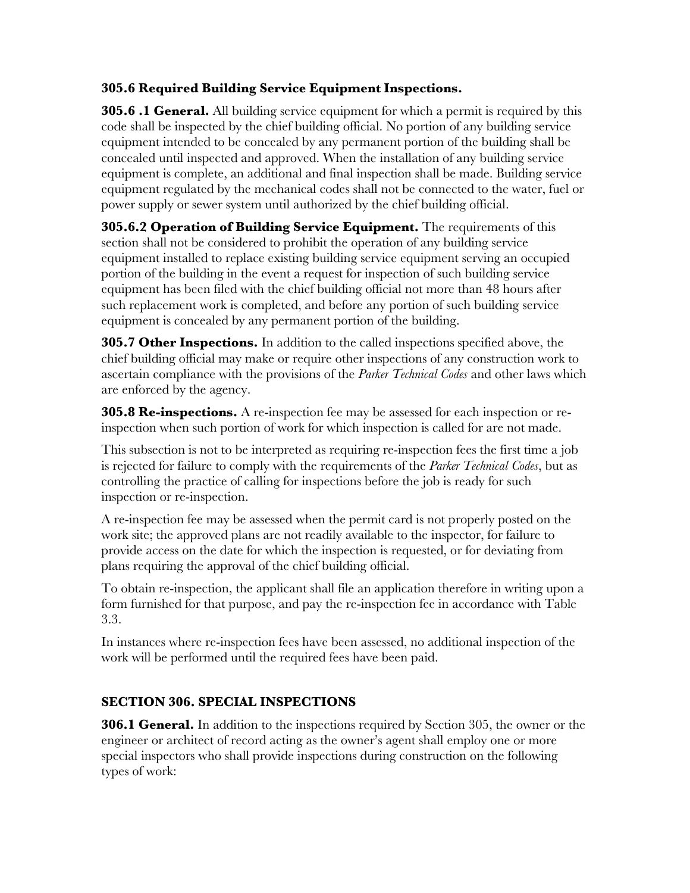**305.6 Required Building Service Equipment Inspections.**

**305.6 .1 General.** All building service equipment for which a permit is required by this code shall be inspected by the chief building official. No portion of any building service equipment intended to be concealed by any permanent portion of the building shall be concealed until inspected and approved. When the installation of any building service equipment is complete, an additional and final inspection shall be made. Building service equipment regulated by the mechanical codes shall not be connected to the water, fuel or power supply or sewer system until authorized by the chief building official.

**305.6.2 Operation of Building Service Equipment.** The requirements of this section shall not be considered to prohibit the operation of any building service equipment installed to replace existing building service equipment serving an occupied portion of the building in the event a request for inspection of such building service equipment has been filed with the chief building official not more than 48 hours after such replacement work is completed, and before any portion of such building service equipment is concealed by any permanent portion of the building.

**305.7 Other Inspections.** In addition to the called inspections specified above, the chief building official may make or require other inspections of any construction work to ascertain compliance with the provisions of the *Parker Technical Codes* and other laws which are enforced by the agency.

**305.8 Re-inspections.** A re-inspection fee may be assessed for each inspection or re-inspection when such portion of work for which inspection is called for are not made.

This subsection is not to be interpreted as requiring re-inspection fees the first time a job is rejected for failure to comply with the requirements of the *Parker Technical Codes*, but as controlling the practice of calling for inspections before the job is ready for such inspection or re-inspection.

A re-inspection fee may be assessed when the permit card is not properly posted on the work site; the approved plans are not readily available to the inspector, for failure to provide access on the date for which the inspection is requested, or for deviating from plans requiring the approval of the chief building official.

To obtain re-inspection, the applicant shall file an application therefore in writing upon a form furnished for that purpose, and pay the re-inspection fee in accordance with Table 3.3.

In instances where re-inspection fees have been assessed, no additional inspection of the work will be performed until the required fees have been paid.

## SECTION 306. SPECIAL INSPECTIONS

**306.1 General.** In addition to the inspections required by Section 305, the owner or the engineer or architect of record acting as the owner's agent shall employ one or more special inspectors who shall provide inspections during construction on the following types of work: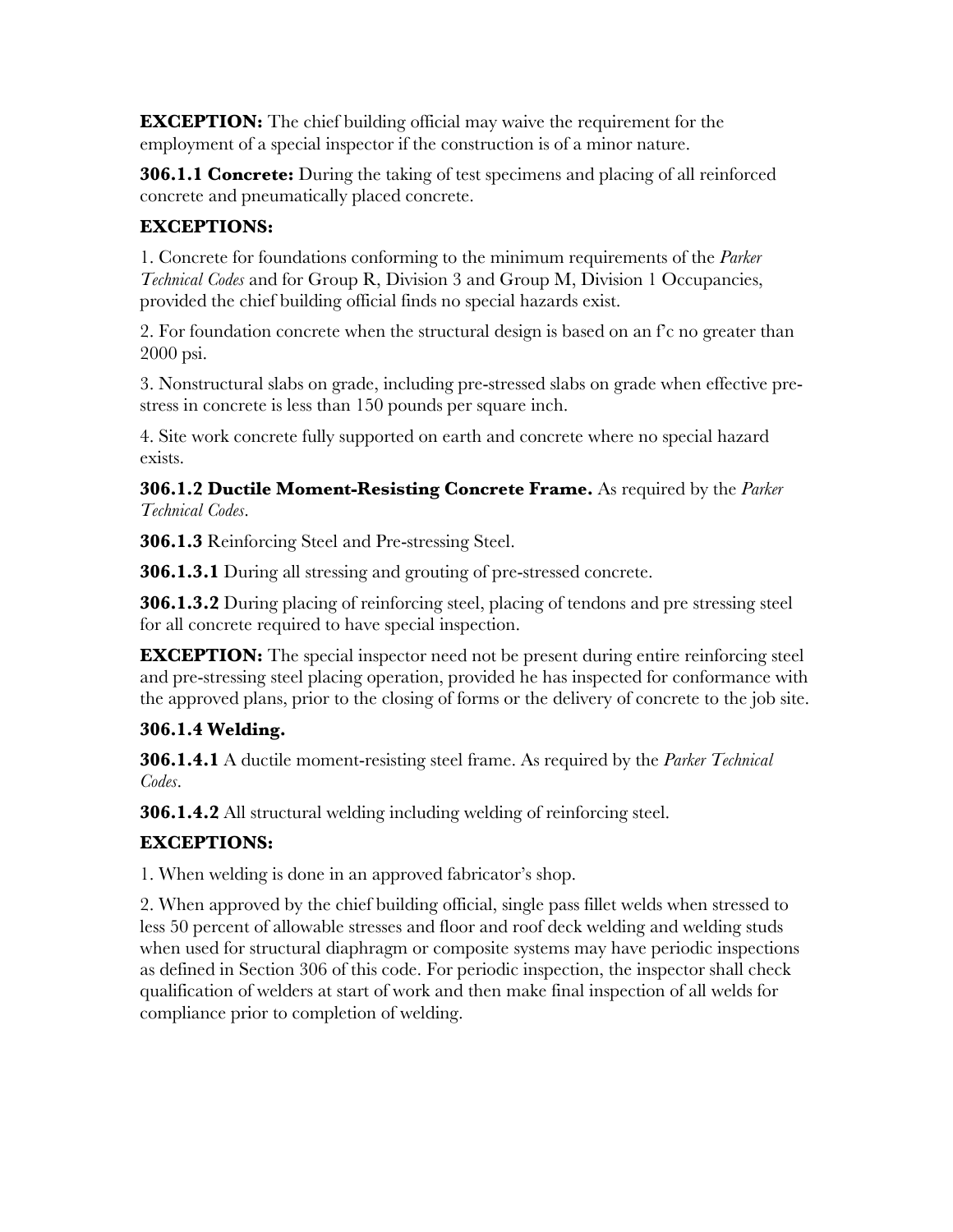**EXCEPTION:** The chief building official may waive the requirement for the employment of a special inspector if the construction is of a minor nature.

**306.1.1 Concrete:** During the taking of test specimens and placing of all reinforced concrete and pneumatically placed concrete.

**EXCEPTIONS:**

1. Concrete for foundations conforming to the minimum requirements of the *Parker Technical Codes* and for Group R, Division 3 and Group M, Division 1 Occupancies, provided the chief building official finds no special hazards exist.

2. For foundation concrete when the structural design is based on an f'c no greater than 2000 psi.

3. Nonstructural slabs on grade, including pre-stressed slabs on grade when effective pre-stress in concrete is less than 150 pounds per square inch.

4. Site work concrete fully supported on earth and concrete where no special hazard exists.

**306.1.2 Ductile Moment-Resisting Concrete Frame.** As required by the *Parker Technical Codes*.

**306.1.3** Reinforcing Steel and Pre-stressing Steel.

**306.1.3.1** During all stressing and grouting of pre-stressed concrete.

**306.1.3.2** During placing of reinforcing steel, placing of tendons and pre stressing steel for all concrete required to have special inspection.

**EXCEPTION:** The special inspector need not be present during entire reinforcing steel and pre-stressing steel placing operation, provided he has inspected for conformance with the approved plans, prior to the closing of forms or the delivery of concrete to the job site.

**306.1.4 Welding.**

**306.1.4.1** A ductile moment-resisting steel frame. As required by the *Parker Technical Codes*.

**306.1.4.2** All structural welding including welding of reinforcing steel.

**EXCEPTIONS:**

1. When welding is done in an approved fabricator's shop.

2. When approved by the chief building official, single pass fillet welds when stressed to less 50 percent of allowable stresses and floor and roof deck welding and welding studs when used for structural diaphragm or composite systems may have periodic inspections as defined in Section 306 of this code. For periodic inspection, the inspector shall check qualification of welders at start of work and then make final inspection of all welds for compliance prior to completion of welding.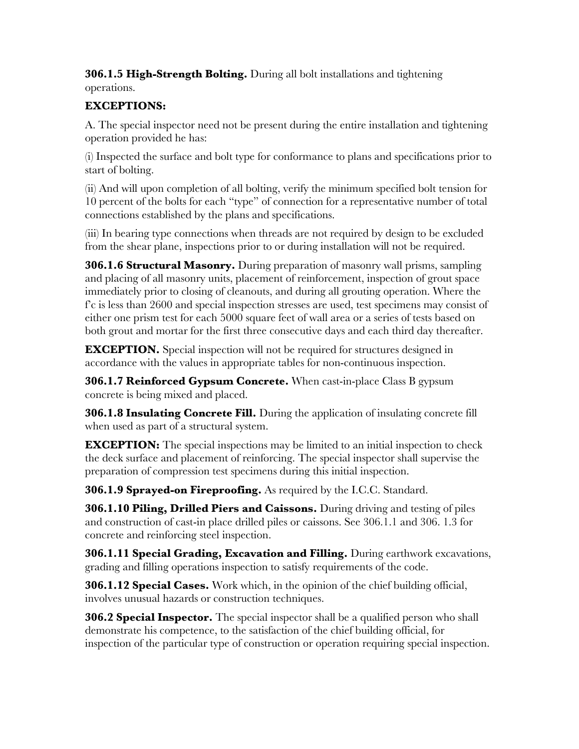**306.1.5 High-Strength Bolting.** During all bolt installations and tightening operations.

**EXCEPTIONS:**

A. The special inspector need not be present during the entire installation and tightening operation provided he has:

(i) Inspected the surface and bolt type for conformance to plans and specifications prior to start of bolting.

(ii) And will upon completion of all bolting, verify the minimum specified bolt tension for 10 percent of the bolts for each "type" of connection for a representative number of total connections established by the plans and specifications.

(iii) In bearing type connections when threads are not required by design to be excluded from the shear plane, inspections prior to or during installation will not be required.

**306.1.6 Structural Masonry.** During preparation of masonry wall prisms, sampling and placing of all masonry units, placement of reinforcement, inspection of grout space immediately prior to closing of cleanouts, and during all grouting operation. Where the f'c is less than 2600 and special inspection stresses are used, test specimens may consist of either one prism test for each 5000 square feet of wall area or a series of tests based on both grout and mortar for the first three consecutive days and each third day thereafter.

**EXCEPTION.** Special inspection will not be required for structures designed in accordance with the values in appropriate tables for non-continuous inspection.

**306.1.7 Reinforced Gypsum Concrete.** When cast-in-place Class B gypsum concrete is being mixed and placed.

**306.1.8 Insulating Concrete Fill.** During the application of insulating concrete fill when used as part of a structural system.

**EXCEPTION:** The special inspections may be limited to an initial inspection to check the deck surface and placement of reinforcing. The special inspector shall supervise the preparation of compression test specimens during this initial inspection.

**306.1.9 Sprayed-on Fireproofing.** As required by the I.C.C. Standard.

**306.1.10 Piling, Drilled Piers and Caissons.** During driving and testing of piles and construction of cast-in place drilled piles or caissons. See 306.1.1 and 306. 1.3 for concrete and reinforcing steel inspection.

**306.1.11 Special Grading, Excavation and Filling.** During earthwork excavations, grading and filling operations inspection to satisfy requirements of the code.

**306.1.12 Special Cases.** Work which, in the opinion of the chief building official, involves unusual hazards or construction techniques.

**306.2 Special Inspector.** The special inspector shall be a qualified person who shall demonstrate his competence, to the satisfaction of the chief building official, for inspection of the particular type of construction or operation requiring special inspection.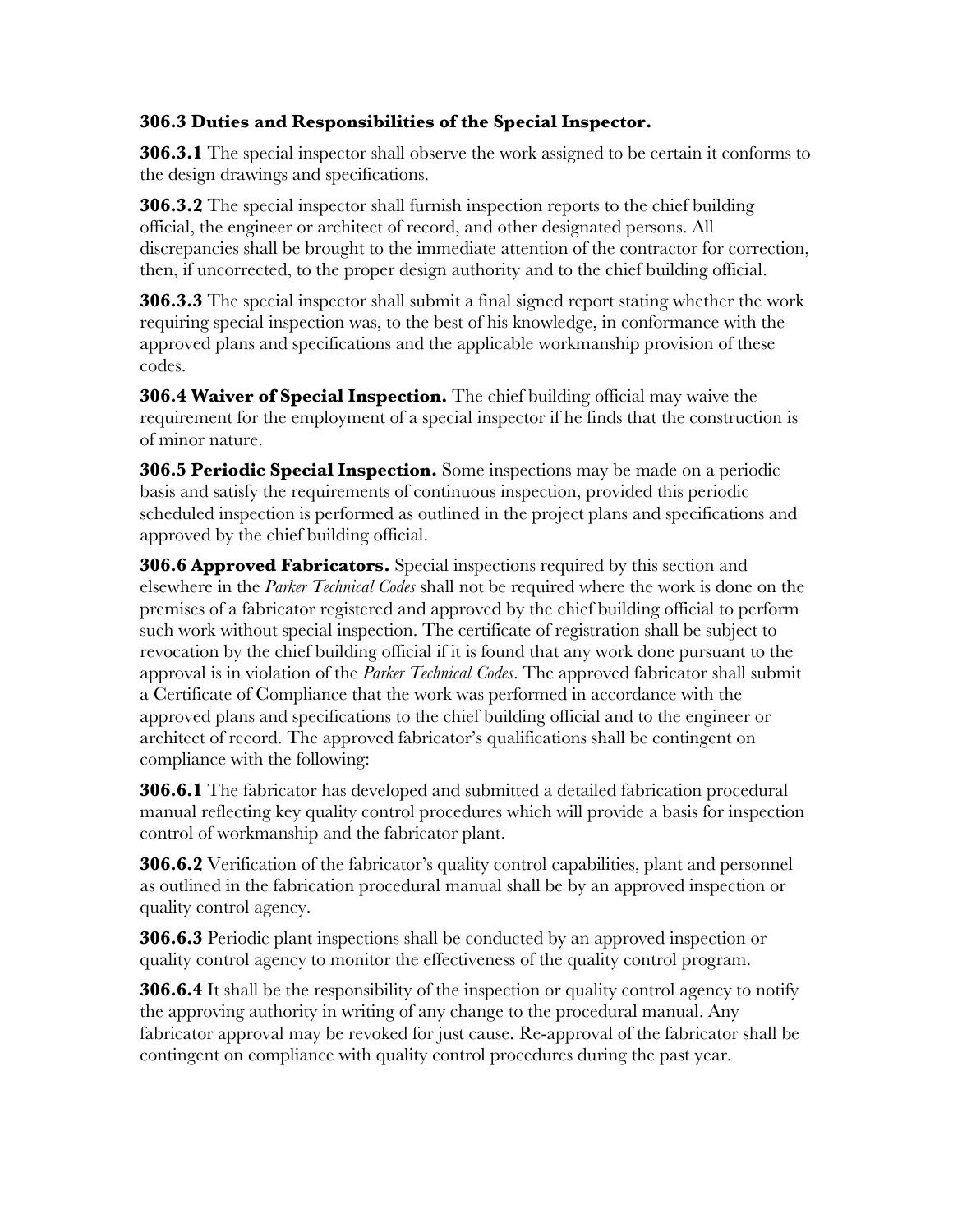**306.3 Duties and Responsibilities of the Special Inspector.**

**306.3.1** The special inspector shall observe the work assigned to be certain it conforms to the design drawings and specifications.

**306.3.2** The special inspector shall furnish inspection reports to the chief building official, the engineer or architect of record, and other designated persons. All discrepancies shall be brought to the immediate attention of the contractor for correction, then, if uncorrected, to the proper design authority and to the chief building official.

**306.3.3** The special inspector shall submit a final signed report stating whether the work requiring special inspection was, to the best of his knowledge, in conformance with the approved plans and specifications and the applicable workmanship provision of these codes.

**306.4 Waiver of Special Inspection.** The chief building official may waive the requirement for the employment of a special inspector if he finds that the construction is of minor nature.

**306.5 Periodic Special Inspection.** Some inspections may be made on a periodic basis and satisfy the requirements of continuous inspection, provided this periodic scheduled inspection is performed as outlined in the project plans and specifications and approved by the chief building official.

**306.6 Approved Fabricators.** Special inspections required by this section and elsewhere in the *Parker Technical Codes* shall not be required where the work is done on the premises of a fabricator registered and approved by the chief building official to perform such work without special inspection. The certificate of registration shall be subject to revocation by the chief building official if it is found that any work done pursuant to the approval is in violation of the *Parker Technical Codes*. The approved fabricator shall submit a Certificate of Compliance that the work was performed in accordance with the approved plans and specifications to the chief building official and to the engineer or architect of record. The approved fabricator's qualifications shall be contingent on compliance with the following:

**306.6.1** The fabricator has developed and submitted a detailed fabrication procedural manual reflecting key quality control procedures which will provide a basis for inspection control of workmanship and the fabricator plant.

**306.6.2** Verification of the fabricator's quality control capabilities, plant and personnel as outlined in the fabrication procedural manual shall be by an approved inspection or quality control agency.

**306.6.3** Periodic plant inspections shall be conducted by an approved inspection or quality control agency to monitor the effectiveness of the quality control program.

**306.6.4** It shall be the responsibility of the inspection or quality control agency to notify the approving authority in writing of any change to the procedural manual. Any fabricator approval may be revoked for just cause. Re-approval of the fabricator shall be contingent on compliance with quality control procedures during the past year.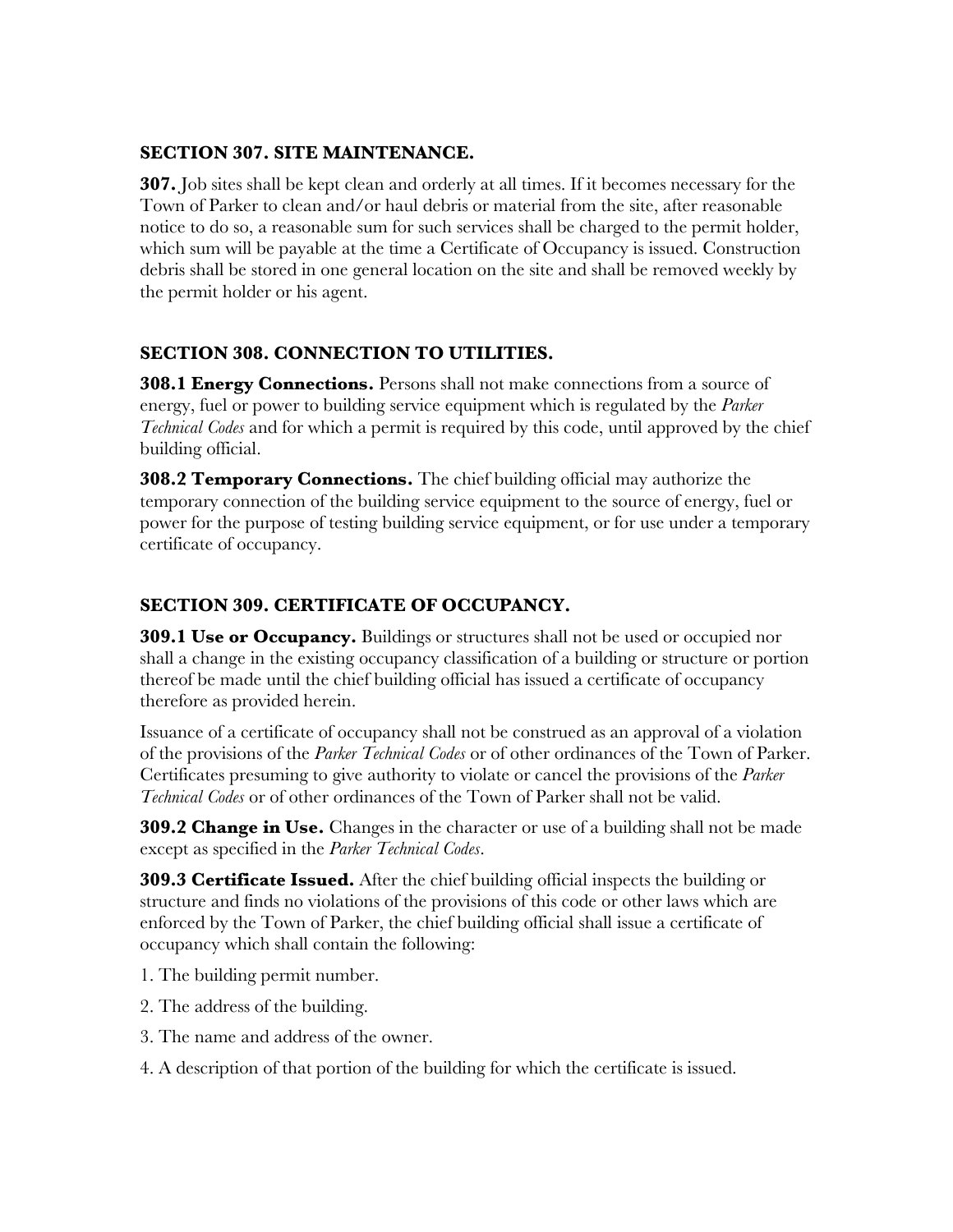## SECTION 307. SITE MAINTENANCE.

**307.** Job sites shall be kept clean and orderly at all times. If it becomes necessary for the Town of Parker to clean and/or haul debris or material from the site, after reasonable notice to do so, a reasonable sum for such services shall be charged to the permit holder, which sum will be payable at the time a Certificate of Occupancy is issued. Construction debris shall be stored in one general location on the site and shall be removed weekly by the permit holder or his agent.

## SECTION 308. CONNECTION TO UTILITIES.

**308.1 Energy Connections.** Persons shall not make connections from a source of energy, fuel or power to building service equipment which is regulated by the *Parker Technical Codes* and for which a permit is required by this code, until approved by the chief building official.

**308.2 Temporary Connections.** The chief building official may authorize the temporary connection of the building service equipment to the source of energy, fuel or power for the purpose of testing building service equipment, or for use under a temporary certificate of occupancy.

## SECTION 309. CERTIFICATE OF OCCUPANCY.

**309.1 Use or Occupancy.** Buildings or structures shall not be used or occupied nor shall a change in the existing occupancy classification of a building or structure or portion thereof be made until the chief building official has issued a certificate of occupancy therefore as provided herein.

Issuance of a certificate of occupancy shall not be construed as an approval of a violation of the provisions of the *Parker Technical Codes* or of other ordinances of the Town of Parker. Certificates presuming to give authority to violate or cancel the provisions of the *Parker Technical Codes* or of other ordinances of the Town of Parker shall not be valid.

**309.2 Change in Use.** Changes in the character or use of a building shall not be made except as specified in the *Parker Technical Codes*.

**309.3 Certificate Issued.** After the chief building official inspects the building or structure and finds no violations of the provisions of this code or other laws which are enforced by the Town of Parker, the chief building official shall issue a certificate of occupancy which shall contain the following:

1. The building permit number.
2. The address of the building.
3. The name and address of the owner.
4. A description of that portion of the building for which the certificate is issued.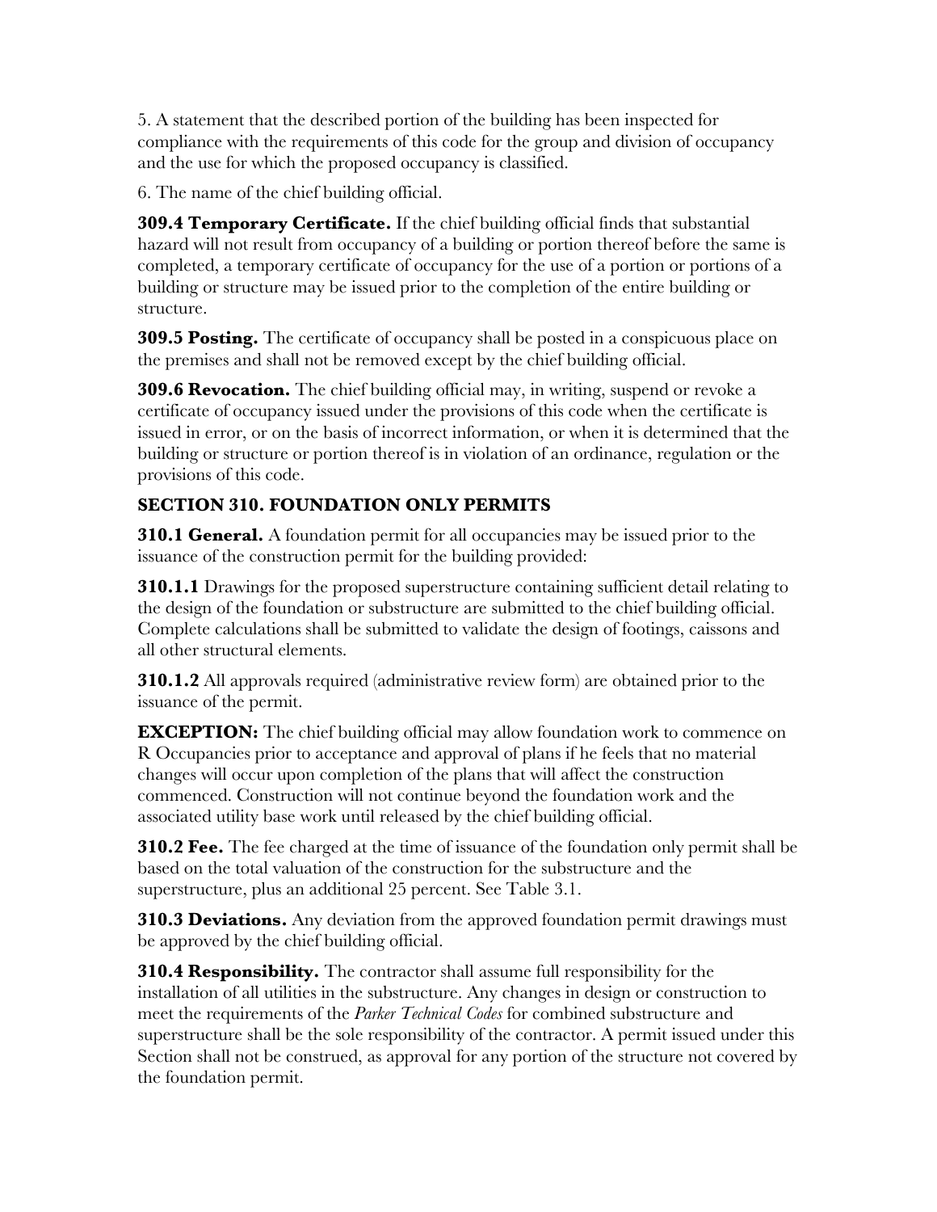5. A statement that the described portion of the building has been inspected for compliance with the requirements of this code for the group and division of occupancy and the use for which the proposed occupancy is classified.

6. The name of the chief building official.

**309.4 Temporary Certificate.** If the chief building official finds that substantial hazard will not result from occupancy of a building or portion thereof before the same is completed, a temporary certificate of occupancy for the use of a portion or portions of a building or structure may be issued prior to the completion of the entire building or structure.

**309.5 Posting.** The certificate of occupancy shall be posted in a conspicuous place on the premises and shall not be removed except by the chief building official.

**309.6 Revocation.** The chief building official may, in writing, suspend or revoke a certificate of occupancy issued under the provisions of this code when the certificate is issued in error, or on the basis of incorrect information, or when it is determined that the building or structure or portion thereof is in violation of an ordinance, regulation or the provisions of this code.

## SECTION 310. FOUNDATION ONLY PERMITS

**310.1 General.** A foundation permit for all occupancies may be issued prior to the issuance of the construction permit for the building provided:

**310.1.1** Drawings for the proposed superstructure containing sufficient detail relating to the design of the foundation or substructure are submitted to the chief building official. Complete calculations shall be submitted to validate the design of footings, caissons and all other structural elements.

**310.1.2** All approvals required (administrative review form) are obtained prior to the issuance of the permit.

**EXCEPTION:** The chief building official may allow foundation work to commence on R Occupancies prior to acceptance and approval of plans if he feels that no material changes will occur upon completion of the plans that will affect the construction commenced. Construction will not continue beyond the foundation work and the associated utility base work until released by the chief building official.

**310.2 Fee.** The fee charged at the time of issuance of the foundation only permit shall be based on the total valuation of the construction for the substructure and the superstructure, plus an additional 25 percent. See Table 3.1.

**310.3 Deviations.** Any deviation from the approved foundation permit drawings must be approved by the chief building official.

**310.4 Responsibility.** The contractor shall assume full responsibility for the installation of all utilities in the substructure. Any changes in design or construction to meet the requirements of the *Parker Technical Codes* for combined substructure and superstructure shall be the sole responsibility of the contractor. A permit issued under this Section shall not be construed, as approval for any portion of the structure not covered by the foundation permit.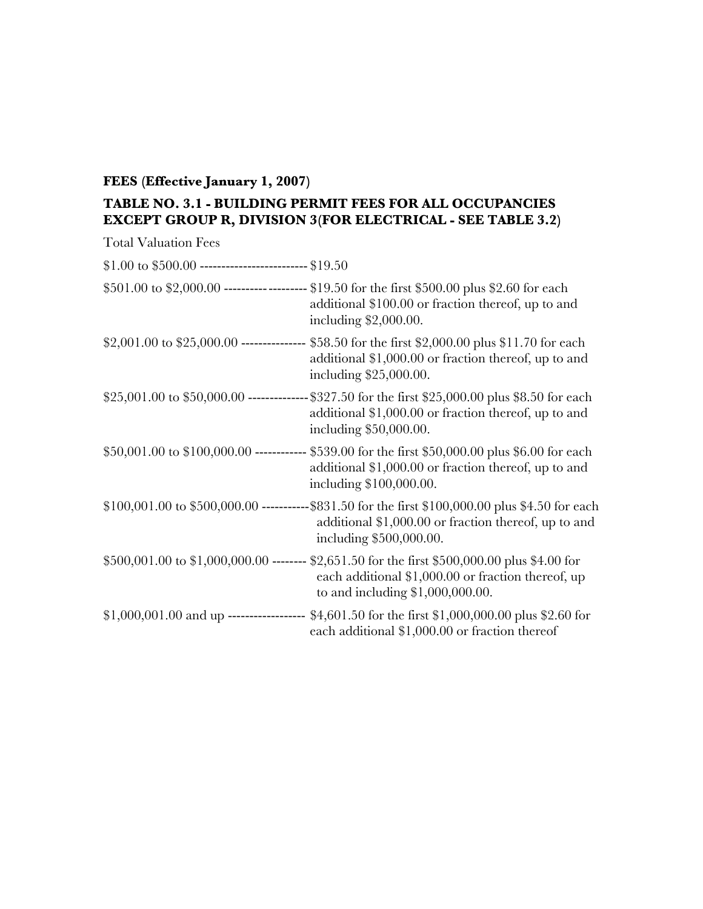**FEES (Effective January 1, 2007)**

**TABLE NO. 3.1 - BUILDING PERMIT FEES FOR ALL OCCUPANCIES EXCEPT GROUP R, DIVISION 3(FOR ELECTRICAL - SEE TABLE 3.2)**

| Total Valuation | Fees |
|---|---|
| $1.00 to $500.00 | $19.50 |
| $501.00 to $2,000.00 | $19.50 for the first $500.00 plus $2.60 for each additional $100.00 or fraction thereof, up to and including $2,000.00. |
| $2,001.00 to $25,000.00 | $58.50 for the first $2,000.00 plus $11.70 for each additional $1,000.00 or fraction thereof, up to and including $25,000.00. |
| $25,001.00 to $50,000.00 | $327.50 for the first $25,000.00 plus $8.50 for each additional $1,000.00 or fraction thereof, up to and including $50,000.00. |
| $50,001.00 to $100,000.00 | $539.00 for the first $50,000.00 plus $6.00 for each additional $1,000.00 or fraction thereof, up to and including $100,000.00. |
| $100,001.00 to $500,000.00 | $831.50 for the first $100,000.00 plus $4.50 for each additional $1,000.00 or fraction thereof, up to and including $500,000.00. |
| $500,001.00 to $1,000,000.00 | $2,651.50 for the first $500,000.00 plus $4.00 for each additional $1,000.00 or fraction thereof, up to and including $1,000,000.00. |
| $1,000,001.00 and up | $4,601.50 for the first $1,000,000.00 plus $2.60 for each additional $1,000.00 or fraction thereof |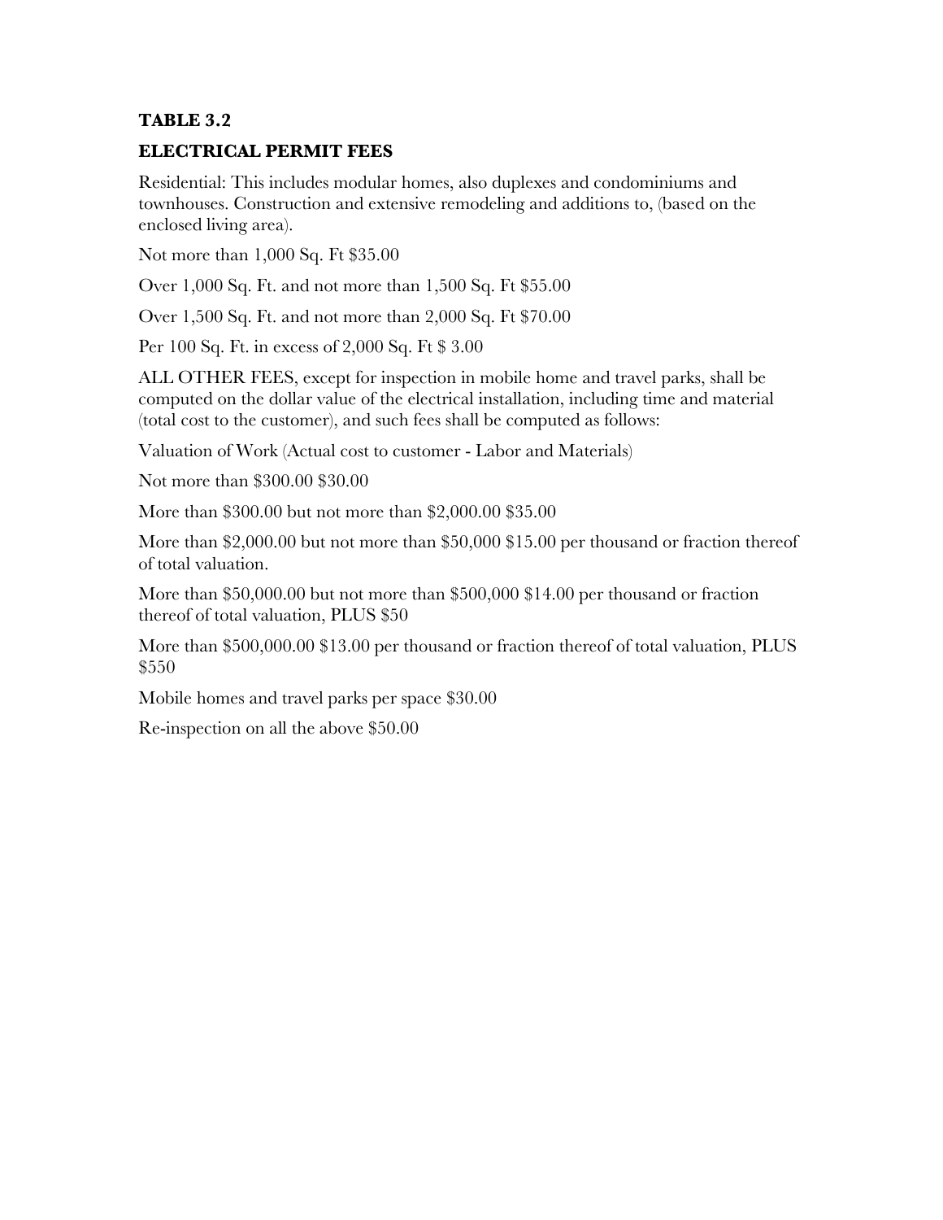**TABLE 3.2**

**ELECTRICAL PERMIT FEES**

Residential: This includes modular homes, also duplexes and condominiums and townhouses. Construction and extensive remodeling and additions to, (based on the enclosed living area).

Not more than 1,000 Sq. Ft $35.00

Over 1,000 Sq. Ft. and not more than 1,500 Sq. Ft $55.00

Over 1,500 Sq. Ft. and not more than 2,000 Sq. Ft $70.00

Per 100 Sq. Ft. in excess of 2,000 Sq. Ft $ 3.00

ALL OTHER FEES, except for inspection in mobile home and travel parks, shall be computed on the dollar value of the electrical installation, including time and material (total cost to the customer), and such fees shall be computed as follows:

Valuation of Work (Actual cost to customer - Labor and Materials)

Not more than $300.00 $30.00

More than $300.00 but not more than $2,000.00 $35.00

More than $2,000.00 but not more than $50,000 $15.00 per thousand or fraction thereof of total valuation.

More than $50,000.00 but not more than $500,000 $14.00 per thousand or fraction thereof of total valuation, PLUS $50

More than $500,000.00 $13.00 per thousand or fraction thereof of total valuation, PLUS $550

Mobile homes and travel parks per space $30.00

Re-inspection on all the above $50.00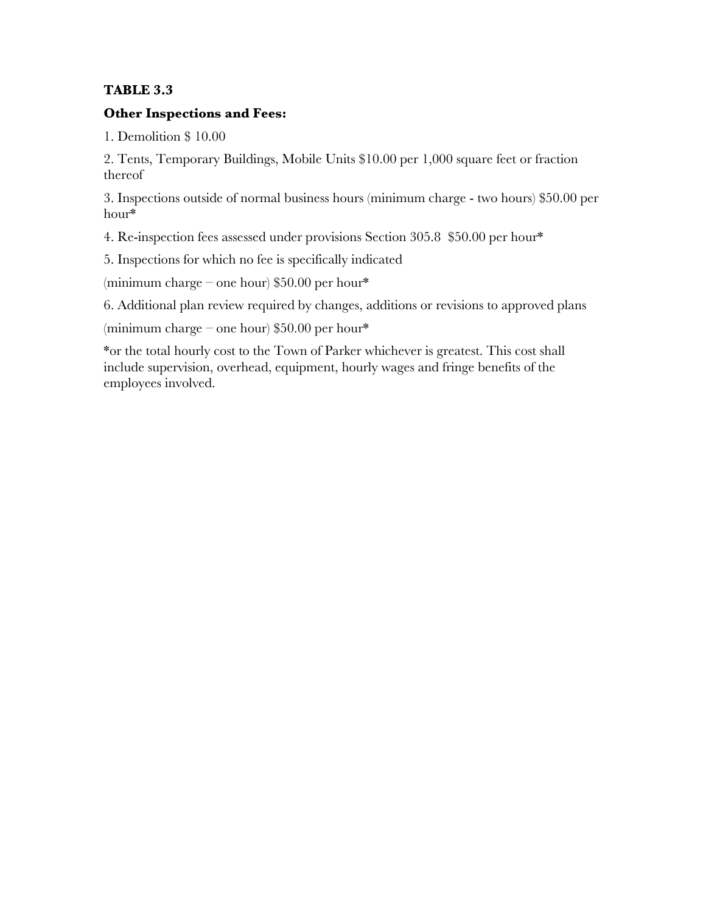**TABLE 3.3**

**Other Inspections and Fees:**

1. Demolition $ 10.00

2. Tents, Temporary Buildings, Mobile Units $10.00 per 1,000 square feet or fraction thereof

3. Inspections outside of normal business hours (minimum charge - two hours) $50.00 per hour*

4. Re-inspection fees assessed under provisions Section 305.8  $50.00 per hour*

5. Inspections for which no fee is specifically indicated

(minimum charge – one hour) $50.00 per hour*

6. Additional plan review required by changes, additions or revisions to approved plans

(minimum charge – one hour) $50.00 per hour*

*or the total hourly cost to the Town of Parker whichever is greatest. This cost shall include supervision, overhead, equipment, hourly wages and fringe benefits of the employees involved.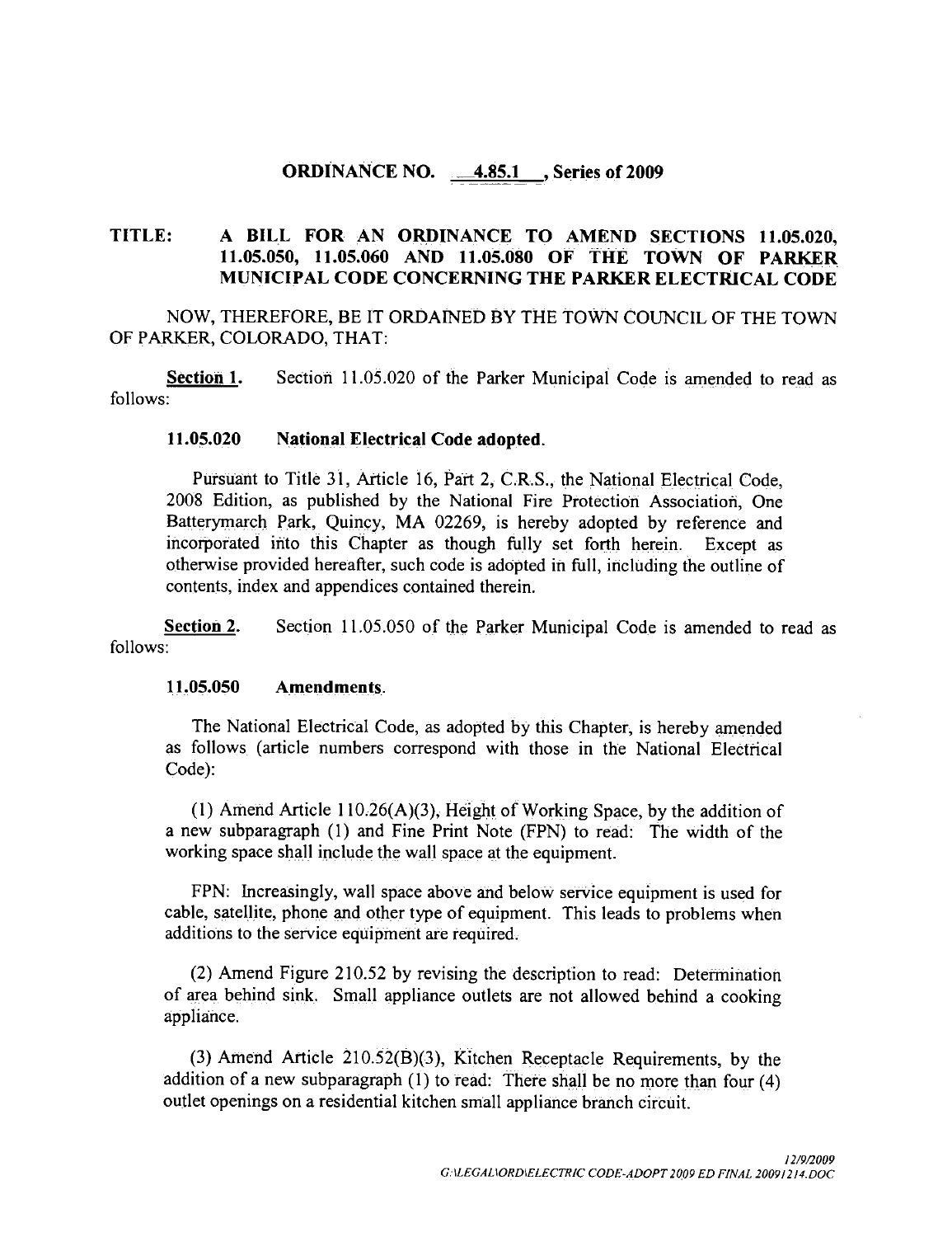**ORDINANCE NO. 4.85.1, Series of 2009**

**TITLE: A BILL FOR AN ORDINANCE TO AMEND SECTIONS 11.05.020, 11.05.050, 11.05.060 AND 11.05.080 OF THE TOWN OF PARKER MUNICIPAL CODE CONCERNING THE PARKER ELECTRICAL CODE**

NOW, THEREFORE, BE IT ORDAINED BY THE TOWN COUNCIL OF THE TOWN OF PARKER, COLORADO, THAT:

**Section 1.** Section 11.05.020 of the Parker Municipal Code is amended to read as follows:

**11.05.020 National Electrical Code adopted.**

Pursuant to Title 31, Article 16, Part 2, C.R.S., the National Electrical Code, 2008 Edition, as published by the National Fire Protection Association, One Batterymarch Park, Quincy, MA 02269, is hereby adopted by reference and incorporated into this Chapter as though fully set forth herein. Except as otherwise provided hereafter, such code is adopted in full, including the outline of contents, index and appendices contained therein.

**Section 2.** Section 11.05.050 of the Parker Municipal Code is amended to read as follows:

**11.05.050 Amendments.**

The National Electrical Code, as adopted by this Chapter, is hereby amended as follows (article numbers correspond with those in the National Electrical Code):

(1) Amend Article 110.26(A)(3), Height of Working Space, by the addition of a new subparagraph (1) and Fine Print Note (FPN) to read: The width of the working space shall include the wall space at the equipment.

FPN: Increasingly, wall space above and below service equipment is used for cable, satellite, phone and other type of equipment. This leads to problems when additions to the service equipment are required.

(2) Amend Figure 210.52 by revising the description to read: Determination of area behind sink. Small appliance outlets are not allowed behind a cooking appliance.

(3) Amend Article 210.52(B)(3), Kitchen Receptacle Requirements, by the addition of a new subparagraph (1) to read: There shall be no more than four (4) outlet openings on a residential kitchen small appliance branch circuit.

*12/9/2009*
*G:\LEGAL\ORD\ELECTRIC CODE-ADOPT 2009 ED FINAL 20091214.DOC*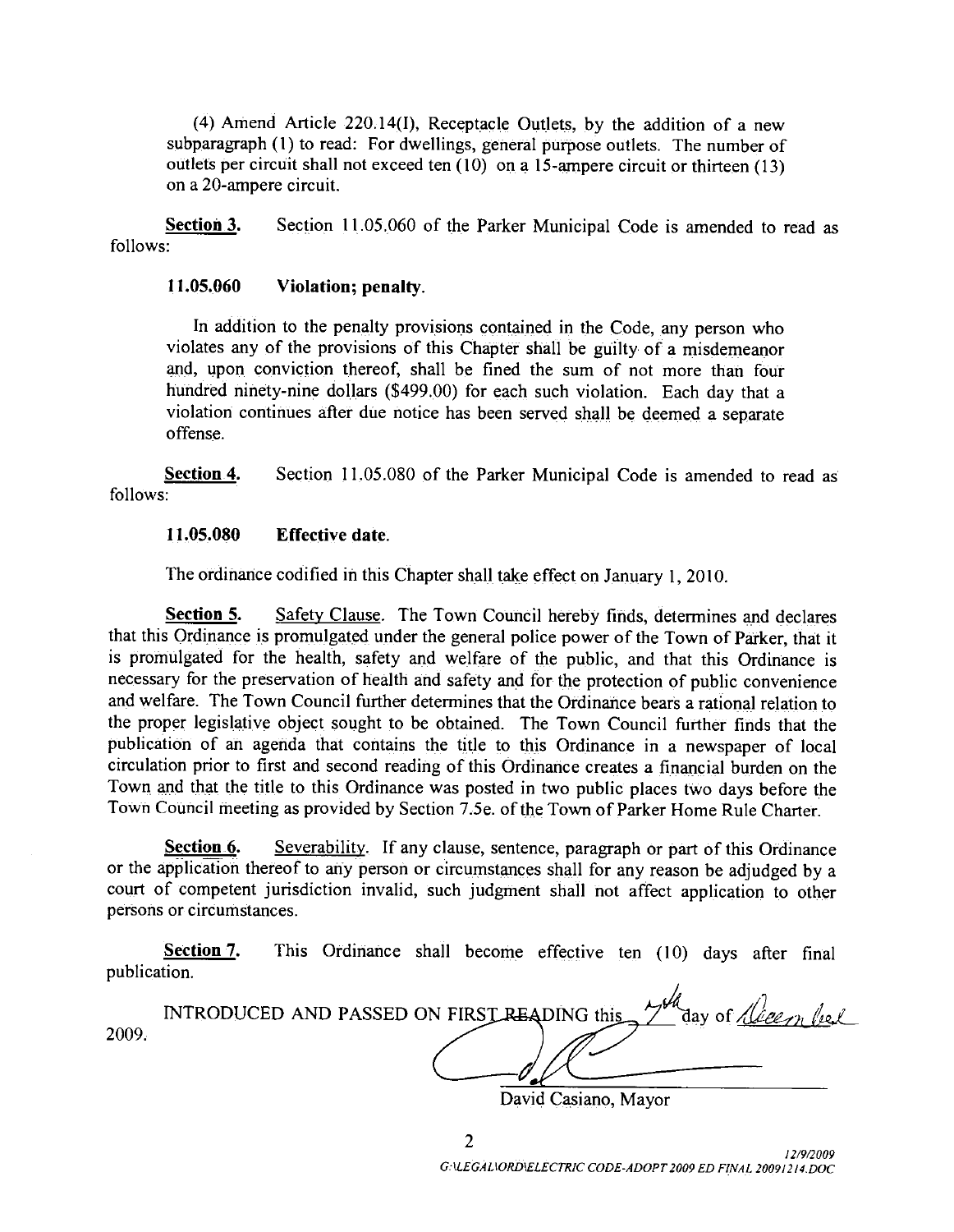(4) Amend Article 220.14(I), Receptacle Outlets, by the addition of a new subparagraph (1) to read: For dwellings, general purpose outlets. The number of outlets per circuit shall not exceed ten (10) on a 15-ampere circuit or thirteen (13) on a 20-ampere circuit.

**Section 3.** Section 11.05.060 of the Parker Municipal Code is amended to read as follows:

**11.05.060 Violation; penalty.**

In addition to the penalty provisions contained in the Code, any person who violates any of the provisions of this Chapter shall be guilty of a misdemeanor and, upon conviction thereof, shall be fined the sum of not more than four hundred ninety-nine dollars ($499.00) for each such violation. Each day that a violation continues after due notice has been served shall be deemed a separate offense.

**Section 4.** Section 11.05.080 of the Parker Municipal Code is amended to read as follows:

**11.05.080 Effective date.**

The ordinance codified in this Chapter shall take effect on January 1, 2010.

**Section 5.** Safety Clause. The Town Council hereby finds, determines and declares that this Ordinance is promulgated under the general police power of the Town of Parker, that it is promulgated for the health, safety and welfare of the public, and that this Ordinance is necessary for the preservation of health and safety and for the protection of public convenience and welfare. The Town Council further determines that the Ordinance bears a rational relation to the proper legislative object sought to be obtained. The Town Council further finds that the publication of an agenda that contains the title to this Ordinance in a newspaper of local circulation prior to first and second reading of this Ordinance creates a financial burden on the Town and that the title to this Ordinance was posted in two public places two days before the Town Council meeting as provided by Section 7.5e. of the Town of Parker Home Rule Charter.

**Section 6.** Severability. If any clause, sentence, paragraph or part of this Ordinance or the application thereof to any person or circumstances shall for any reason be adjudged by a court of competent jurisdiction invalid, such judgment shall not affect application to other persons or circumstances.

**Section 7.** This Ordinance shall become effective ten (10) days after final publication.

INTRODUCED AND PASSED ON FIRST READING this 7th day of December 2009.

David Casiano, Mayor

12/9/2009
G:\LEGAL\ORD\ELECTRIC CODE-ADOPT 2009 ED FINAL 20091214.DOC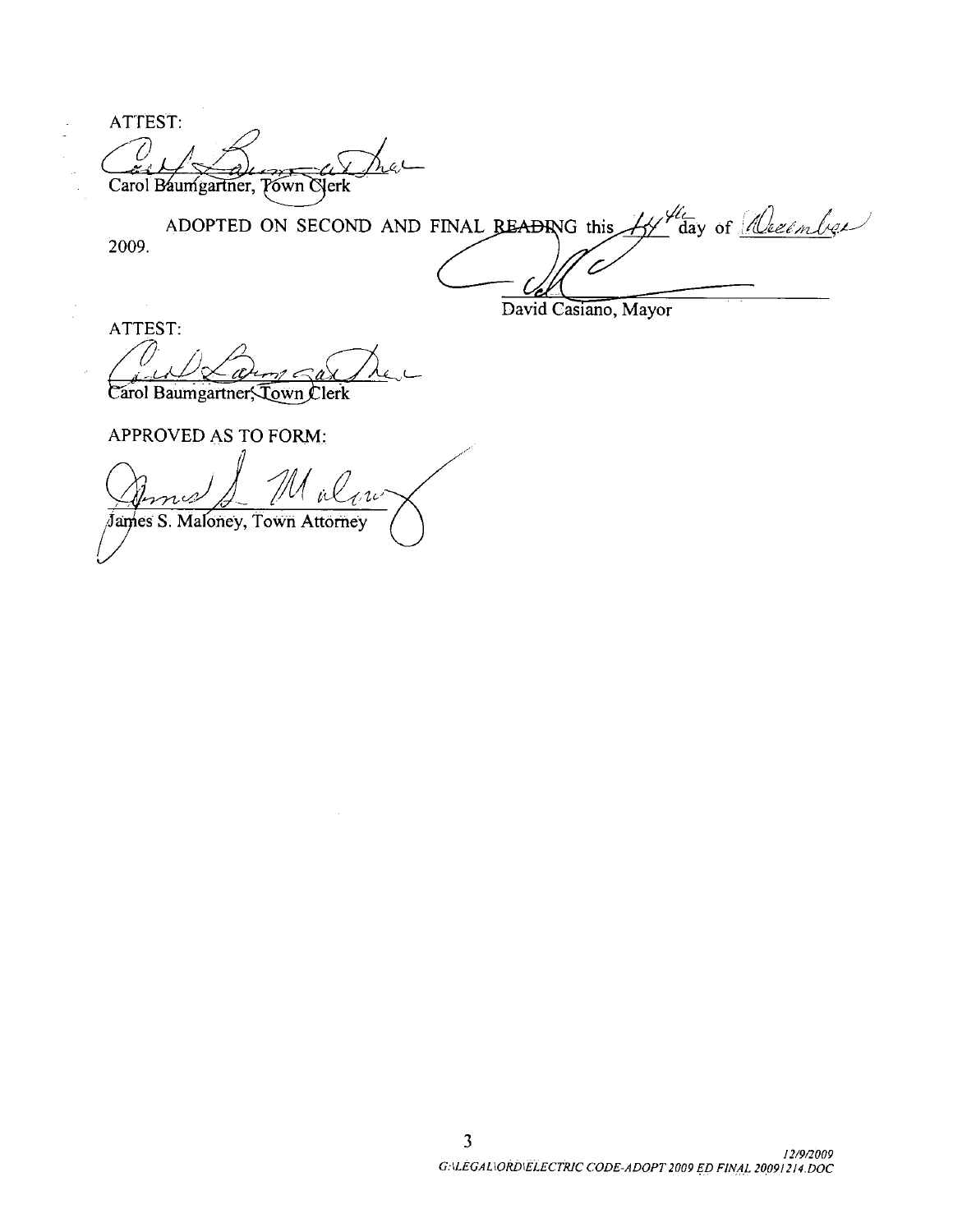ATTEST:

Carol Baumgartner, Town Clerk

ADOPTED ON SECOND AND FINAL READING this 14th day of December 2009.

David Casiano, Mayor

ATTEST:

Carol Baumgartner, Town Clerk

APPROVED AS TO FORM:

James S. Maloney, Town Attorney

*12/9/2009*
*G:\LEGAL\ORD\ELECTRIC CODE-ADOPT 2009 ED FINAL 20091214.DOC*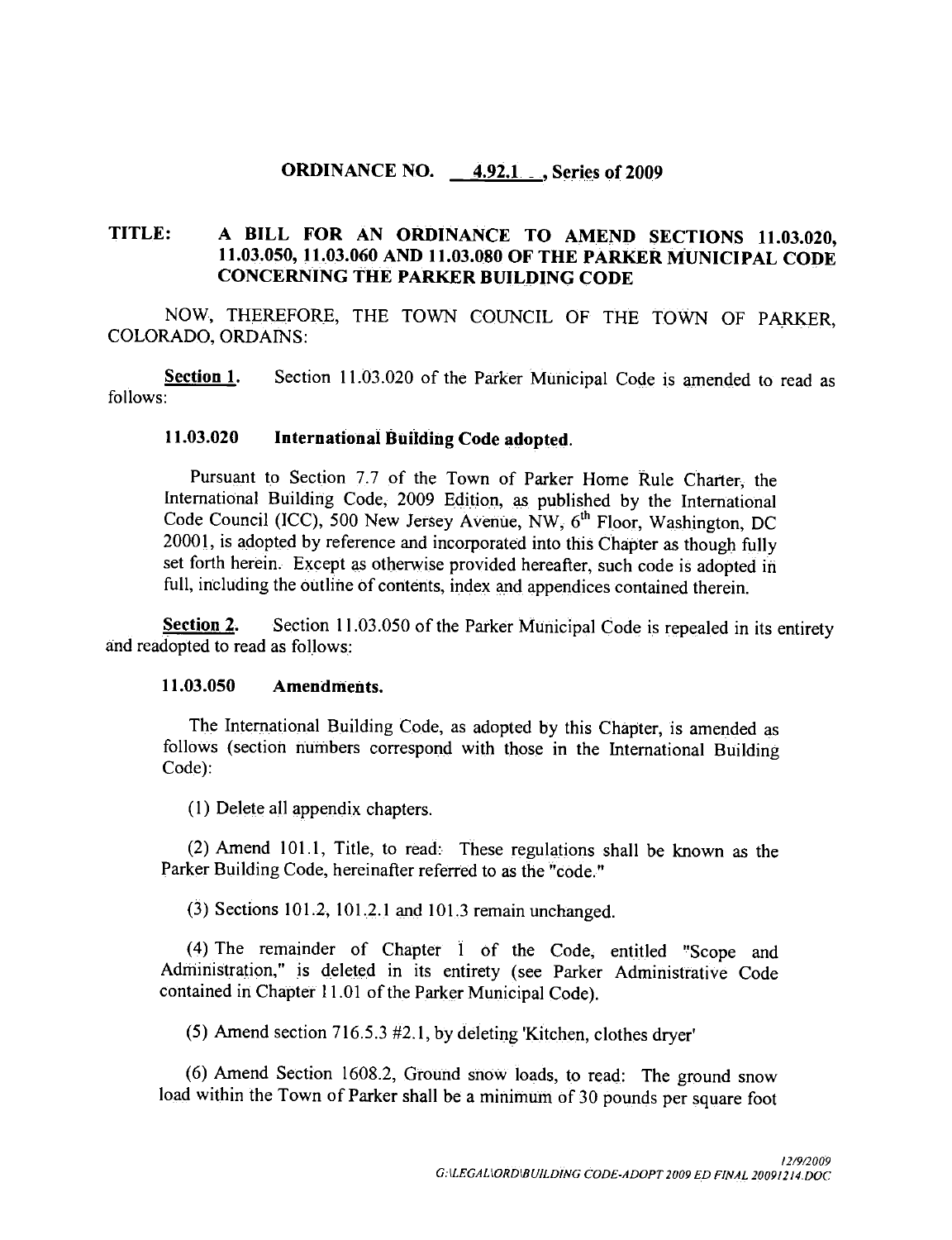**ORDINANCE NO. 4.92.1, Series of 2009**

**TITLE: A BILL FOR AN ORDINANCE TO AMEND SECTIONS 11.03.020, 11.03.050, 11.03.060 AND 11.03.080 OF THE PARKER MUNICIPAL CODE CONCERNING THE PARKER BUILDING CODE**

NOW, THEREFORE, THE TOWN COUNCIL OF THE TOWN OF PARKER, COLORADO, ORDAINS:

__Section 1.__ Section 11.03.020 of the Parker Municipal Code is amended to read as follows:

**11.03.020 International Building Code adopted.**

Pursuant to Section 7.7 of the Town of Parker Home Rule Charter, the International Building Code, 2009 Edition, as published by the International Code Council (ICC), 500 New Jersey Avenue, NW, 6th Floor, Washington, DC 20001, is adopted by reference and incorporated into this Chapter as though fully set forth herein. Except as otherwise provided hereafter, such code is adopted in full, including the outline of contents, index and appendices contained therein.

__Section 2.__ Section 11.03.050 of the Parker Municipal Code is repealed in its entirety and readopted to read as follows:

**11.03.050 Amendments.**

The International Building Code, as adopted by this Chapter, is amended as follows (section numbers correspond with those in the International Building Code):

(1) Delete all appendix chapters.

(2) Amend 101.1, Title, to read: These regulations shall be known as the Parker Building Code, hereinafter referred to as the "code."

(3) Sections 101.2, 101.2.1 and 101.3 remain unchanged.

(4) The remainder of Chapter 1 of the Code, entitled "Scope and Administration," is deleted in its entirety (see Parker Administrative Code contained in Chapter 11.01 of the Parker Municipal Code).

(5) Amend section 716.5.3 #2.1, by deleting 'Kitchen, clothes dryer'

(6) Amend Section 1608.2, Ground snow loads, to read: The ground snow load within the Town of Parker shall be a minimum of 30 pounds per square foot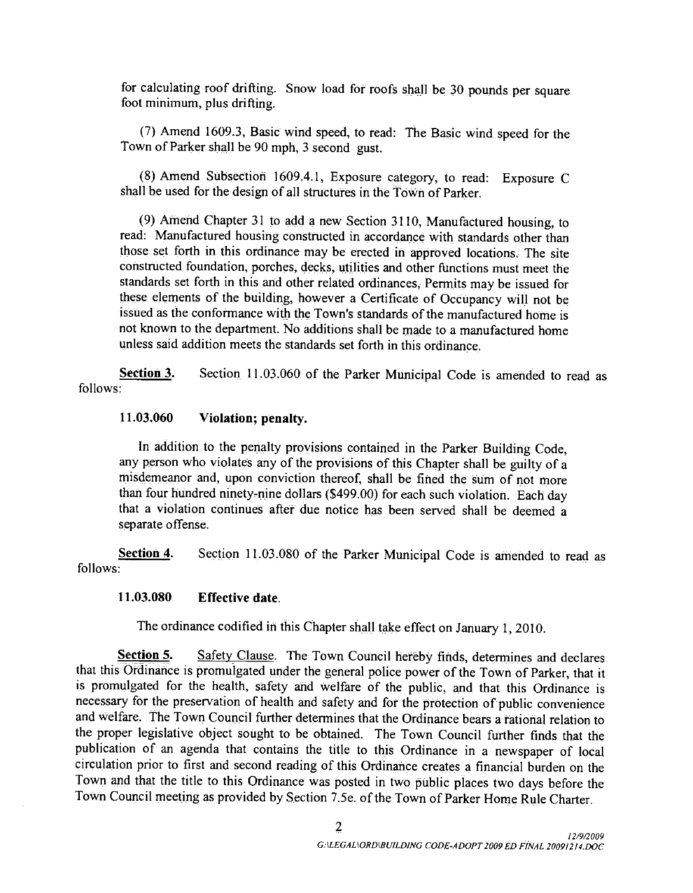for calculating roof drifting. Snow load for roofs shall be 30 pounds per square foot minimum, plus drifting.

(7) Amend 1609.3, Basic wind speed, to read: The Basic wind speed for the Town of Parker shall be 90 mph, 3 second gust.

(8) Amend Subsection 1609.4.1, Exposure category, to read: Exposure C shall be used for the design of all structures in the Town of Parker.

(9) Amend Chapter 31 to add a new Section 3110, Manufactured housing, to read: Manufactured housing constructed in accordance with standards other than those set forth in this ordinance may be erected in approved locations. The site constructed foundation, porches, decks, utilities and other functions must meet the standards set forth in this and other related ordinances, Permits may be issued for these elements of the building, however a Certificate of Occupancy will not be issued as the conformance with the Town's standards of the manufactured home is not known to the department. No additions shall be made to a manufactured home unless said addition meets the standards set forth in this ordinance.

**Section 3.** Section 11.03.060 of the Parker Municipal Code is amended to read as follows:

**11.03.060 Violation; penalty.**

In addition to the penalty provisions contained in the Parker Building Code, any person who violates any of the provisions of this Chapter shall be guilty of a misdemeanor and, upon conviction thereof, shall be fined the sum of not more than four hundred ninety-nine dollars ($499.00) for each such violation. Each day that a violation continues after due notice has been served shall be deemed a separate offense.

**Section 4.** Section 11.03.080 of the Parker Municipal Code is amended to read as follows:

**11.03.080 Effective date.**

The ordinance codified in this Chapter shall take effect on January 1, 2010.

**Section 5.** Safety Clause. The Town Council hereby finds, determines and declares that this Ordinance is promulgated under the general police power of the Town of Parker, that it is promulgated for the health, safety and welfare of the public, and that this Ordinance is necessary for the preservation of health and safety and for the protection of public convenience and welfare. The Town Council further determines that the Ordinance bears a rational relation to the proper legislative object sought to be obtained. The Town Council further finds that the publication of an agenda that contains the title to this Ordinance in a newspaper of local circulation prior to first and second reading of this Ordinance creates a financial burden on the Town and that the title to this Ordinance was posted in two public places two days before the Town Council meeting as provided by Section 7.5e. of the Town of Parker Home Rule Charter.

*12/9/2009*
*G:\LEGAL\ORD\BUILDING CODE-ADOPT 2009 ED FINAL 20091214.DOC*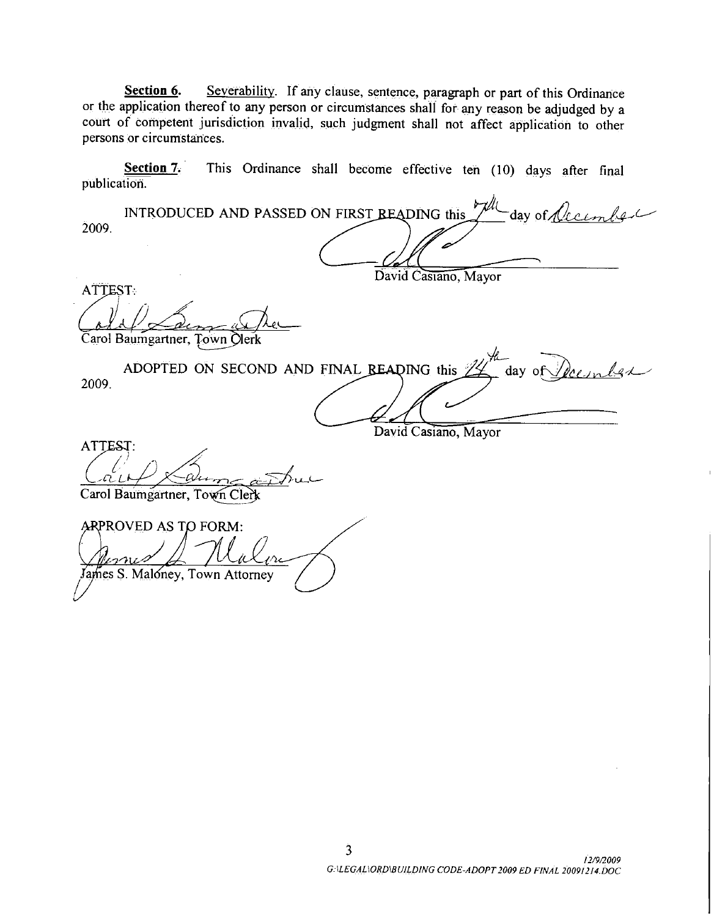**Section 6.** Severability. If any clause, sentence, paragraph or part of this Ordinance or the application thereof to any person or circumstances shall for any reason be adjudged by a court of competent jurisdiction invalid, such judgment shall not affect application to other persons or circumstances.

**Section 7.** This Ordinance shall become effective ten (10) days after final publication.

INTRODUCED AND PASSED ON FIRST READING this 7th day of December 2009.

David Casiano, Mayor

ATTEST:

Carol Baumgartner, Town Clerk

ADOPTED ON SECOND AND FINAL READING this 14th day of December 2009.

David Casiano, Mayor

ATTEST:

Carol Baumgartner, Town Clerk

APPROVED AS TO FORM:

James S. Maloney, Town Attorney

12/9/2009
G:\LEGAL\ORD\BUILDING CODE-ADOPT 2009 ED FINAL 20091214.DOC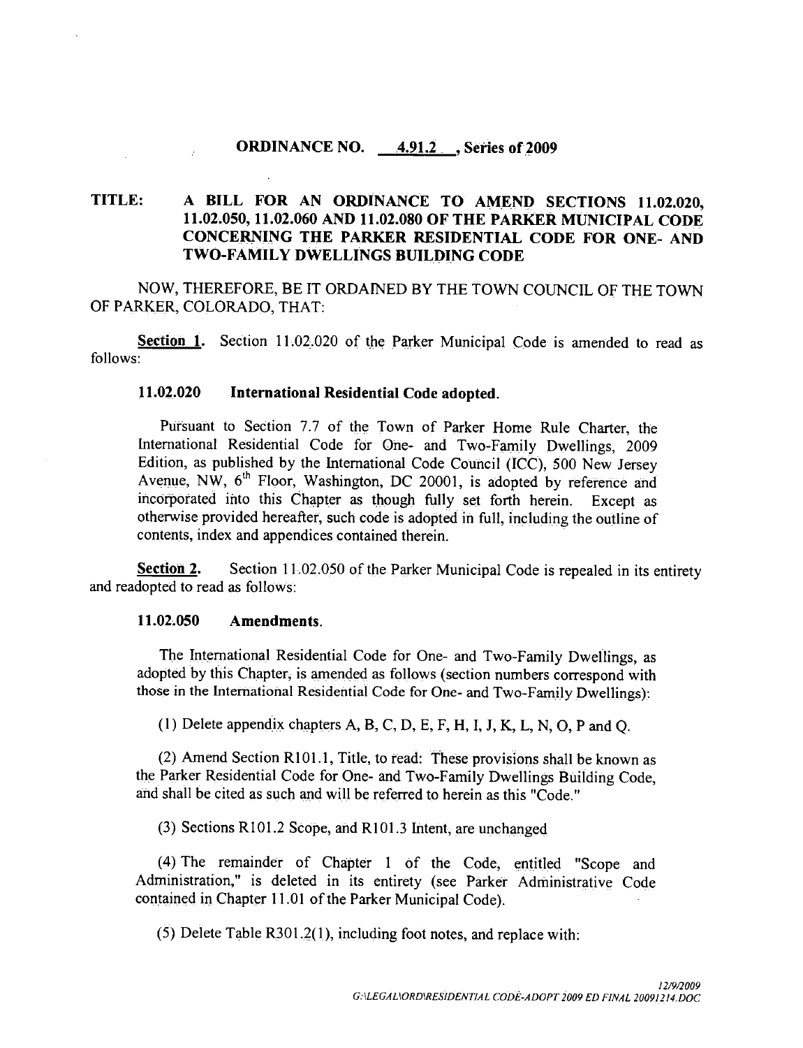**ORDINANCE NO. 4.91.2 , Series of 2009**

**TITLE: A BILL FOR AN ORDINANCE TO AMEND SECTIONS 11.02.020, 11.02.050, 11.02.060 AND 11.02.080 OF THE PARKER MUNICIPAL CODE CONCERNING THE PARKER RESIDENTIAL CODE FOR ONE- AND TWO-FAMILY DWELLINGS BUILDING CODE**

NOW, THEREFORE, BE IT ORDAINED BY THE TOWN COUNCIL OF THE TOWN OF PARKER, COLORADO, THAT:

**Section 1.** Section 11.02.020 of the Parker Municipal Code is amended to read as follows:

**11.02.020 International Residential Code adopted.**

Pursuant to Section 7.7 of the Town of Parker Home Rule Charter, the International Residential Code for One- and Two-Family Dwellings, 2009 Edition, as published by the International Code Council (ICC), 500 New Jersey Avenue, NW, 6th Floor, Washington, DC 20001, is adopted by reference and incorporated into this Chapter as though fully set forth herein. Except as otherwise provided hereafter, such code is adopted in full, including the outline of contents, index and appendices contained therein.

**Section 2.** Section 11.02.050 of the Parker Municipal Code is repealed in its entirety and readopted to read as follows:

**11.02.050 Amendments.**

The International Residential Code for One- and Two-Family Dwellings, as adopted by this Chapter, is amended as follows (section numbers correspond with those in the International Residential Code for One- and Two-Family Dwellings):

(1) Delete appendix chapters A, B, C, D, E, F, H, I, J, K, L, N, O, P and Q.

(2) Amend Section R101.1, Title, to read: These provisions shall be known as the Parker Residential Code for One- and Two-Family Dwellings Building Code, and shall be cited as such and will be referred to herein as this "Code."

(3) Sections R101.2 Scope, and R101.3 Intent, are unchanged

(4) The remainder of Chapter 1 of the Code, entitled "Scope and Administration," is deleted in its entirety (see Parker Administrative Code contained in Chapter 11.01 of the Parker Municipal Code).

(5) Delete Table R301.2(1), including foot notes, and replace with: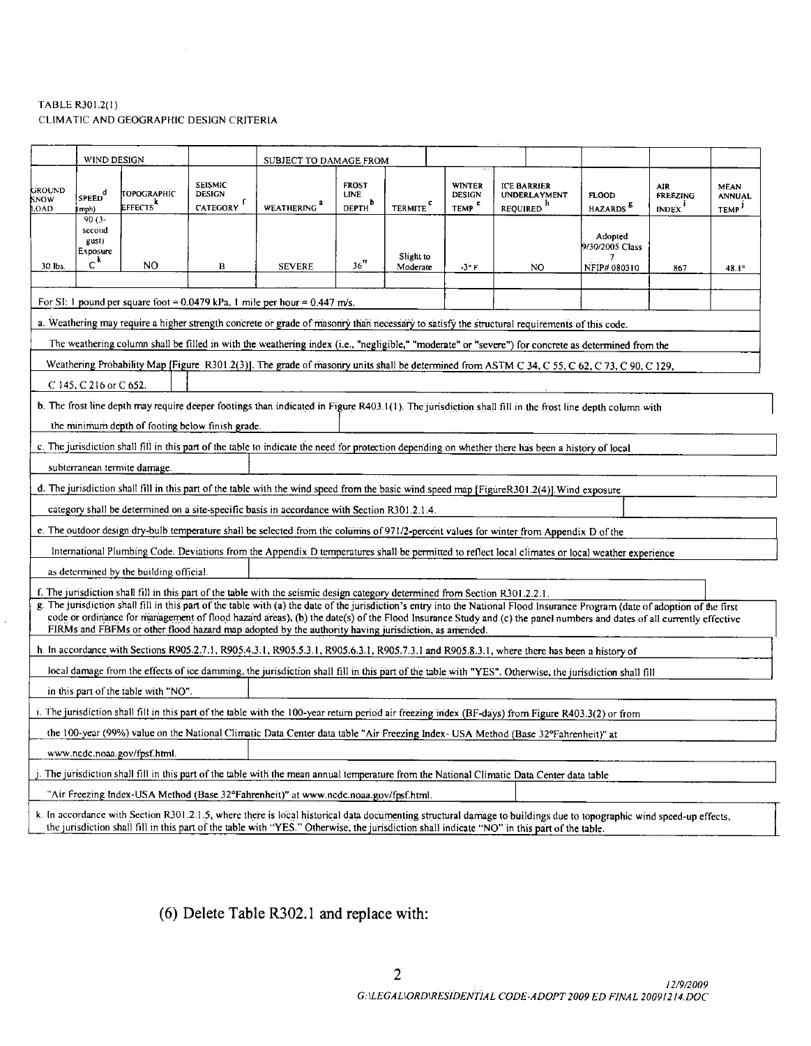TABLE R301.2(1)
CLIMATIC AND GEOGRAPHIC DESIGN CRITERIA

| GROUND SNOW LOAD | WIND DESIGN | | SEISMIC DESIGN CATEGORY [f] | SUBJECT TO DAMAGE FROM | | | WINTER DESIGN TEMP [e] | ICE BARRIER UNDERLAYMENT REQUIRED [h] | FLOOD HAZARDS [g] | AIR FREEZING INDEX [i] | MEAN ANNUAL TEMP [j] |
|---|---|---|---|---|---|---|---|---|---|---|---|
| | SPEED[d] (mph) | TOPOGRAPHIC EFFECTS[k] | | WEATHERING [a] | FROST LINE DEPTH [b] | TERMITE [c] | | | | | |
| 30 lbs. | 90 (3-second gust) Exposure C[k] | NO | B | SEVERE | 36" | Slight to Moderate | -3° F | NO | Adopted 9/30/2005 Class 7 NFIP# 080310 | 867 | 48.1° |

For SI: 1 pound per square foot = 0.0479 kPa, 1 mile per hour = 0.447 m/s.

a. Weathering may require a higher strength concrete or grade of masonry than necessary to satisfy the structural requirements of this code. The weathering column shall be filled in with the weathering index (i.e., "negligible," "moderate" or "severe") for concrete as determined from the Weathering Probability Map [Figure R301.2(3)]. The grade of masonry units shall be determined from ASTM C 34, C 55, C 62, C 73, C 90, C 129, C 145, C 216 or C 652.

b. The frost line depth may require deeper footings than indicated in Figure R403.1(1). The jurisdiction shall fill in the frost line depth column with the minimum depth of footing below finish grade.

c. The jurisdiction shall fill in this part of the table to indicate the need for protection depending on whether there has been a history of local subterranean termite damage.

d. The jurisdiction shall fill in this part of the table with the wind speed from the basic wind speed map [FigureR301.2(4)]. Wind exposure category shall be determined on a site-specific basis in accordance with Section R301.2.1.4.

e. The outdoor design dry-bulb temperature shall be selected from the columns of 971/2-percent values for winter from Appendix D of the International Plumbing Code. Deviations from the Appendix D temperatures shall be permitted to reflect local climates or local weather experience as determined by the building official.

f. The jurisdiction shall fill in this part of the table with the seismic design category determined from Section R301.2.2.1.

g. The jurisdiction shall fill in this part of the table with (a) the date of the jurisdiction's entry into the National Flood Insurance Program (date of adoption of the first code or ordinance for management of flood hazard areas), (b) the date(s) of the Flood Insurance Study and (c) the panel numbers and dates of all currently effective FIRMs and FBFMs or other flood hazard map adopted by the authority having jurisdiction, as amended.

h. In accordance with Sections R905.2.7.1, R905.4.3.1, R905.5.3.1, R905.6.3.1, R905.7.3.1 and R905.8.3.1, where there has been a history of local damage from the effects of ice damming, the jurisdiction shall fill in this part of the table with "YES". Otherwise, the jurisdiction shall fill in this part of the table with "NO".

i. The jurisdiction shall fill in this part of the table with the 100-year return period air freezing index (BF-days) from Figure R403.3(2) or from the 100-year (99%) value on the National Climatic Data Center data table "Air Freezing Index- USA Method (Base 32°Fahrenheit)" at www.ncdc.noaa.gov/fpsf.html.

j. The jurisdiction shall fill in this part of the table with the mean annual temperature from the National Climatic Data Center data table "Air Freezing Index-USA Method (Base 32°Fahrenheit)" at www.ncdc.noaa.gov/fpsf.html.

k. In accordance with Section R301.2.1.5, where there is local historical data documenting structural damage to buildings due to topographic wind speed-up effects, the jurisdiction shall fill in this part of the table with "YES." Otherwise, the jurisdiction shall indicate "NO" in this part of the table.

(6) Delete Table R302.1 and replace with: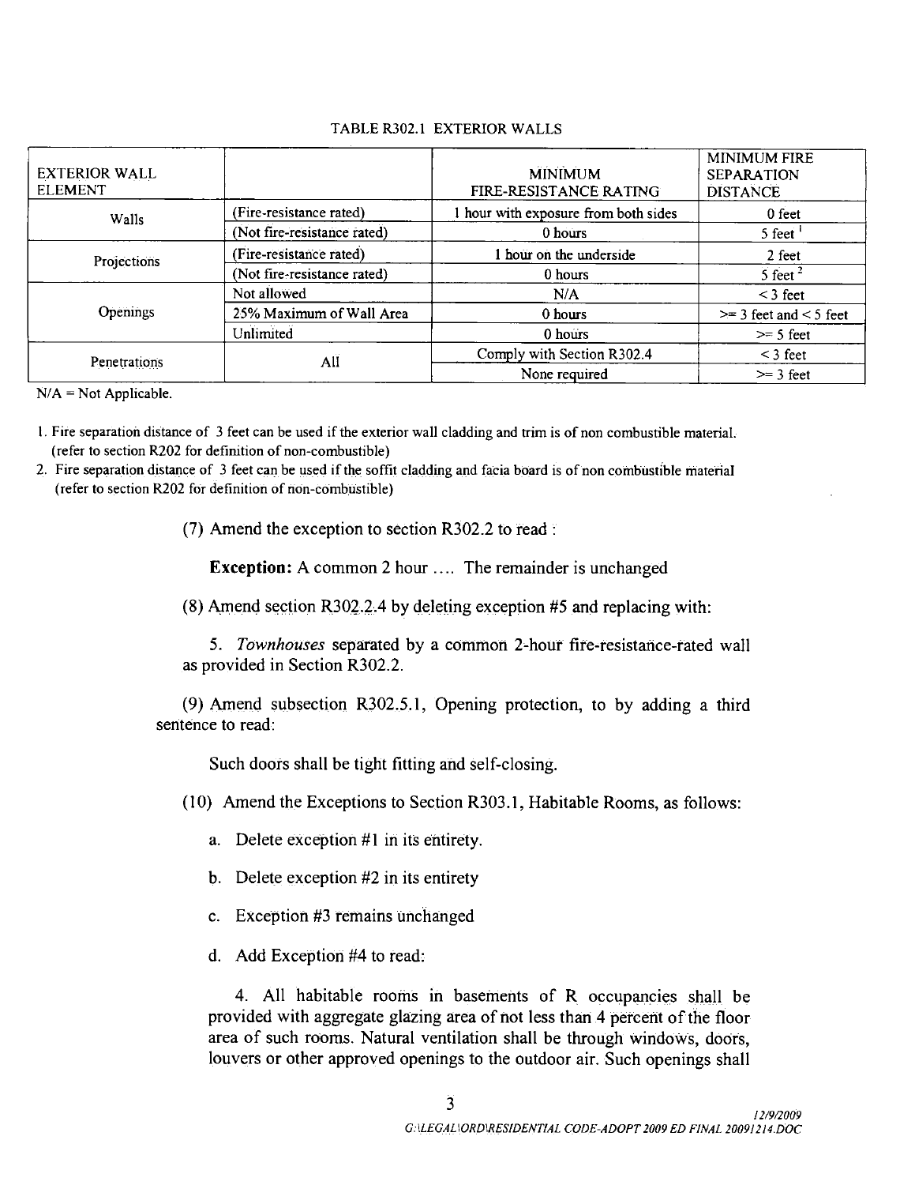TABLE R302.1 EXTERIOR WALLS

| EXTERIOR WALL ELEMENT | | MINIMUM FIRE-RESISTANCE RATING | MINIMUM FIRE SEPARATION DISTANCE |
|---|---|---|---|
| Walls | (Fire-resistance rated) | 1 hour with exposure from both sides | 0 feet |
| | (Not fire-resistance rated) | 0 hours | 5 feet [1] |
| Projections | (Fire-resistance rated) | 1 hour on the underside | 2 feet |
| | (Not fire-resistance rated) | 0 hours | 5 feet [2] |
| Openings | Not allowed | N/A | < 3 feet |
| | 25% Maximum of Wall Area | 0 hours | >= 3 feet and < 5 feet |
| | Unlimited | 0 hours | >= 5 feet |
| Penetrations | All | Comply with Section R302.4 | < 3 feet |
| | | None required | >= 3 feet |

N/A = Not Applicable.

1. Fire separation distance of 3 feet can be used if the exterior wall cladding and trim is of non combustible material. (refer to section R202 for definition of non-combustible)
2. Fire separation distance of 3 feet can be used if the soffit cladding and facia board is of non combustible material (refer to section R202 for definition of non-combustible)

(7) Amend the exception to section R302.2 to read :

**Exception:** A common 2 hour .... The remainder is unchanged

(8) Amend section R302.2.4 by deleting exception #5 and replacing with:

5. *Townhouses* separated by a common 2-hour fire-resistance-rated wall as provided in Section R302.2.

(9) Amend subsection R302.5.1, Opening protection, to by adding a third sentence to read:

Such doors shall be tight fitting and self-closing.

(10) Amend the Exceptions to Section R303.1, Habitable Rooms, as follows:

a. Delete exception #1 in its entirety.

b. Delete exception #2 in its entirety

c. Exception #3 remains unchanged

d. Add Exception #4 to read:

4. All habitable rooms in basements of R occupancies shall be provided with aggregate glazing area of not less than 4 percent of the floor area of such rooms. Natural ventilation shall be through windows, doors, louvers or other approved openings to the outdoor air. Such openings shall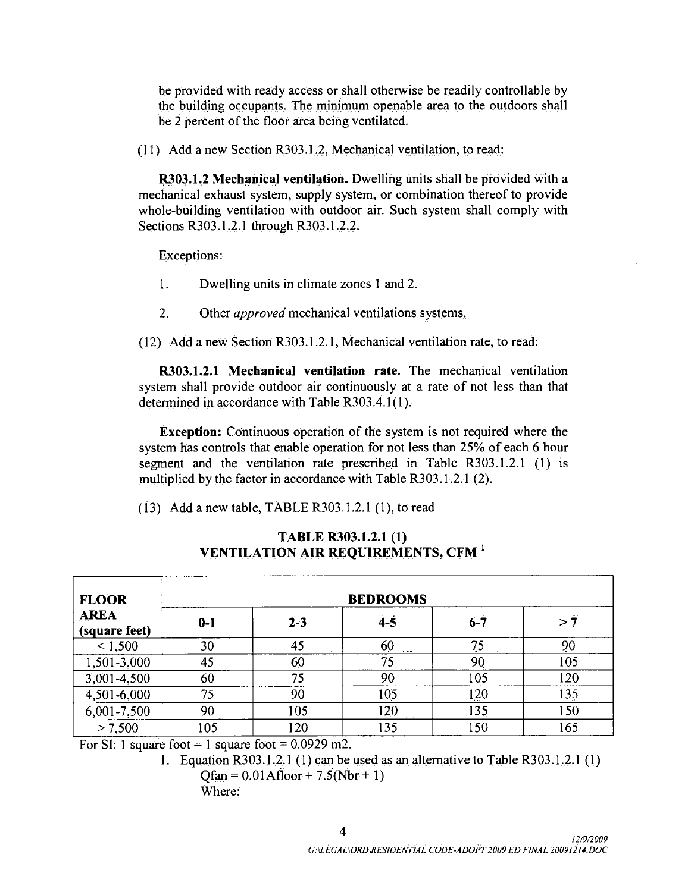be provided with ready access or shall otherwise be readily controllable by the building occupants. The minimum openable area to the outdoors shall be 2 percent of the floor area being ventilated.

(11) Add a new Section R303.1.2, Mechanical ventilation, to read:

**R303.1.2 Mechanical ventilation.** Dwelling units shall be provided with a mechanical exhaust system, supply system, or combination thereof to provide whole-building ventilation with outdoor air. Such system shall comply with Sections R303.1.2.1 through R303.1.2.2.

Exceptions:

1. Dwelling units in climate zones 1 and 2.
2. Other *approved* mechanical ventilations systems.

(12) Add a new Section R303.1.2.1, Mechanical ventilation rate, to read:

**R303.1.2.1 Mechanical ventilation rate.** The mechanical ventilation system shall provide outdoor air continuously at a rate of not less than that determined in accordance with Table R303.4.1(1).

**Exception:** Continuous operation of the system is not required where the system has controls that enable operation for not less than 25% of each 6 hour segment and the ventilation rate prescribed in Table R303.1.2.1 (1) is multiplied by the factor in accordance with Table R303.1.2.1 (2).

(13) Add a new table, TABLE R303.1.2.1 (1), to read

**TABLE R303.1.2.1 (1)**
**VENTILATION AIR REQUIREMENTS, CFM [1]**

| FLOOR AREA (square feet) | BEDROOMS | | | | |
|---|---|---|---|---|---|
| | 0-1 | 2-3 | 4-5 | 6-7 | > 7 |
| < 1,500 | 30 | 45 | 60 | 75 | 90 |
| 1,501-3,000 | 45 | 60 | 75 | 90 | 105 |
| 3,001-4,500 | 60 | 75 | 90 | 105 | 120 |
| 4,501-6,000 | 75 | 90 | 105 | 120 | 135 |
| 6,001-7,500 | 90 | 105 | 120 | 135 | 150 |
| > 7,500 | 105 | 120 | 135 | 150 | 165 |

For SI: 1 square foot = 1 square foot = 0.0929 m2.

1. Equation R303.1.2.1 (1) can be used as an alternative to Table R303.1.2.1 (1)
   $Q_{fan} = 0.01A_{floor} + 7.5(N_{br} + 1)$
   Where: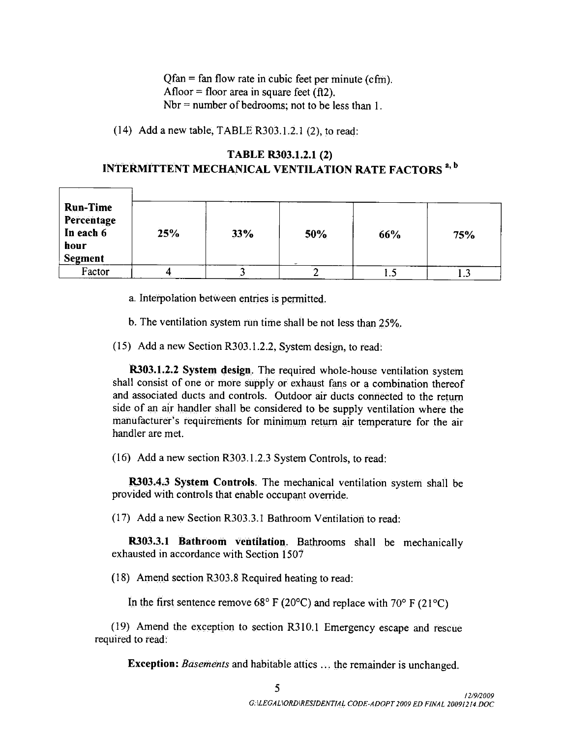Qfan = fan flow rate in cubic feet per minute (cfm).
Afloor = floor area in square feet (ft2).
Nbr = number of bedrooms; not to be less than 1.

(14) Add a new table, TABLE R303.1.2.1 (2), to read:

**TABLE R303.1.2.1 (2)**
**INTERMITTENT MECHANICAL VENTILATION RATE FACTORS [a, b]**

| Run-Time Percentage In each 6 hour Segment | 25% | 33% | 50% | 66% | 75% |
|---|---|---|---|---|---|
| Factor | 4 | 3 | 2 | 1.5 | 1.3 |

a. Interpolation between entries is permitted.

b. The ventilation system run time shall be not less than 25%.

(15) Add a new Section R303.1.2.2, System design, to read:

**R303.1.2.2 System design**. The required whole-house ventilation system shall consist of one or more supply or exhaust fans or a combination thereof and associated ducts and controls. Outdoor air ducts connected to the return side of an air handler shall be considered to be supply ventilation where the manufacturer's requirements for minimum return air temperature for the air handler are met.

(16) Add a new section R303.1.2.3 System Controls, to read:

**R303.4.3 System Controls**. The mechanical ventilation system shall be provided with controls that enable occupant override.

(17) Add a new Section R303.3.1 Bathroom Ventilation to read:

**R303.3.1 Bathroom ventilation**. Bathrooms shall be mechanically exhausted in accordance with Section 1507

(18) Amend section R303.8 Required heating to read:

In the first sentence remove 68° F (20°C) and replace with 70° F (21°C)

(19) Amend the exception to section R310.1 Emergency escape and rescue required to read:

**Exception:** *Basements* and habitable attics … the remainder is unchanged.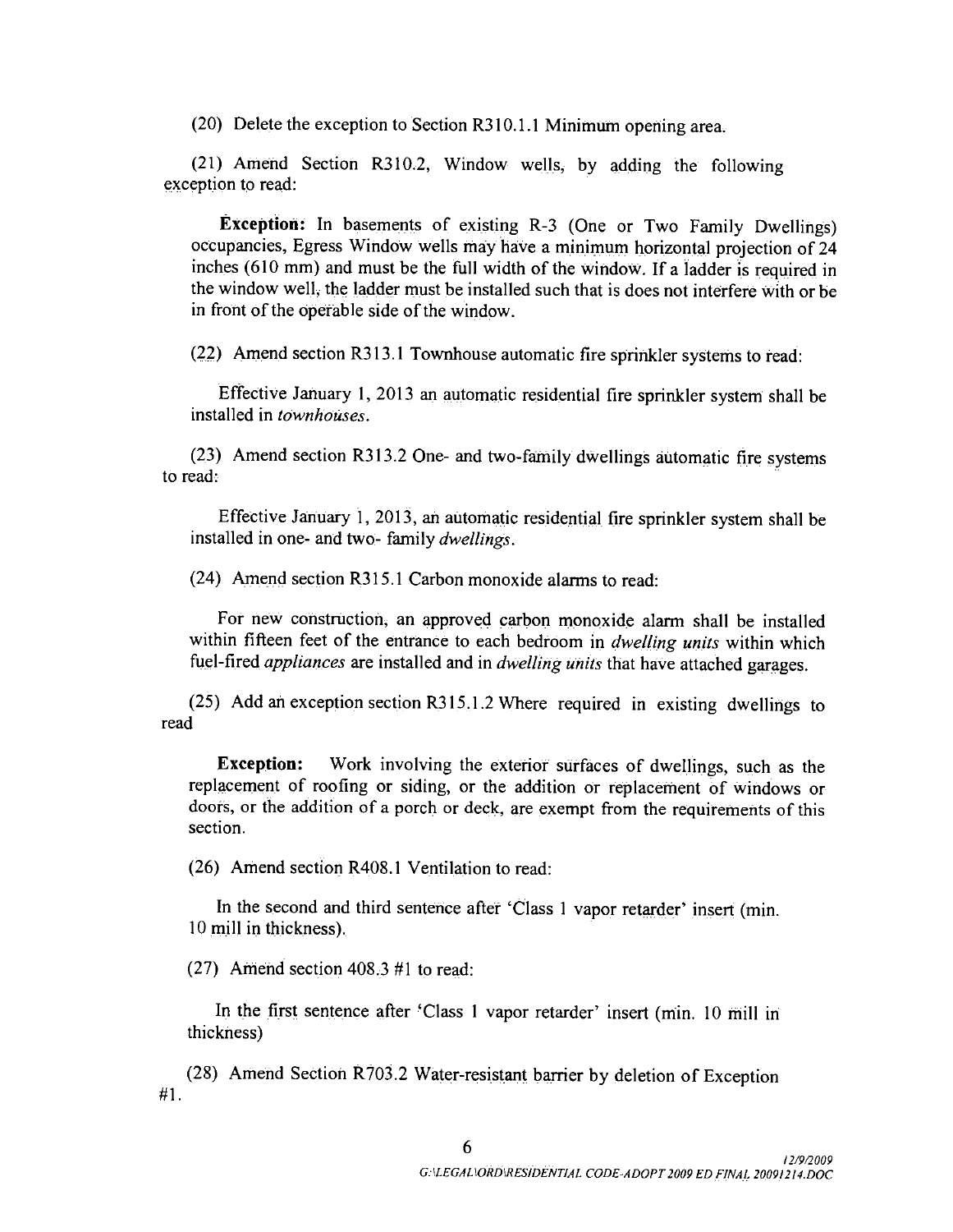(20) Delete the exception to Section R310.1.1 Minimum opening area.

(21) Amend Section R310.2, Window wells, by adding the following exception to read:

**Exception:** In basements of existing R-3 (One or Two Family Dwellings) occupancies, Egress Window wells may have a minimum horizontal projection of 24 inches (610 mm) and must be the full width of the window. If a ladder is required in the window well, the ladder must be installed such that is does not interfere with or be in front of the operable side of the window.

(22) Amend section R313.1 Townhouse automatic fire sprinkler systems to read:

Effective January 1, 2013 an automatic residential fire sprinkler system shall be installed in *townhouses*.

(23) Amend section R313.2 One- and two-family dwellings automatic fire systems to read:

Effective January 1, 2013, an automatic residential fire sprinkler system shall be installed in one- and two- family *dwellings*.

(24) Amend section R315.1 Carbon monoxide alarms to read:

For new construction, an approved carbon monoxide alarm shall be installed within fifteen feet of the entrance to each bedroom in *dwelling units* within which fuel-fired *appliances* are installed and in *dwelling units* that have attached garages.

(25) Add an exception section R315.1.2 Where required in existing dwellings to read

**Exception:** Work involving the exterior surfaces of dwellings, such as the replacement of roofing or siding, or the addition or replacement of windows or doors, or the addition of a porch or deck, are exempt from the requirements of this section.

(26) Amend section R408.1 Ventilation to read:

In the second and third sentence after 'Class 1 vapor retarder' insert (min. 10 mill in thickness).

(27) Amend section 408.3 #1 to read:

In the first sentence after 'Class 1 vapor retarder' insert (min. 10 mill in thickness)

(28) Amend Section R703.2 Water-resistant barrier by deletion of Exception #1.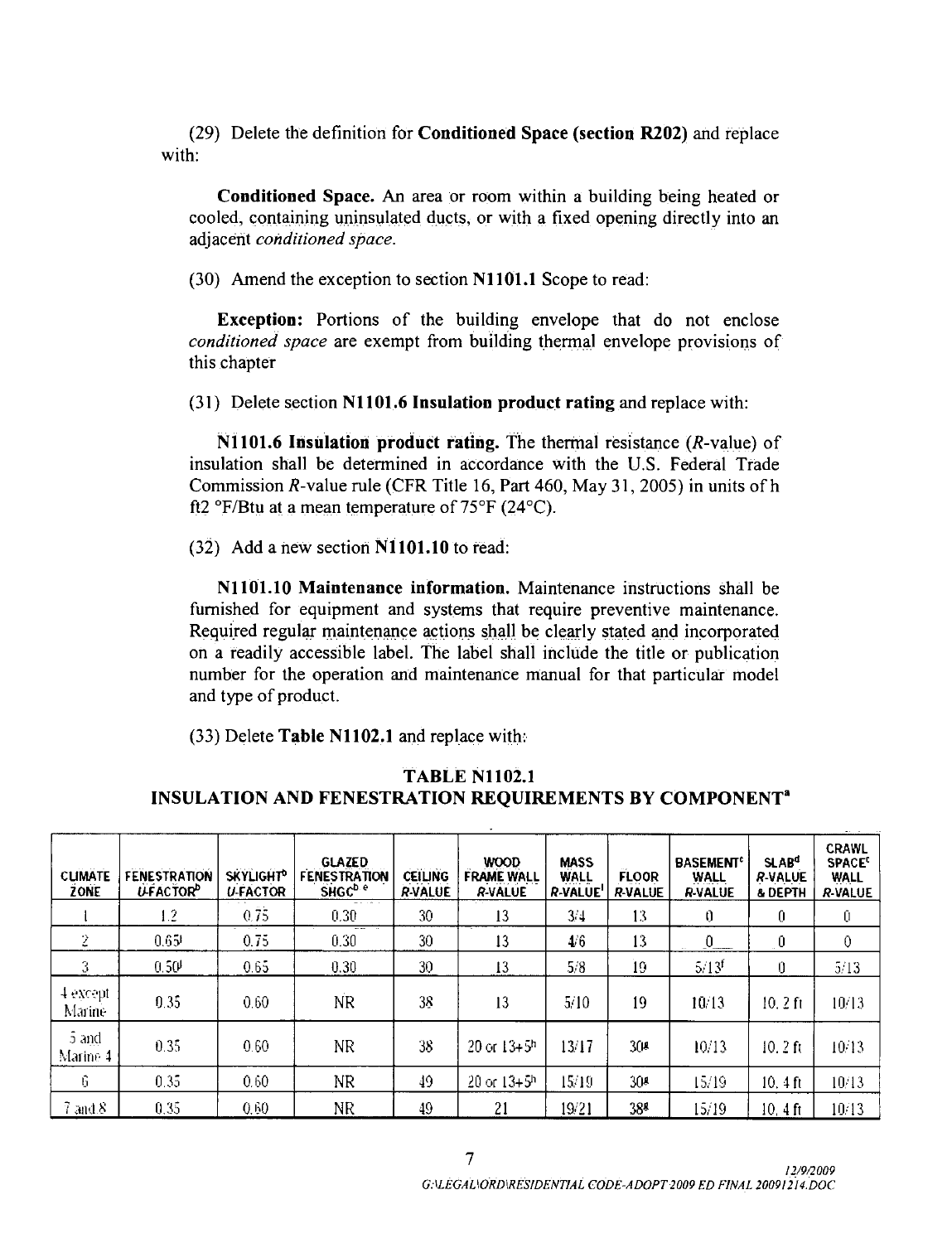(29) Delete the definition for **Conditioned Space (section R202)** and replace with:

**Conditioned Space.** An area or room within a building being heated or cooled, containing uninsulated ducts, or with a fixed opening directly into an adjacent *conditioned space.*

(30) Amend the exception to section **N1101.1** Scope to read:

**Exception:** Portions of the building envelope that do not enclose *conditioned space* are exempt from building thermal envelope provisions of this chapter

(31) Delete section **N1101.6 Insulation product rating** and replace with:

**N1101.6 Insulation product rating.** The thermal resistance (*R*-value) of insulation shall be determined in accordance with the U.S. Federal Trade Commission *R*-value rule (CFR Title 16, Part 460, May 31, 2005) in units of h ft2 °F/Btu at a mean temperature of 75°F (24°C).

(32) Add a new section **N1101.10** to read:

**N1101.10 Maintenance information.** Maintenance instructions shall be furnished for equipment and systems that require preventive maintenance. Required regular maintenance actions shall be clearly stated and incorporated on a readily accessible label. The label shall include the title or publication number for the operation and maintenance manual for that particular model and type of product.

(33) Delete **Table N1102.1** and replace with:

**TABLE N1102.1**
**INSULATION AND FENESTRATION REQUIREMENTS BY COMPONENT[a]**

| CLIMATE ZONE | FENESTRATION *U*-FACTOR[b] | SKYLIGHT[b] *U*-FACTOR | GLAZED FENESTRATION SHGC[b e] | CEILING *R*-VALUE | WOOD FRAME WALL *R*-VALUE | MASS WALL *R*-VALUE[i] | FLOOR *R*-VALUE | BASEMENT[c] WALL *R*-VALUE | SLAB[d] *R*-VALUE & DEPTH | CRAWL SPACE[c] WALL *R*-VALUE |
|---|---|---|---|---|---|---|---|---|---|---|
| 1 | 1.2 | 0.75 | 0.30 | 30 | 13 | 3/4 | 13 | 0 | 0 | 0 |
| 2 | 0.65[j] | 0.75 | 0.30 | 30 | 13 | 4/6 | 13 | 0 | 0 | 0 |
| 3 | 0.50[j] | 0.65 | 0.30 | 30 | 13 | 5/8 | 19 | 5/13[f] | 0 | 5/13 |
| 4 except Marine | 0.35 | 0.60 | NR | 38 | 13 | 5/10 | 19 | 10/13 | 10, 2 ft | 10/13 |
| 5 and Marine 4 | 0.35 | 0.60 | NR | 38 | 20 or 13+5[h] | 13/17 | 30[g] | 10/13 | 10, 2 ft | 10/13 |
| 6 | 0.35 | 0.60 | NR | 49 | 20 or 13+5[h] | 15/19 | 30[g] | 15/19 | 10, 4 ft | 10/13 |
| 7 and 8 | 0.35 | 0.60 | NR | 49 | 21 | 19/21 | 38[g] | 15/19 | 10, 4 ft | 10/13 |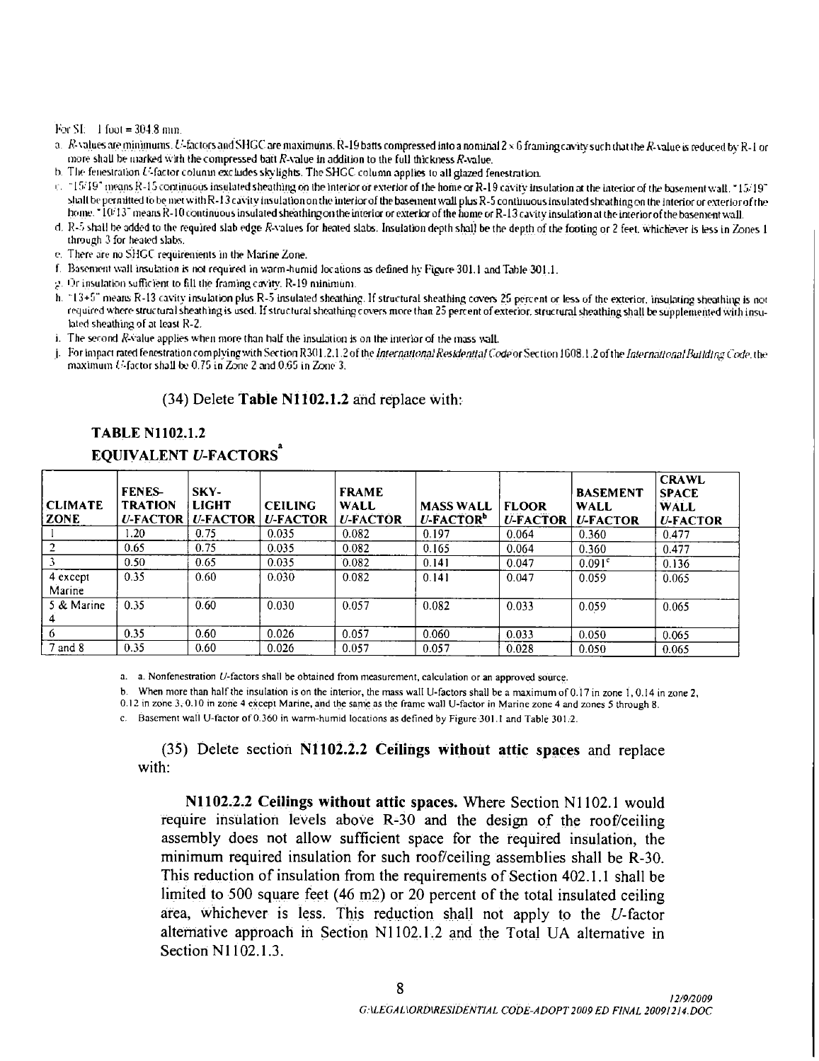For SI: 1 foot = 304.8 mm.

a. *R*-values are minimums. *U*-factors and SHGC are maximums. R-19 batts compressed into a nominal 2 × 6 framing cavity such that the *R*-value is reduced by R-1 or more shall be marked with the compressed batt *R*-value in addition to the full thickness *R*-value.

b. The fenestration *U*-factor column excludes skylights. The SHGC column applies to all glazed fenestration.

c. "15/19" means R-15 continuous insulated sheathing on the interior or exterior of the home or R-19 cavity insulation at the interior of the basement wall. "15/19" shall be permitted to be met with R-13 cavity insulation on the interior of the basement wall plus R-5 continuous insulated sheathing on the interior or exterior of the home. "10/13" means R-10 continuous insulated sheathing on the interior or exterior of the home or R-13 cavity insulation at the interior of the basement wall.

d. R-5 shall be added to the required slab edge *R*-values for heated slabs. Insulation depth shall be the depth of the footing or 2 feet, whichever is less in Zones 1 through 3 for heated slabs.

e. There are no SHGC requirements in the Marine Zone.

f. Basement wall insulation is not required in warm-humid locations as defined by Figure 301.1 and Table 301.1.

g. Or insulation sufficient to fill the framing cavity. R-19 minimum.

h. "13+5" means R-13 cavity insulation plus R-5 insulated sheathing. If structural sheathing covers 25 percent or less of the exterior, insulating sheathing is not required where structural sheathing is used. If structural sheathing covers more than 25 percent of exterior, structural sheathing shall be supplemented with insulated sheathing of at least R-2.

i. The second *R*-value applies when more than half the insulation is on the interior of the mass wall.

j. For impact rated fenestration complying with Section R301.2.1.2 of the *International Residential Code* or Section 1608.1.2 of the *International Building Code*, the maximum *U*-factor shall be 0.75 in Zone 2 and 0.65 in Zone 3.

(34) Delete **Table N1102.1.2** and replace with:

**TABLE N1102.1.2**
**EQUIVALENT *U*-FACTORS[a]**

| CLIMATE ZONE | FENES-TRATION *U*-FACTOR | SKY-LIGHT *U*-FACTOR | CEILING *U*-FACTOR | FRAME WALL *U*-FACTOR | MASS WALL *U*-FACTOR[b] | FLOOR *U*-FACTOR | BASEMENT WALL *U*-FACTOR | CRAWL SPACE WALL *U*-FACTOR |
|---|---|---|---|---|---|---|---|---|
| 1 | 1.20 | 0.75 | 0.035 | 0.082 | 0.197 | 0.064 | 0.360 | 0.477 |
| 2 | 0.65 | 0.75 | 0.035 | 0.082 | 0.165 | 0.064 | 0.360 | 0.477 |
| 3 | 0.50 | 0.65 | 0.035 | 0.082 | 0.141 | 0.047 | 0.091[c] | 0.136 |
| 4 except Marine | 0.35 | 0.60 | 0.030 | 0.082 | 0.141 | 0.047 | 0.059 | 0.065 |
| 5 & Marine 4 | 0.35 | 0.60 | 0.030 | 0.057 | 0.082 | 0.033 | 0.059 | 0.065 |
| 6 | 0.35 | 0.60 | 0.026 | 0.057 | 0.060 | 0.033 | 0.050 | 0.065 |
| 7 and 8 | 0.35 | 0.60 | 0.026 | 0.057 | 0.057 | 0.028 | 0.050 | 0.065 |

a. a. Nonfenestration *U*-factors shall be obtained from measurement, calculation or an approved source.

b. When more than half the insulation is on the interior, the mass wall U-factors shall be a maximum of 0.17 in zone 1, 0.14 in zone 2, 0.12 in zone 3, 0.10 in zone 4 except Marine, and the same as the frame wall U-factor in Marine zone 4 and zones 5 through 8.

c. Basement wall U-factor of 0.360 in warm-humid locations as defined by Figure 301.1 and Table 301.2.

(35) Delete section **N1102.2.2 Ceilings without attic spaces** and replace with:

**N1102.2.2 Ceilings without attic spaces.** Where Section N1102.1 would require insulation levels above R-30 and the design of the roof/ceiling assembly does not allow sufficient space for the required insulation, the minimum required insulation for such roof/ceiling assemblies shall be R-30. This reduction of insulation from the requirements of Section 402.1.1 shall be limited to 500 square feet (46 m2) or 20 percent of the total insulated ceiling area, whichever is less. This reduction shall not apply to the *U*-factor alternative approach in Section N1102.1.2 and the Total UA alternative in Section N1102.1.3.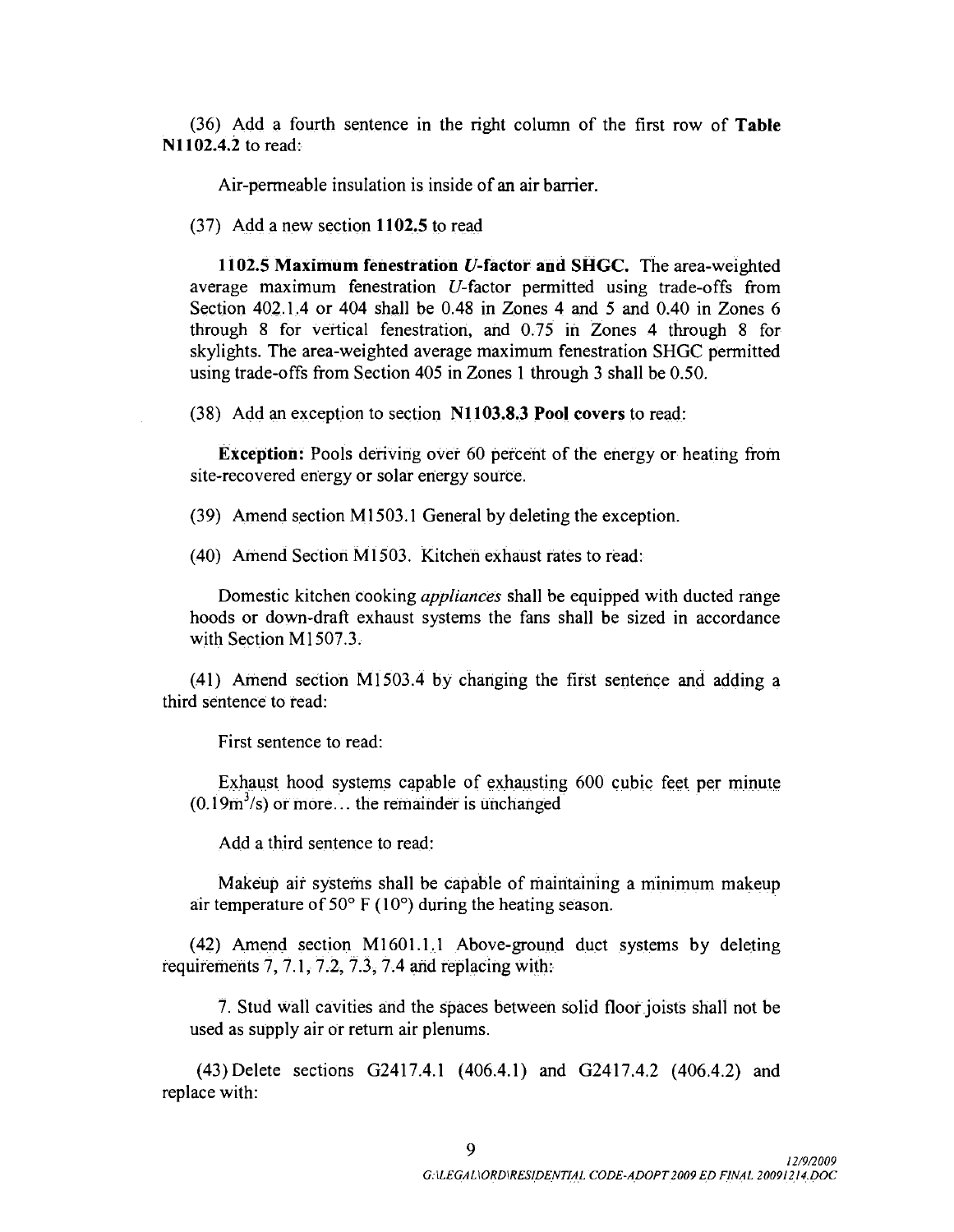(36) Add a fourth sentence in the right column of the first row of **Table N1102.4.2** to read:

Air-permeable insulation is inside of an air barrier.

(37) Add a new section **1102.5** to read

**1102.5 Maximum fenestration *U*-factor and SHGC.** The area-weighted average maximum fenestration *U*-factor permitted using trade-offs from Section 402.1.4 or 404 shall be 0.48 in Zones 4 and 5 and 0.40 in Zones 6 through 8 for vertical fenestration, and 0.75 in Zones 4 through 8 for skylights. The area-weighted average maximum fenestration SHGC permitted using trade-offs from Section 405 in Zones 1 through 3 shall be 0.50.

(38) Add an exception to section **N1103.8.3 Pool covers** to read:

**Exception:** Pools deriving over 60 percent of the energy or heating from site-recovered energy or solar energy source.

(39) Amend section M1503.1 General by deleting the exception.

(40) Amend Section M1503. Kitchen exhaust rates to read:

Domestic kitchen cooking *appliances* shall be equipped with ducted range hoods or down-draft exhaust systems the fans shall be sized in accordance with Section M1507.3.

(41) Amend section M1503.4 by changing the first sentence and adding a third sentence to read:

First sentence to read:

Exhaust hood systems capable of exhausting 600 cubic feet per minute ($0.19 m^3/s$) or more… the remainder is unchanged

Add a third sentence to read:

Makeup air systems shall be capable of maintaining a minimum makeup air temperature of 50° F (10°) during the heating season.

(42) Amend section M1601.1.1 Above-ground duct systems by deleting requirements 7, 7.1, 7.2, 7.3, 7.4 and replacing with:

7. Stud wall cavities and the spaces between solid floor joists shall not be used as supply air or return air plenums.

(43) Delete sections G2417.4.1 (406.4.1) and G2417.4.2 (406.4.2) and replace with: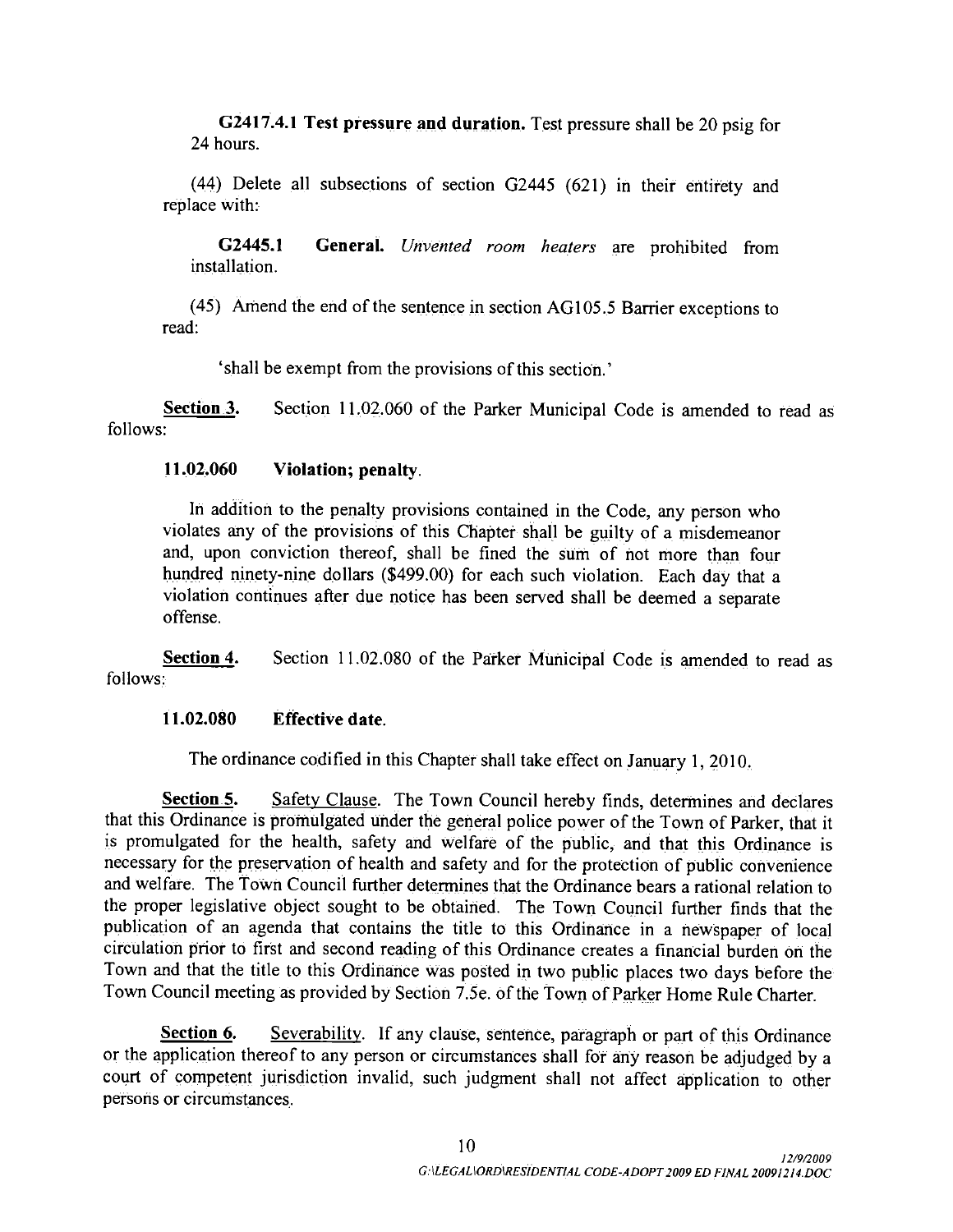**G2417.4.1 Test pressure and duration.** Test pressure shall be 20 psig for 24 hours.

(44) Delete all subsections of section G2445 (621) in their entirety and replace with:

**G2445.1 General.** *Unvented room heaters* are prohibited from installation.

(45) Amend the end of the sentence in section AG105.5 Barrier exceptions to read:

'shall be exempt from the provisions of this section.'

**Section 3.** Section 11.02.060 of the Parker Municipal Code is amended to read as follows:

**11.02.060 Violation; penalty.**

In addition to the penalty provisions contained in the Code, any person who violates any of the provisions of this Chapter shall be guilty of a misdemeanor and, upon conviction thereof, shall be fined the sum of not more than four hundred ninety-nine dollars ($499.00) for each such violation. Each day that a violation continues after due notice has been served shall be deemed a separate offense.

**Section 4.** Section 11.02.080 of the Parker Municipal Code is amended to read as follows:

**11.02.080 Effective date.**

The ordinance codified in this Chapter shall take effect on January 1, 2010.

**Section 5.** Safety Clause. The Town Council hereby finds, determines and declares that this Ordinance is promulgated under the general police power of the Town of Parker, that it is promulgated for the health, safety and welfare of the public, and that this Ordinance is necessary for the preservation of health and safety and for the protection of public convenience and welfare. The Town Council further determines that the Ordinance bears a rational relation to the proper legislative object sought to be obtained. The Town Council further finds that the publication of an agenda that contains the title to this Ordinance in a newspaper of local circulation prior to first and second reading of this Ordinance creates a financial burden on the Town and that the title to this Ordinance was posted in two public places two days before the Town Council meeting as provided by Section 7.5e. of the Town of Parker Home Rule Charter.

**Section 6.** Severability. If any clause, sentence, paragraph or part of this Ordinance or the application thereof to any person or circumstances shall for any reason be adjudged by a court of competent jurisdiction invalid, such judgment shall not affect application to other persons or circumstances.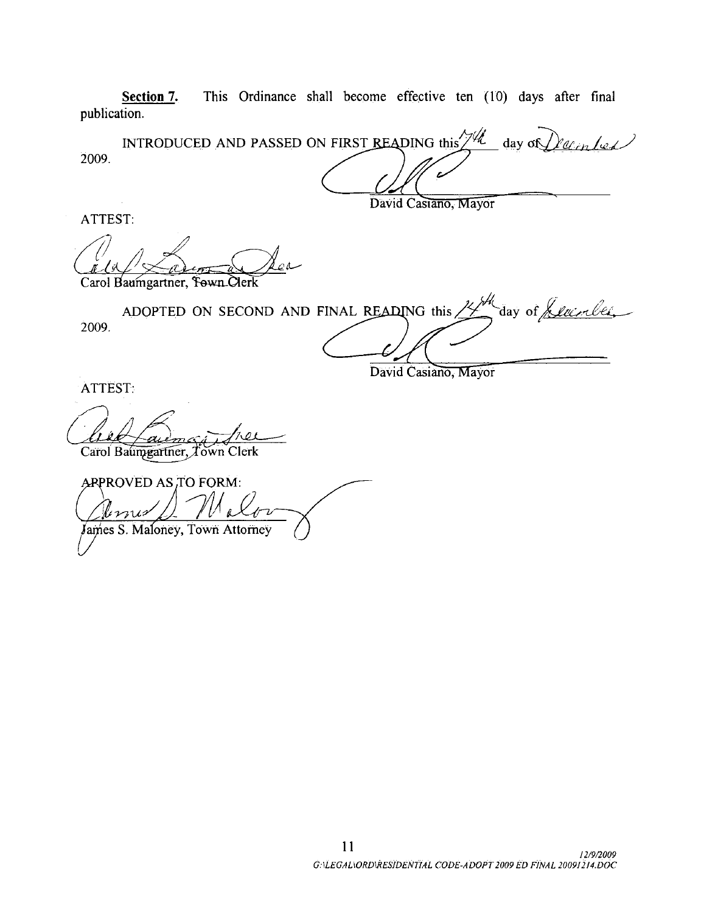**Section 7.** This Ordinance shall become effective ten (10) days after final publication.

INTRODUCED AND PASSED ON FIRST READING this 7th day of December 2009.

David Casiano, Mayor

ATTEST:

Carol Baumgartner, Town Clerk

ADOPTED ON SECOND AND FINAL READING this 14th day of December 2009.

David Casiano, Mayor

ATTEST:

Carol Baumgartner, Town Clerk

APPROVED AS TO FORM:

James S. Maloney, Town Attorney

12/9/2009
G:\LEGAL\ORD\RESIDENTIAL CODE-ADOPT 2009 ED FINAL 20091214.DOC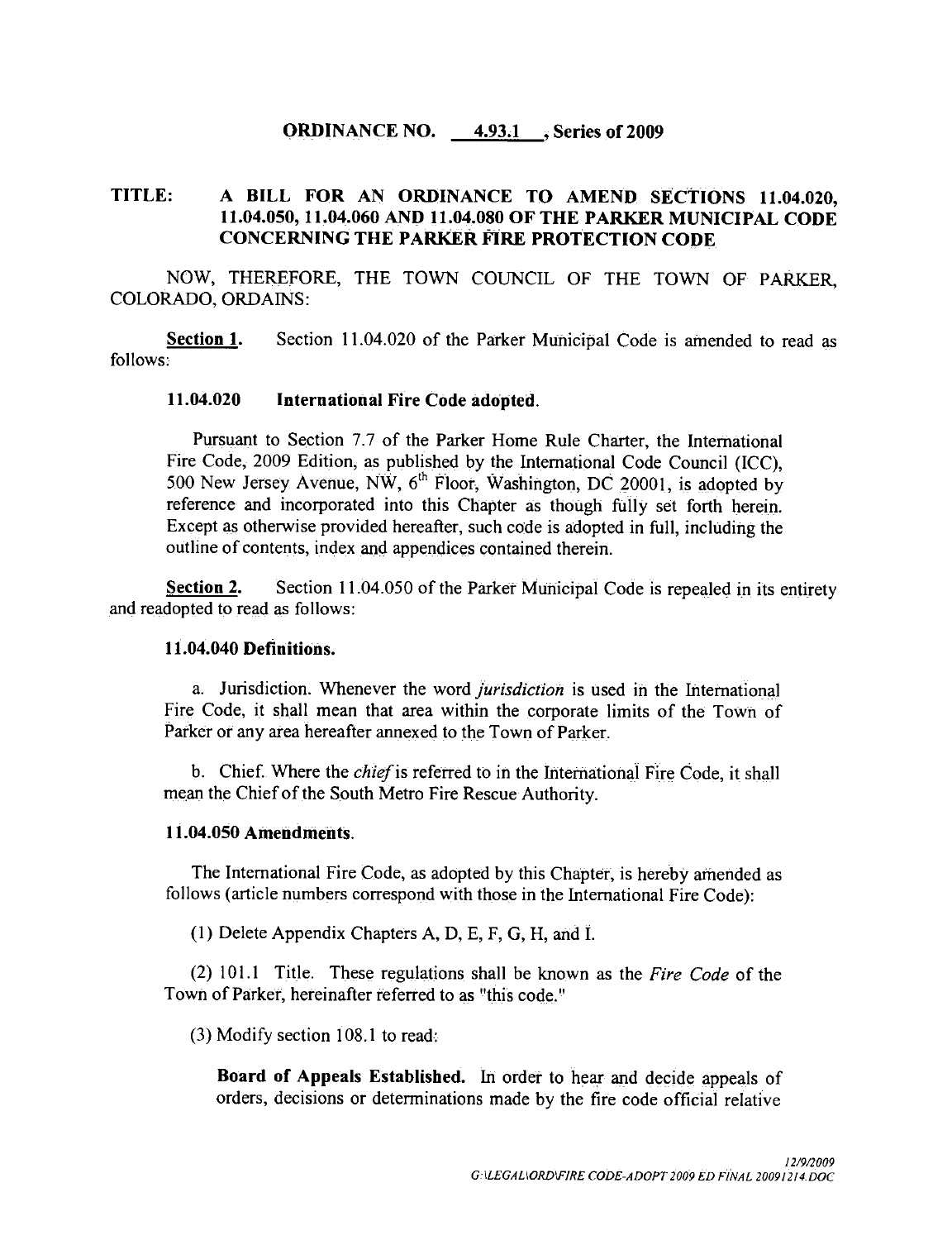**ORDINANCE NO. 4.93.1 , Series of 2009**

**TITLE: A BILL FOR AN ORDINANCE TO AMEND SECTIONS 11.04.020, 11.04.050, 11.04.060 AND 11.04.080 OF THE PARKER MUNICIPAL CODE CONCERNING THE PARKER FIRE PROTECTION CODE**

NOW, THEREFORE, THE TOWN COUNCIL OF THE TOWN OF PARKER, COLORADO, ORDAINS:

**Section 1.** Section 11.04.020 of the Parker Municipal Code is amended to read as follows:

**11.04.020 International Fire Code adopted.**

Pursuant to Section 7.7 of the Parker Home Rule Charter, the International Fire Code, 2009 Edition, as published by the International Code Council (ICC), 500 New Jersey Avenue, NW, 6th Floor, Washington, DC 20001, is adopted by reference and incorporated into this Chapter as though fully set forth herein. Except as otherwise provided hereafter, such code is adopted in full, including the outline of contents, index and appendices contained therein.

**Section 2.** Section 11.04.050 of the Parker Municipal Code is repealed in its entirety and readopted to read as follows:

**11.04.040 Definitions.**

a. Jurisdiction. Whenever the word *jurisdiction* is used in the International Fire Code, it shall mean that area within the corporate limits of the Town of Parker or any area hereafter annexed to the Town of Parker.

b. Chief. Where the *chief* is referred to in the International Fire Code, it shall mean the Chief of the South Metro Fire Rescue Authority.

**11.04.050 Amendments.**

The International Fire Code, as adopted by this Chapter, is hereby amended as follows (article numbers correspond with those in the International Fire Code):

(1) Delete Appendix Chapters A, D, E, F, G, H, and I.

(2) 101.1 Title. These regulations shall be known as the *Fire Code* of the Town of Parker, hereinafter referred to as "this code."

(3) Modify section 108.1 to read:

**Board of Appeals Established.** In order to hear and decide appeals of orders, decisions or determinations made by the fire code official relative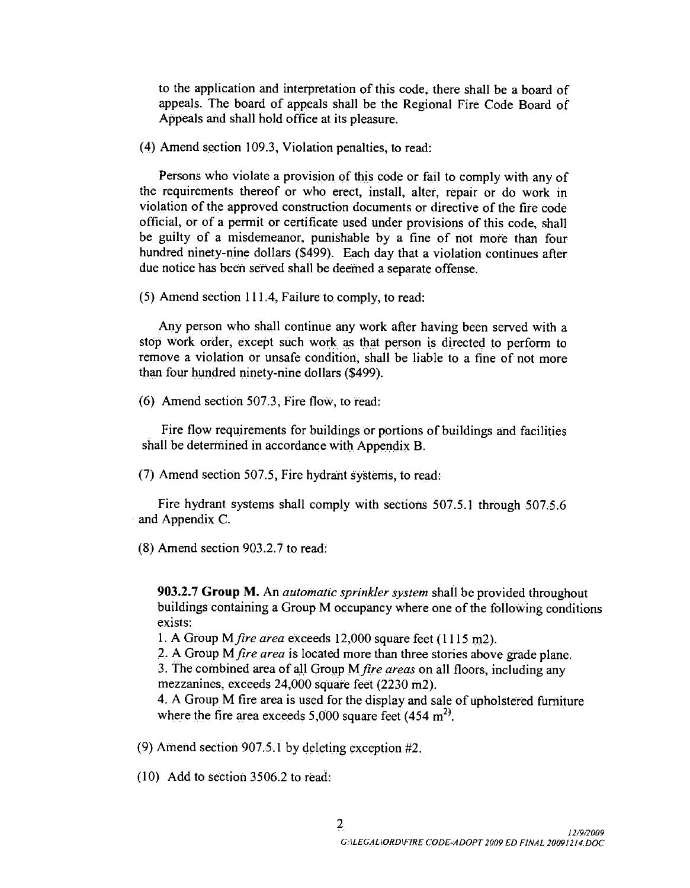to the application and interpretation of this code, there shall be a board of appeals. The board of appeals shall be the Regional Fire Code Board of Appeals and shall hold office at its pleasure.

(4) Amend section 109.3, Violation penalties, to read:

Persons who violate a provision of this code or fail to comply with any of the requirements thereof or who erect, install, alter, repair or do work in violation of the approved construction documents or directive of the fire code official, or of a permit or certificate used under provisions of this code, shall be guilty of a misdemeanor, punishable by a fine of not more than four hundred ninety-nine dollars ($499). Each day that a violation continues after due notice has been served shall be deemed a separate offense.

(5) Amend section 111.4, Failure to comply, to read:

Any person who shall continue any work after having been served with a stop work order, except such work as that person is directed to perform to remove a violation or unsafe condition, shall be liable to a fine of not more than four hundred ninety-nine dollars ($499).

(6) Amend section 507.3, Fire flow, to read:

Fire flow requirements for buildings or portions of buildings and facilities shall be determined in accordance with Appendix B.

(7) Amend section 507.5, Fire hydrant systems, to read:

Fire hydrant systems shall comply with sections 507.5.1 through 507.5.6 and Appendix C.

(8) Amend section 903.2.7 to read:

**903.2.7 Group M.** An *automatic sprinkler system* shall be provided throughout buildings containing a Group M occupancy where one of the following conditions exists:

1. A Group M *fire area* exceeds 12,000 square feet (1115 m2).
2. A Group M *fire area* is located more than three stories above grade plane.
3. The combined area of all Group M *fire areas* on all floors, including any mezzanines, exceeds 24,000 square feet (2230 m2).
4. A Group M fire area is used for the display and sale of upholstered furniture where the fire area exceeds 5,000 square feet (454 $m^2$).

(9) Amend section 907.5.1 by deleting exception #2.

(10) Add to section 3506.2 to read: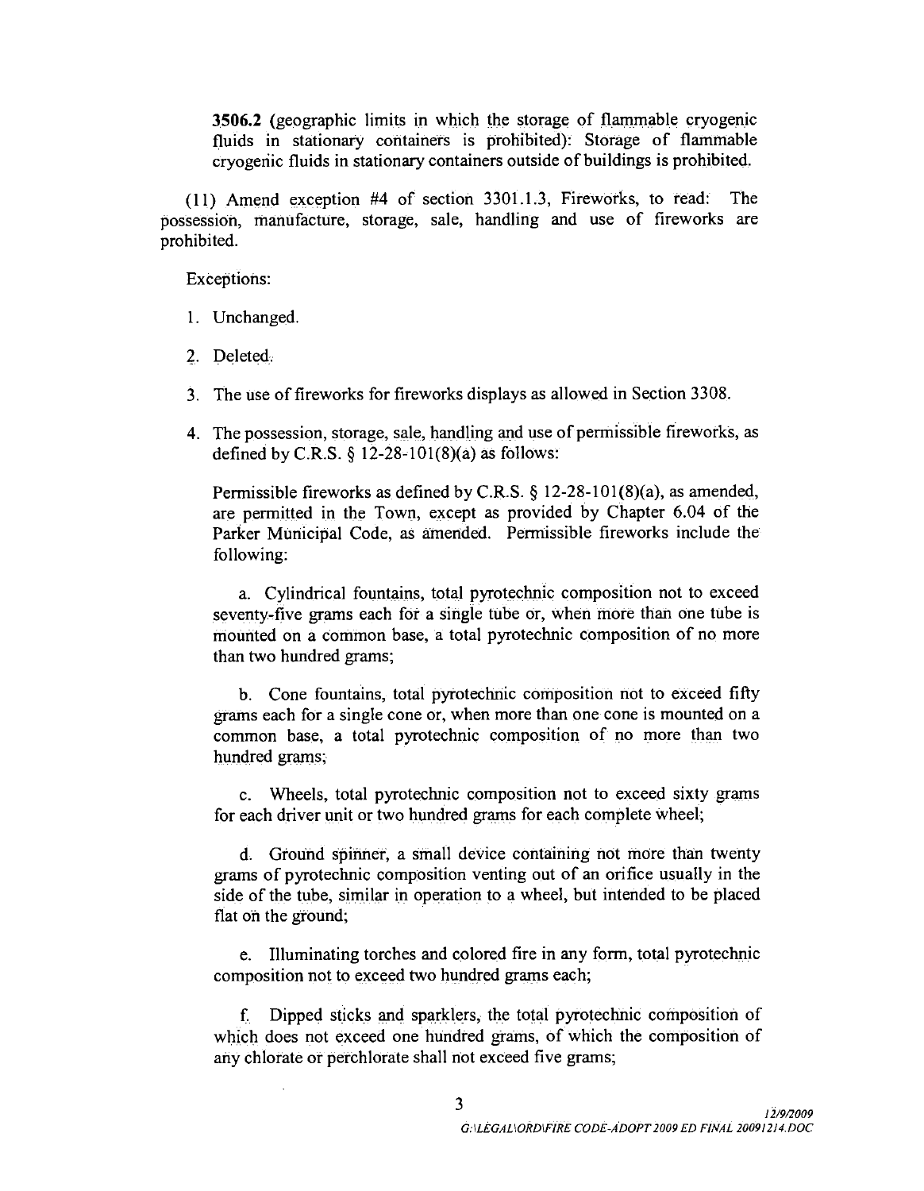**3506.2** (geographic limits in which the storage of flammable cryogenic fluids in stationary containers is prohibited): Storage of flammable cryogenic fluids in stationary containers outside of buildings is prohibited.

(11) Amend exception #4 of section 3301.1.3, Fireworks, to read: The possession, manufacture, storage, sale, handling and use of fireworks are prohibited.

Exceptions:

1. Unchanged.
2. Deleted.
3. The use of fireworks for fireworks displays as allowed in Section 3308.
4. The possession, storage, sale, handling and use of permissible fireworks, as defined by C.R.S. § 12-28-101(8)(a) as follows:

   Permissible fireworks as defined by C.R.S. § 12-28-101(8)(a), as amended, are permitted in the Town, except as provided by Chapter 6.04 of the Parker Municipal Code, as amended. Permissible fireworks include the following:

   a. Cylindrical fountains, total pyrotechnic composition not to exceed seventy-five grams each for a single tube or, when more than one tube is mounted on a common base, a total pyrotechnic composition of no more than two hundred grams;

   b. Cone fountains, total pyrotechnic composition not to exceed fifty grams each for a single cone or, when more than one cone is mounted on a common base, a total pyrotechnic composition of no more than two hundred grams;

   c. Wheels, total pyrotechnic composition not to exceed sixty grams for each driver unit or two hundred grams for each complete wheel;

   d. Ground spinner, a small device containing not more than twenty grams of pyrotechnic composition venting out of an orifice usually in the side of the tube, similar in operation to a wheel, but intended to be placed flat on the ground;

   e. Illuminating torches and colored fire in any form, total pyrotechnic composition not to exceed two hundred grams each;

   f. Dipped sticks and sparklers, the total pyrotechnic composition of which does not exceed one hundred grams, of which the composition of any chlorate or perchlorate shall not exceed five grams;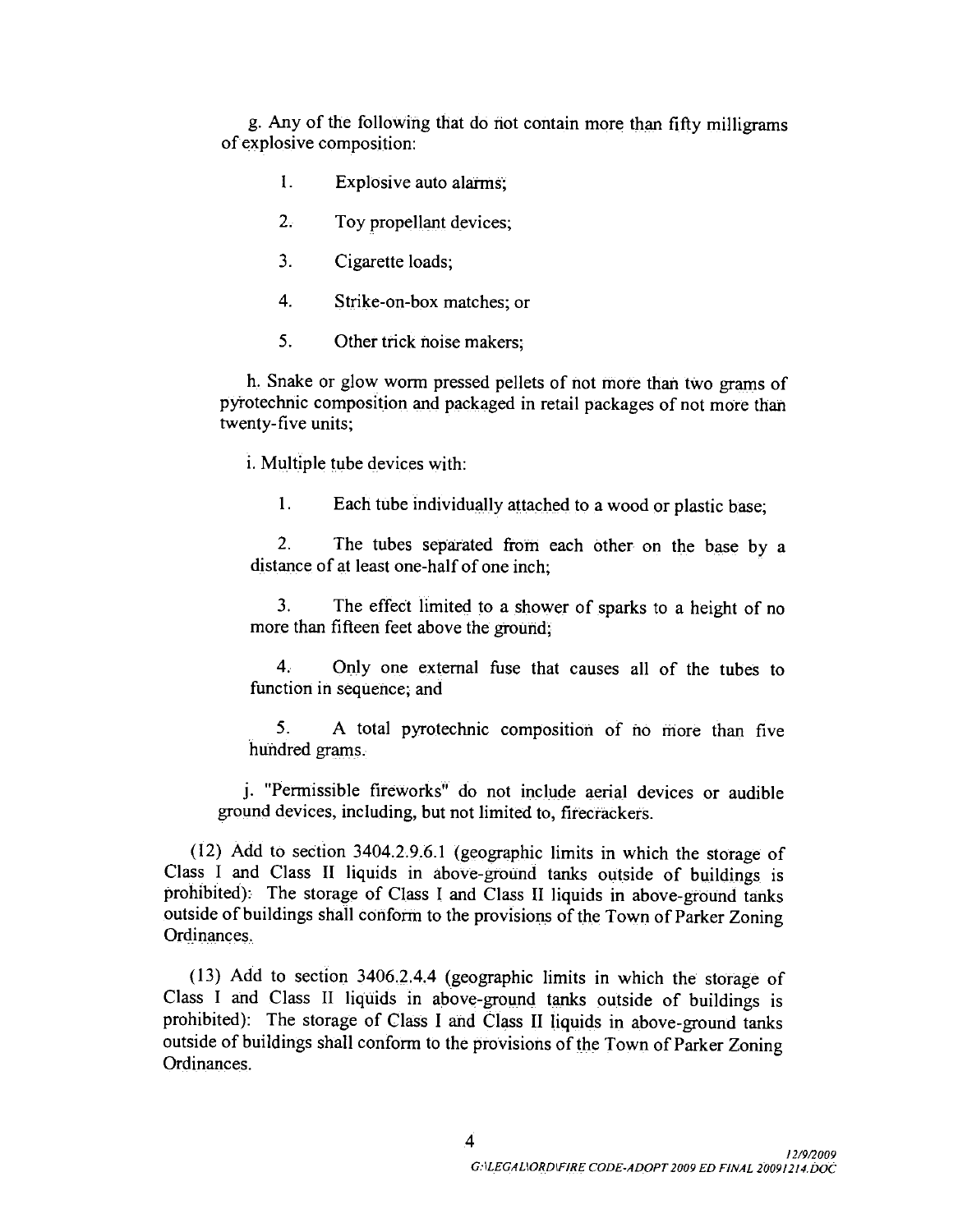g. Any of the following that do not contain more than fifty milligrams of explosive composition:

1. Explosive auto alarms;

2. Toy propellant devices;

3. Cigarette loads;

4. Strike-on-box matches; or

5. Other trick noise makers;

h. Snake or glow worm pressed pellets of not more than two grams of pyrotechnic composition and packaged in retail packages of not more than twenty-five units;

i. Multiple tube devices with:

1. Each tube individually attached to a wood or plastic base;

2. The tubes separated from each other on the base by a distance of at least one-half of one inch;

3. The effect limited to a shower of sparks to a height of no more than fifteen feet above the ground;

4. Only one external fuse that causes all of the tubes to function in sequence; and

5. A total pyrotechnic composition of no more than five hundred grams.

j. "Permissible fireworks" do not include aerial devices or audible ground devices, including, but not limited to, firecrackers.

(12) Add to section 3404.2.9.6.1 (geographic limits in which the storage of Class I and Class II liquids in above-ground tanks outside of buildings is prohibited): The storage of Class I and Class II liquids in above-ground tanks outside of buildings shall conform to the provisions of the Town of Parker Zoning Ordinances.

(13) Add to section 3406.2.4.4 (geographic limits in which the storage of Class I and Class II liquids in above-ground tanks outside of buildings is prohibited): The storage of Class I and Class II liquids in above-ground tanks outside of buildings shall conform to the provisions of the Town of Parker Zoning Ordinances.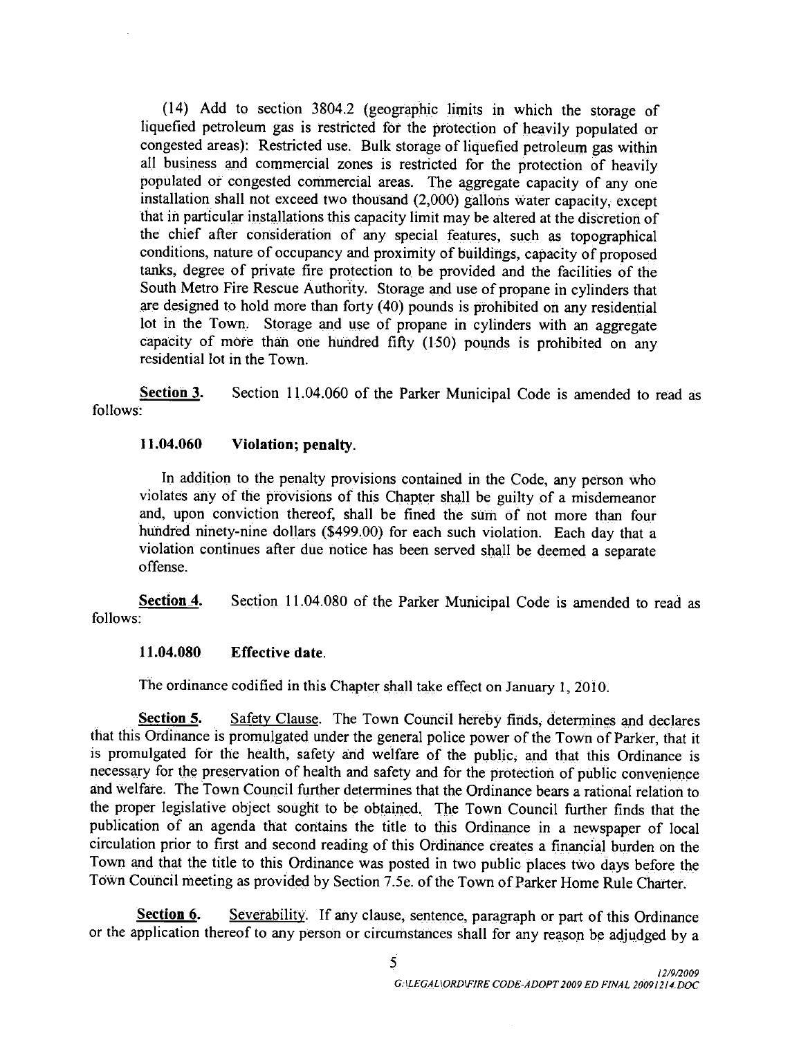(14) Add to section 3804.2 (geographic limits in which the storage of liquefied petroleum gas is restricted for the protection of heavily populated or congested areas): Restricted use. Bulk storage of liquefied petroleum gas within all business and commercial zones is restricted for the protection of heavily populated or congested commercial areas. The aggregate capacity of any one installation shall not exceed two thousand (2,000) gallons water capacity, except that in particular installations this capacity limit may be altered at the discretion of the chief after consideration of any special features, such as topographical conditions, nature of occupancy and proximity of buildings, capacity of proposed tanks, degree of private fire protection to be provided and the facilities of the South Metro Fire Rescue Authority. Storage and use of propane in cylinders that are designed to hold more than forty (40) pounds is prohibited on any residential lot in the Town. Storage and use of propane in cylinders with an aggregate capacity of more than one hundred fifty (150) pounds is prohibited on any residential lot in the Town.

**Section 3.** Section 11.04.060 of the Parker Municipal Code is amended to read as follows:

**11.04.060 Violation; penalty.**

In addition to the penalty provisions contained in the Code, any person who violates any of the provisions of this Chapter shall be guilty of a misdemeanor and, upon conviction thereof, shall be fined the sum of not more than four hundred ninety-nine dollars ($499.00) for each such violation. Each day that a violation continues after due notice has been served shall be deemed a separate offense.

**Section 4.** Section 11.04.080 of the Parker Municipal Code is amended to read as follows:

**11.04.080 Effective date.**

The ordinance codified in this Chapter shall take effect on January 1, 2010.

**Section 5.** Safety Clause. The Town Council hereby finds, determines and declares that this Ordinance is promulgated under the general police power of the Town of Parker, that it is promulgated for the health, safety and welfare of the public, and that this Ordinance is necessary for the preservation of health and safety and for the protection of public convenience and welfare. The Town Council further determines that the Ordinance bears a rational relation to the proper legislative object sought to be obtained. The Town Council further finds that the publication of an agenda that contains the title to this Ordinance in a newspaper of local circulation prior to first and second reading of this Ordinance creates a financial burden on the Town and that the title to this Ordinance was posted in two public places two days before the Town Council meeting as provided by Section 7.5e. of the Town of Parker Home Rule Charter.

**Section 6.** Severability. If any clause, sentence, paragraph or part of this Ordinance or the application thereof to any person or circumstances shall for any reason be adjudged by a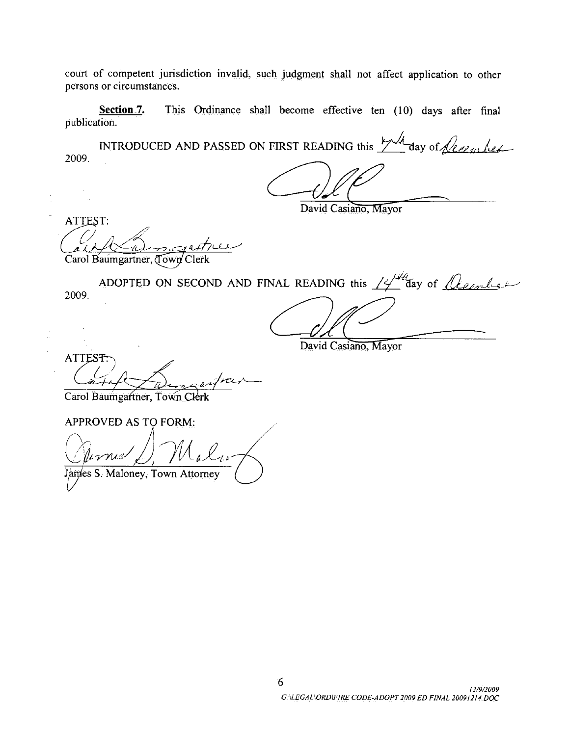court of competent jurisdiction invalid, such judgment shall not affect application to other persons or circumstances.

**Section 7.** This Ordinance shall become effective ten (10) days after final publication.

INTRODUCED AND PASSED ON FIRST READING this 7th day of December 2009.

David Casiano, Mayor

ATTEST:

Carol Baumgartner, Town Clerk

ADOPTED ON SECOND AND FINAL READING this 14th day of December 2009.

David Casiano, Mayor

ATTEST:

Carol Baumgartner, Town Clerk

APPROVED AS TO FORM:

James S. Maloney, Town Attorney

*12/9/2009*
*G:\LEGAL\ORD\FIRE CODE-ADOPT 2009 ED FINAL 20091214.DOC*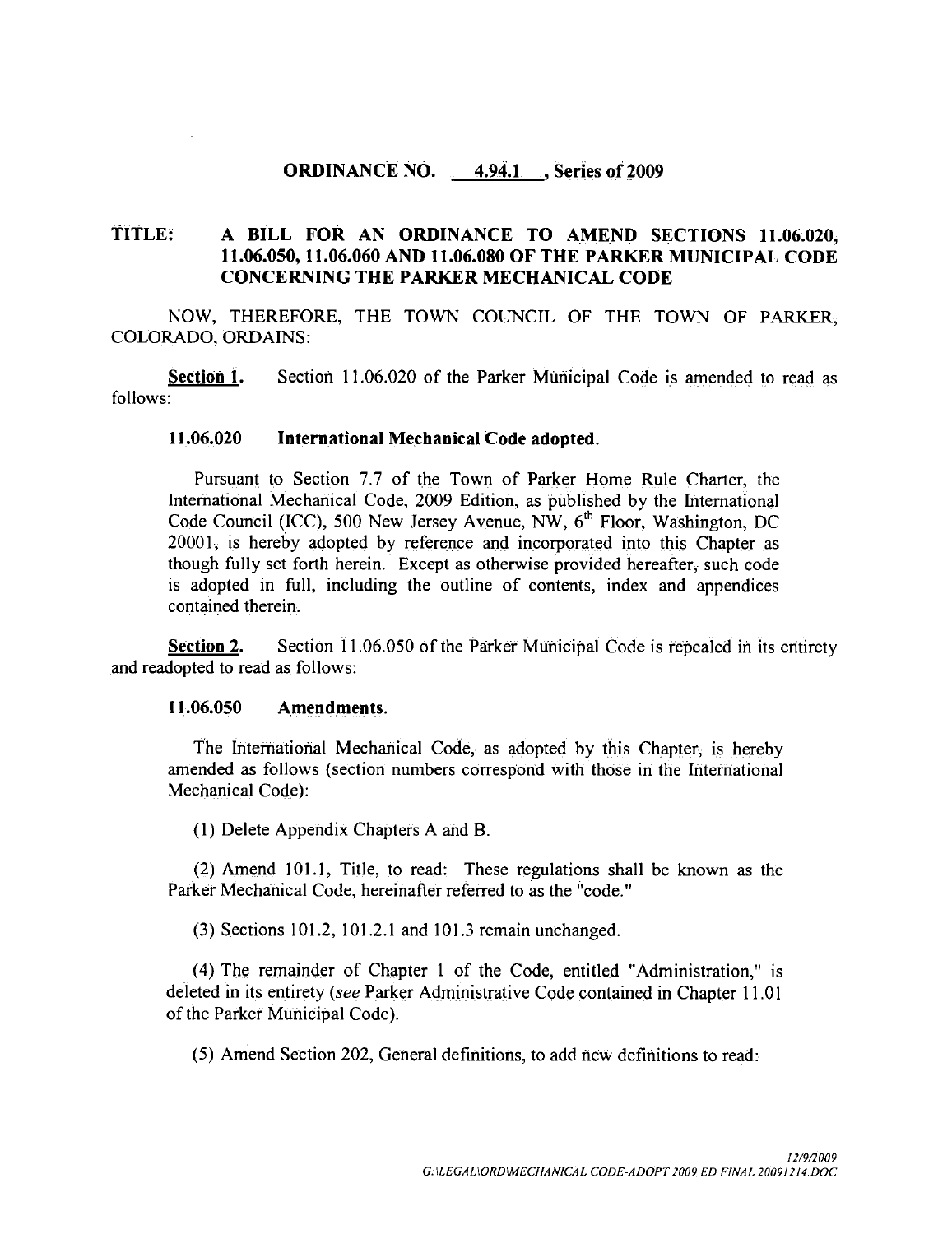**ORDINANCE NO. 4.94.1, Series of 2009**

**TITLE: A BILL FOR AN ORDINANCE TO AMEND SECTIONS 11.06.020, 11.06.050, 11.06.060 AND 11.06.080 OF THE PARKER MUNICIPAL CODE CONCERNING THE PARKER MECHANICAL CODE**

NOW, THEREFORE, THE TOWN COUNCIL OF THE TOWN OF PARKER, COLORADO, ORDAINS:

**Section 1.** Section 11.06.020 of the Parker Municipal Code is amended to read as follows:

**11.06.020 International Mechanical Code adopted.**

Pursuant to Section 7.7 of the Town of Parker Home Rule Charter, the International Mechanical Code, 2009 Edition, as published by the International Code Council (ICC), 500 New Jersey Avenue, NW, 6th Floor, Washington, DC 20001, is hereby adopted by reference and incorporated into this Chapter as though fully set forth herein. Except as otherwise provided hereafter, such code is adopted in full, including the outline of contents, index and appendices contained therein.

**Section 2.** Section 11.06.050 of the Parker Municipal Code is repealed in its entirety and readopted to read as follows:

**11.06.050 Amendments.**

The International Mechanical Code, as adopted by this Chapter, is hereby amended as follows (section numbers correspond with those in the International Mechanical Code):

(1) Delete Appendix Chapters A and B.

(2) Amend 101.1, Title, to read: These regulations shall be known as the Parker Mechanical Code, hereinafter referred to as the "code."

(3) Sections 101.2, 101.2.1 and 101.3 remain unchanged.

(4) The remainder of Chapter 1 of the Code, entitled "Administration," is deleted in its entirety (*see* Parker Administrative Code contained in Chapter 11.01 of the Parker Municipal Code).

(5) Amend Section 202, General definitions, to add new definitions to read: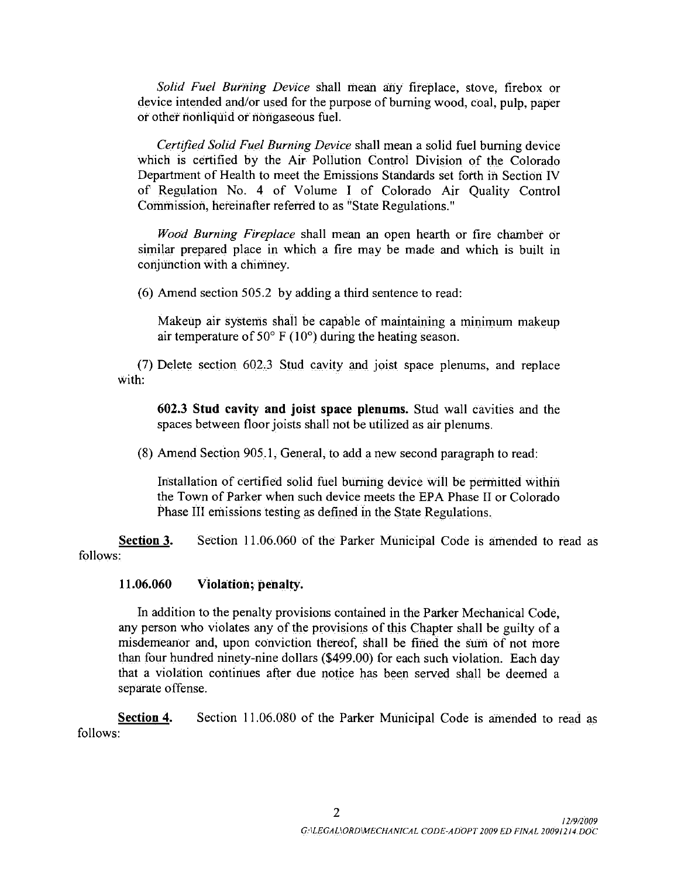*Solid Fuel Burning Device* shall mean any fireplace, stove, firebox or device intended and/or used for the purpose of burning wood, coal, pulp, paper or other nonliquid or nongaseous fuel.

*Certified Solid Fuel Burning Device* shall mean a solid fuel burning device which is certified by the Air Pollution Control Division of the Colorado Department of Health to meet the Emissions Standards set forth in Section IV of Regulation No. 4 of Volume I of Colorado Air Quality Control Commission, hereinafter referred to as "State Regulations."

*Wood Burning Fireplace* shall mean an open hearth or fire chamber or similar prepared place in which a fire may be made and which is built in conjunction with a chimney.

(6) Amend section 505.2 by adding a third sentence to read:

Makeup air systems shall be capable of maintaining a minimum makeup air temperature of 50° F (10°) during the heating season.

(7) Delete section 602.3 Stud cavity and joist space plenums, and replace with:

**602.3 Stud cavity and joist space plenums.** Stud wall cavities and the spaces between floor joists shall not be utilized as air plenums.

(8) Amend Section 905.1, General, to add a new second paragraph to read:

Installation of certified solid fuel burning device will be permitted within the Town of Parker when such device meets the EPA Phase II or Colorado Phase III emissions testing as defined in the State Regulations.

**Section 3.** Section 11.06.060 of the Parker Municipal Code is amended to read as follows:

**11.06.060 Violation; penalty.**

In addition to the penalty provisions contained in the Parker Mechanical Code, any person who violates any of the provisions of this Chapter shall be guilty of a misdemeanor and, upon conviction thereof, shall be fined the sum of not more than four hundred ninety-nine dollars ($499.00) for each such violation. Each day that a violation continues after due notice has been served shall be deemed a separate offense.

**Section 4.** Section 11.06.080 of the Parker Municipal Code is amended to read as follows: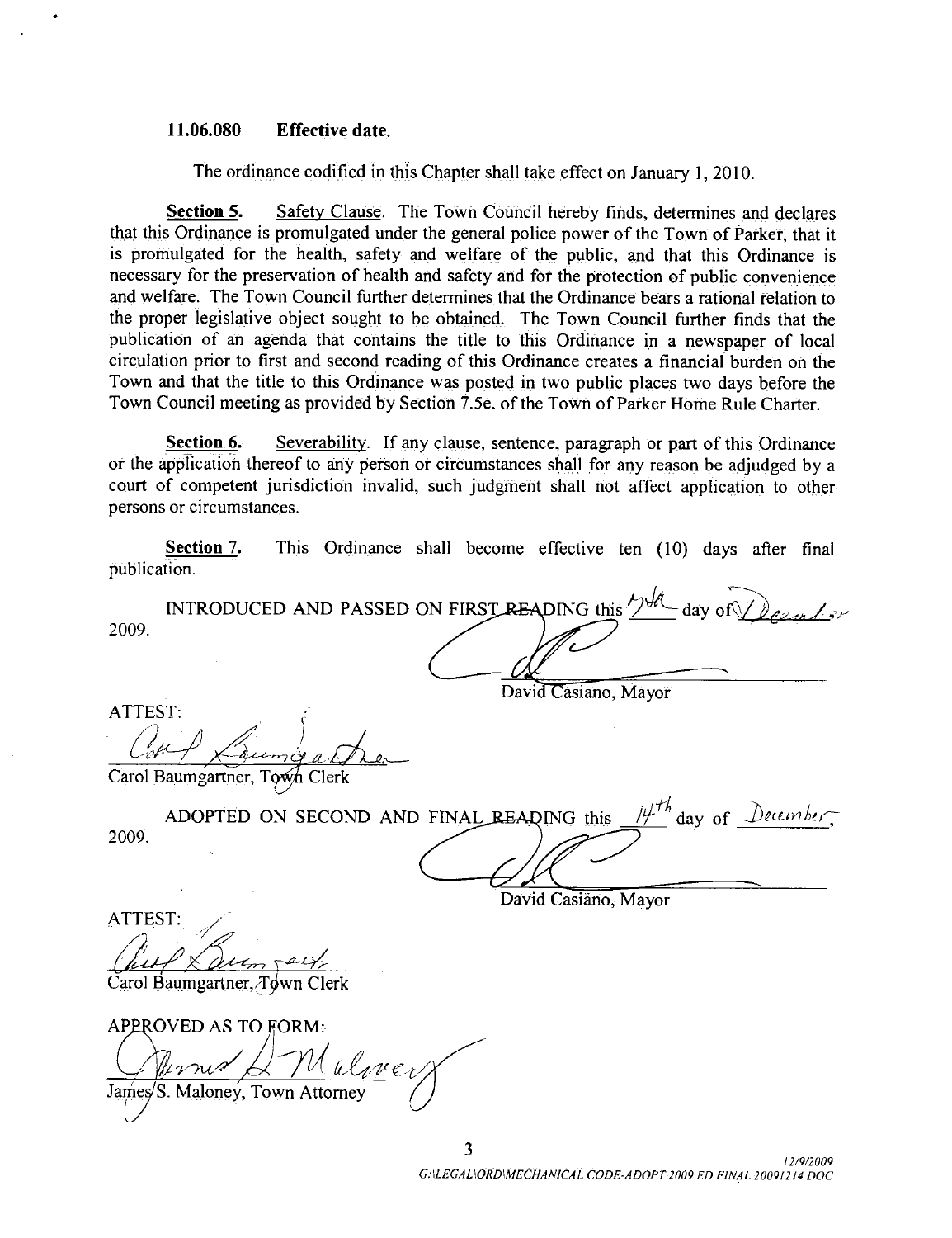### 11.06.080 Effective date.

The ordinance codified in this Chapter shall take effect on January 1, 2010.

**Section 5.** Safety Clause. The Town Council hereby finds, determines and declares that this Ordinance is promulgated under the general police power of the Town of Parker, that it is promulgated for the health, safety and welfare of the public, and that this Ordinance is necessary for the preservation of health and safety and for the protection of public convenience and welfare. The Town Council further determines that the Ordinance bears a rational relation to the proper legislative object sought to be obtained. The Town Council further finds that the publication of an agenda that contains the title to this Ordinance in a newspaper of local circulation prior to first and second reading of this Ordinance creates a financial burden on the Town and that the title to this Ordinance was posted in two public places two days before the Town Council meeting as provided by Section 7.5e. of the Town of Parker Home Rule Charter.

**Section 6.** Severability. If any clause, sentence, paragraph or part of this Ordinance or the application thereof to any person or circumstances shall for any reason be adjudged by a court of competent jurisdiction invalid, such judgment shall not affect application to other persons or circumstances.

**Section 7.** This Ordinance shall become effective ten (10) days after final publication.

INTRODUCED AND PASSED ON FIRST READING this 7th day of December 2009.

David Casiano, Mayor

ATTEST:

Carol Baumgartner, Town Clerk

ADOPTED ON SECOND AND FINAL READING this 14th day of December, 2009.

David Casiano, Mayor

ATTEST:

Carol Baumgartner, Town Clerk

APPROVED AS TO FORM:

James S. Maloney, Town Attorney

12/9/2009
G:\LEGAL\ORD\MECHANICAL CODE-ADOPT 2009 ED FINAL 20091214.DOC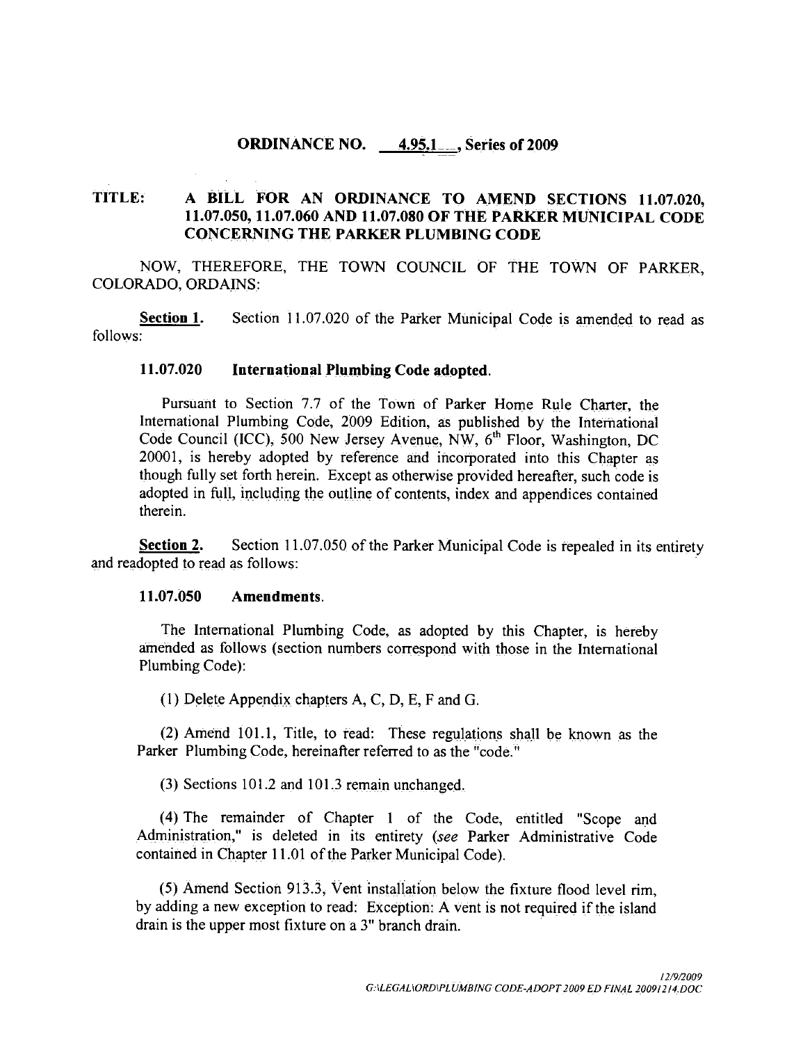**ORDINANCE NO. 4.95.1, Series of 2009**

**TITLE: A BILL FOR AN ORDINANCE TO AMEND SECTIONS 11.07.020, 11.07.050, 11.07.060 AND 11.07.080 OF THE PARKER MUNICIPAL CODE CONCERNING THE PARKER PLUMBING CODE**

NOW, THEREFORE, THE TOWN COUNCIL OF THE TOWN OF PARKER, COLORADO, ORDAINS:

**Section 1.** Section 11.07.020 of the Parker Municipal Code is amended to read as follows:

**11.07.020 International Plumbing Code adopted.**

Pursuant to Section 7.7 of the Town of Parker Home Rule Charter, the International Plumbing Code, 2009 Edition, as published by the International Code Council (ICC), 500 New Jersey Avenue, NW, 6th Floor, Washington, DC 20001, is hereby adopted by reference and incorporated into this Chapter as though fully set forth herein. Except as otherwise provided hereafter, such code is adopted in full, including the outline of contents, index and appendices contained therein.

**Section 2.** Section 11.07.050 of the Parker Municipal Code is repealed in its entirety and readopted to read as follows:

**11.07.050 Amendments.**

The International Plumbing Code, as adopted by this Chapter, is hereby amended as follows (section numbers correspond with those in the International Plumbing Code):

(1) Delete Appendix chapters A, C, D, E, F and G.

(2) Amend 101.1, Title, to read: These regulations shall be known as the Parker Plumbing Code, hereinafter referred to as the "code."

(3) Sections 101.2 and 101.3 remain unchanged.

(4) The remainder of Chapter 1 of the Code, entitled "Scope and Administration," is deleted in its entirety (*see* Parker Administrative Code contained in Chapter 11.01 of the Parker Municipal Code).

(5) Amend Section 913.3, Vent installation below the fixture flood level rim, by adding a new exception to read: Exception: A vent is not required if the island drain is the upper most fixture on a 3" branch drain.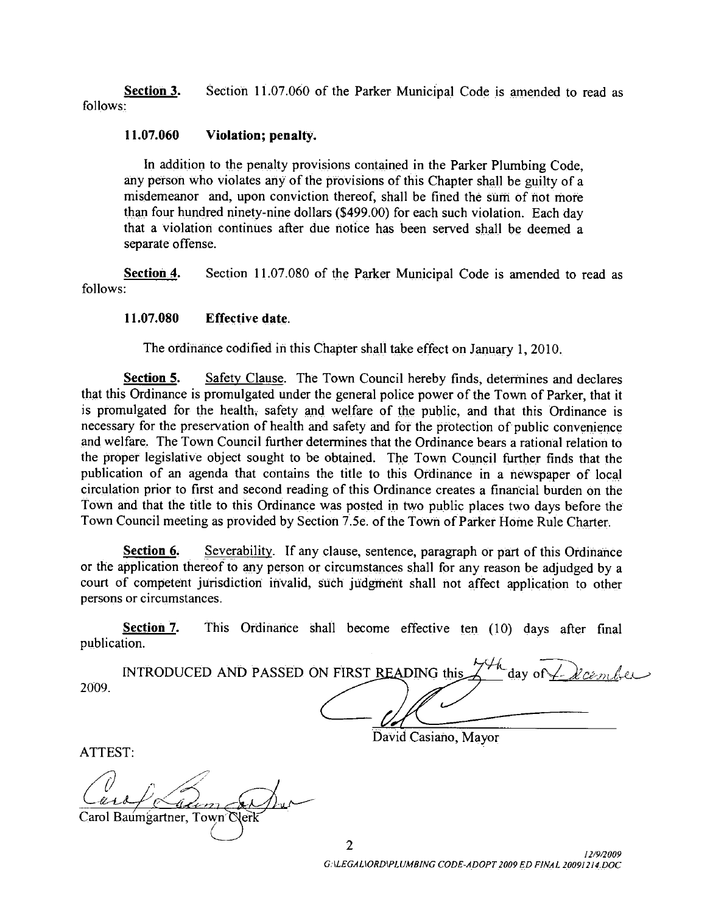**Section 3.** Section 11.07.060 of the Parker Municipal Code is amended to read as follows:

**11.07.060 Violation; penalty.**

In addition to the penalty provisions contained in the Parker Plumbing Code, any person who violates any of the provisions of this Chapter shall be guilty of a misdemeanor and, upon conviction thereof, shall be fined the sum of not more than four hundred ninety-nine dollars ($499.00) for each such violation. Each day that a violation continues after due notice has been served shall be deemed a separate offense.

**Section 4.** Section 11.07.080 of the Parker Municipal Code is amended to read as follows:

**11.07.080 Effective date.**

The ordinance codified in this Chapter shall take effect on January 1, 2010.

**Section 5.** Safety Clause. The Town Council hereby finds, determines and declares that this Ordinance is promulgated under the general police power of the Town of Parker, that it is promulgated for the health, safety and welfare of the public, and that this Ordinance is necessary for the preservation of health and safety and for the protection of public convenience and welfare. The Town Council further determines that the Ordinance bears a rational relation to the proper legislative object sought to be obtained. The Town Council further finds that the publication of an agenda that contains the title to this Ordinance in a newspaper of local circulation prior to first and second reading of this Ordinance creates a financial burden on the Town and that the title to this Ordinance was posted in two public places two days before the Town Council meeting as provided by Section 7.5e. of the Town of Parker Home Rule Charter.

**Section 6.** Severability. If any clause, sentence, paragraph or part of this Ordinance or the application thereof to any person or circumstances shall for any reason be adjudged by a court of competent jurisdiction invalid, such judgment shall not affect application to other persons or circumstances.

**Section 7.** This Ordinance shall become effective ten (10) days after final publication.

INTRODUCED AND PASSED ON FIRST READING this 7th day of December 2009.

David Casiano, Mayor

ATTEST:

Carol Baumgartner, Town Clerk

12/9/2009
G:\LEGAL\ORD\PLUMBING CODE-ADOPT 2009 ED FINAL 20091214.DOC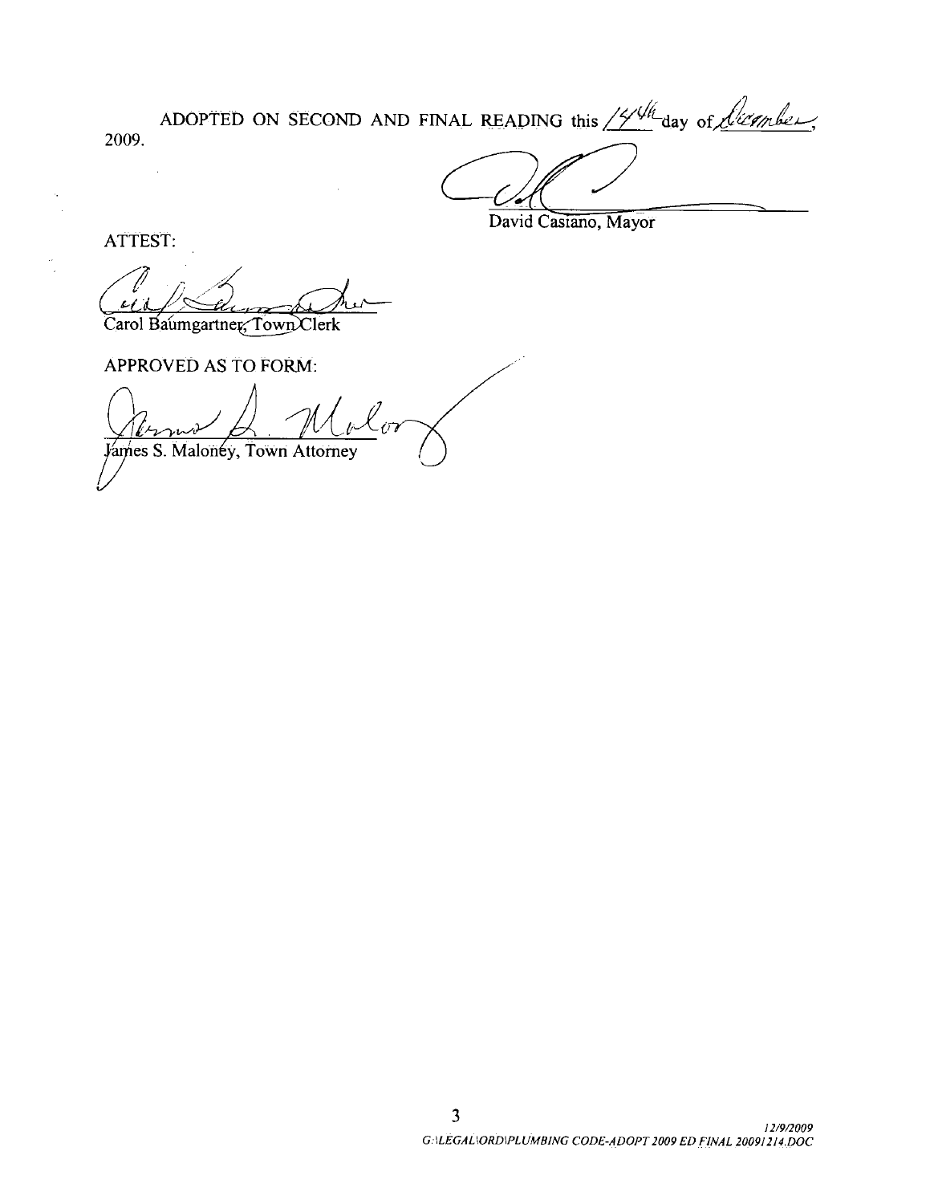ADOPTED ON SECOND AND FINAL READING this 14th day of December, 2009.

David Castano, Mayor

ATTEST:

Carol Baumgartner, Town Clerk

APPROVED AS TO FORM:

James S. Maloney, Town Attorney

12/9/2009
G:\LEGAL\ORD\PLUMBING CODE-ADOPT 2009 ED FINAL 20091214.DOC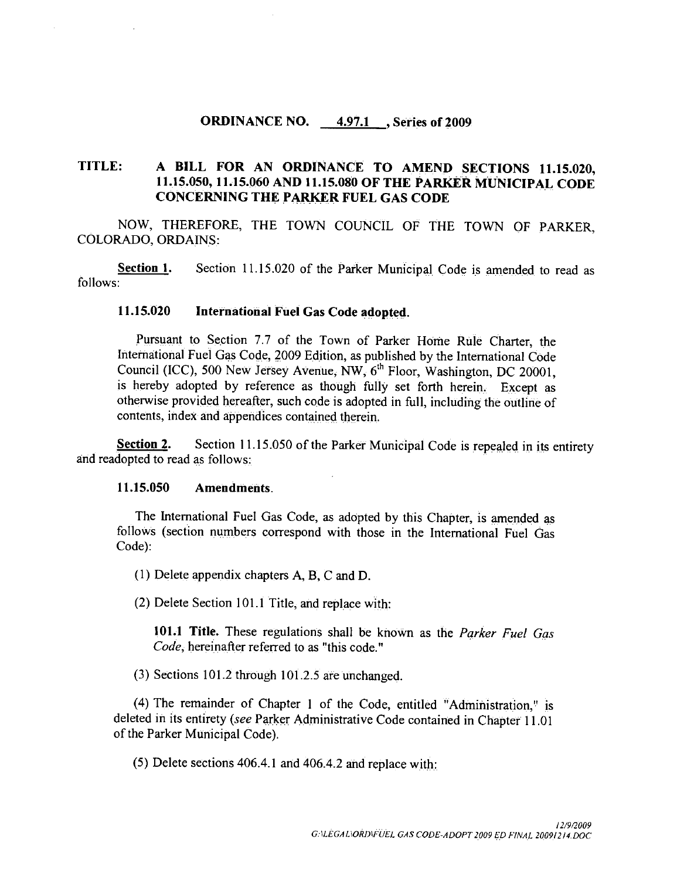**ORDINANCE NO. 4.97.1 , Series of 2009**

**TITLE: A BILL FOR AN ORDINANCE TO AMEND SECTIONS 11.15.020, 11.15.050, 11.15.060 AND 11.15.080 OF THE PARKER MUNICIPAL CODE CONCERNING THE PARKER FUEL GAS CODE**

NOW, THEREFORE, THE TOWN COUNCIL OF THE TOWN OF PARKER, COLORADO, ORDAINS:

**Section 1.** Section 11.15.020 of the Parker Municipal Code is amended to read as follows:

**11.15.020 International Fuel Gas Code adopted.**

Pursuant to Section 7.7 of the Town of Parker Home Rule Charter, the International Fuel Gas Code, 2009 Edition, as published by the International Code Council (ICC), 500 New Jersey Avenue, NW, 6th Floor, Washington, DC 20001, is hereby adopted by reference as though fully set forth herein. Except as otherwise provided hereafter, such code is adopted in full, including the outline of contents, index and appendices contained therein.

**Section 2.** Section 11.15.050 of the Parker Municipal Code is repealed in its entirety and readopted to read as follows:

**11.15.050 Amendments.**

The International Fuel Gas Code, as adopted by this Chapter, is amended as follows (section numbers correspond with those in the International Fuel Gas Code):

(1) Delete appendix chapters A, B, C and D.

(2) Delete Section 101.1 Title, and replace with:

**101.1 Title.** These regulations shall be known as the *Parker Fuel Gas Code*, hereinafter referred to as "this code."

(3) Sections 101.2 through 101.2.5 are unchanged.

(4) The remainder of Chapter 1 of the Code, entitled "Administration," is deleted in its entirety (*see* Parker Administrative Code contained in Chapter 11.01 of the Parker Municipal Code).

(5) Delete sections 406.4.1 and 406.4.2 and replace with: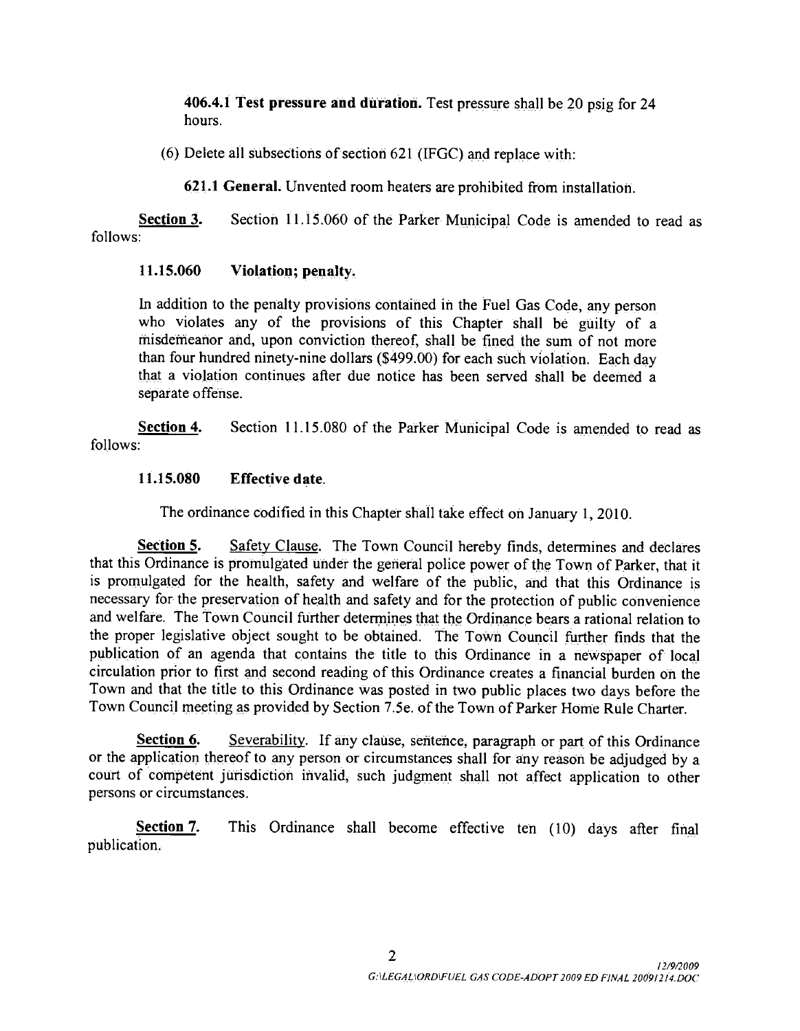**406.4.1 Test pressure and duration.** Test pressure shall be 20 psig for 24 hours.

(6) Delete all subsections of section 621 (IFGC) and replace with:

**621.1 General.** Unvented room heaters are prohibited from installation.

**Section 3.** Section 11.15.060 of the Parker Municipal Code is amended to read as follows:

**11.15.060 Violation; penalty.**

In addition to the penalty provisions contained in the Fuel Gas Code, any person who violates any of the provisions of this Chapter shall be guilty of a misdemeanor and, upon conviction thereof, shall be fined the sum of not more than four hundred ninety-nine dollars ($499.00) for each such violation. Each day that a violation continues after due notice has been served shall be deemed a separate offense.

**Section 4.** Section 11.15.080 of the Parker Municipal Code is amended to read as follows:

**11.15.080 Effective date.**

The ordinance codified in this Chapter shall take effect on January 1, 2010.

**Section 5.** Safety Clause. The Town Council hereby finds, determines and declares that this Ordinance is promulgated under the general police power of the Town of Parker, that it is promulgated for the health, safety and welfare of the public, and that this Ordinance is necessary for the preservation of health and safety and for the protection of public convenience and welfare. The Town Council further determines that the Ordinance bears a rational relation to the proper legislative object sought to be obtained. The Town Council further finds that the publication of an agenda that contains the title to this Ordinance in a newspaper of local circulation prior to first and second reading of this Ordinance creates a financial burden on the Town and that the title to this Ordinance was posted in two public places two days before the Town Council meeting as provided by Section 7.5e. of the Town of Parker Home Rule Charter.

**Section 6.** Severability. If any clause, sentence, paragraph or part of this Ordinance or the application thereof to any person or circumstances shall for any reason be adjudged by a court of competent jurisdiction invalid, such judgment shall not affect application to other persons or circumstances.

**Section 7.** This Ordinance shall become effective ten (10) days after final publication.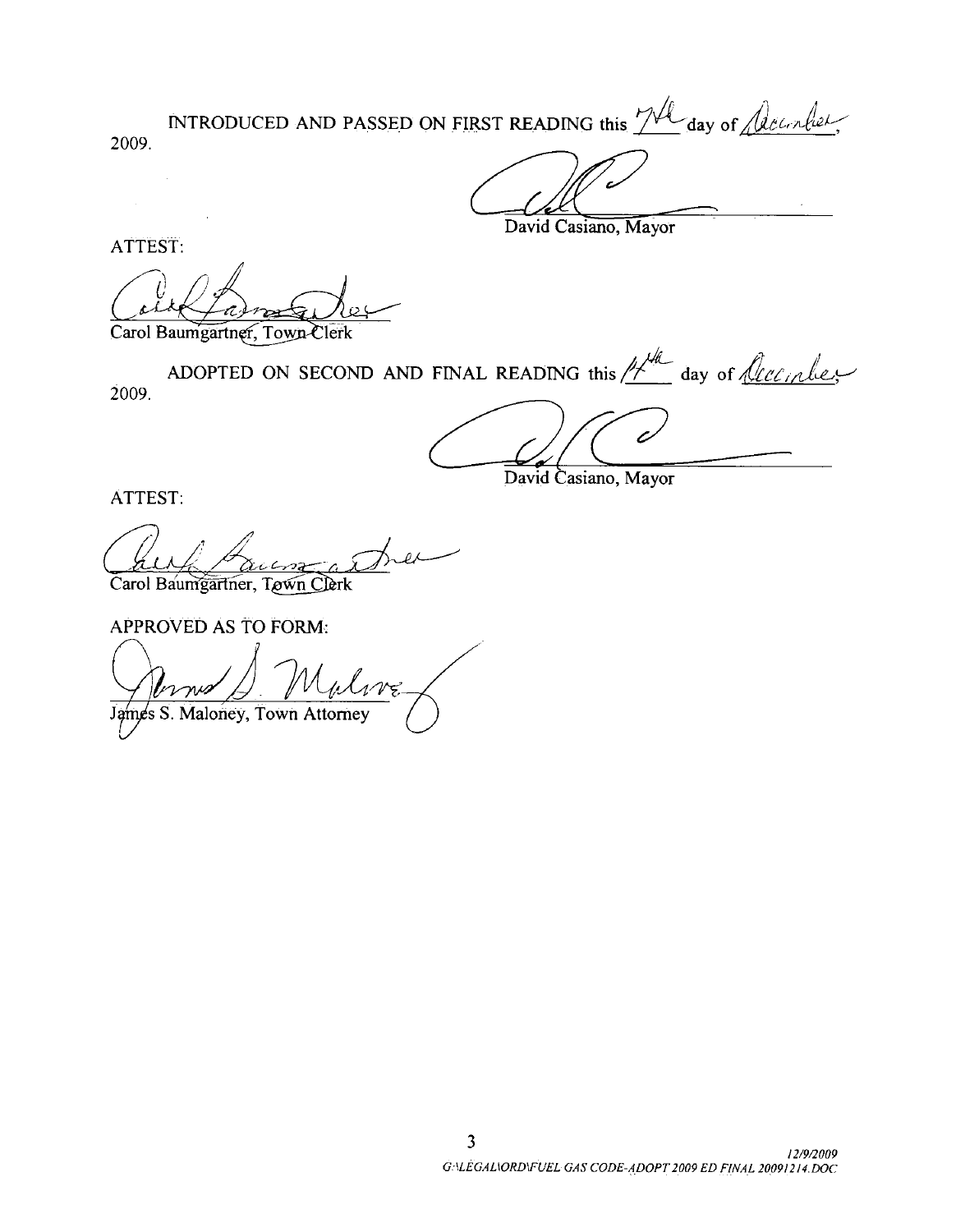INTRODUCED AND PASSED ON FIRST READING this 7th day of December, 2009.

David Casiano, Mayor

ATTEST:

Carol Baumgartner, Town Clerk

ADOPTED ON SECOND AND FINAL READING this 14th day of December, 2009.

David Casiano, Mayor

ATTEST:

Carol Baumgartner, Town Clerk

APPROVED AS TO FORM:

James S. Maloney, Town Attorney

12/9/2009
G:\LEGAL\ORD\FUEL GAS CODE-ADOPT 2009 ED FINAL 20091214.DOC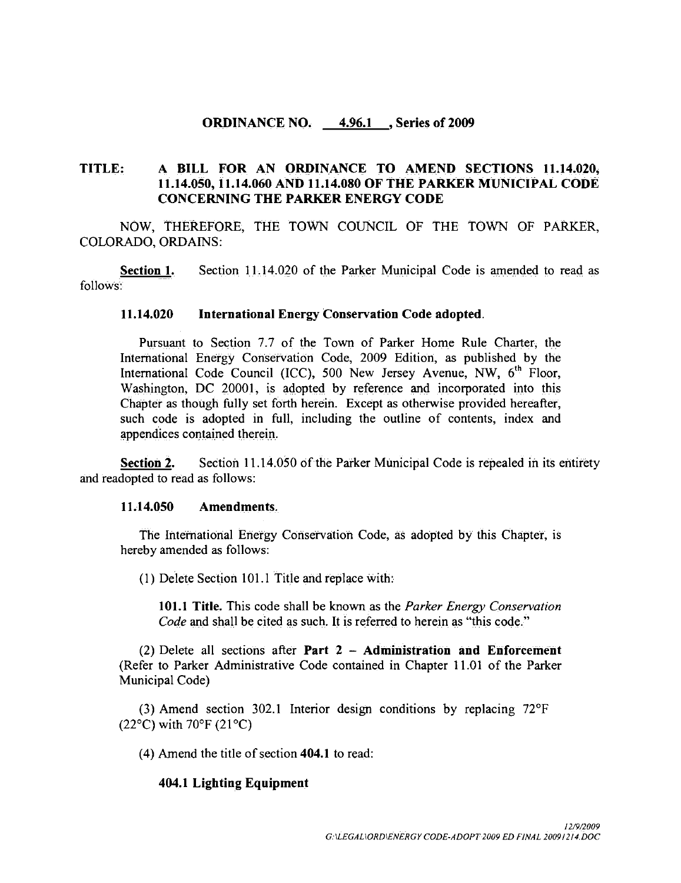**ORDINANCE NO. 4.96.1 , Series of 2009**

**TITLE: A BILL FOR AN ORDINANCE TO AMEND SECTIONS 11.14.020, 11.14.050, 11.14.060 AND 11.14.080 OF THE PARKER MUNICIPAL CODE CONCERNING THE PARKER ENERGY CODE**

NOW, THEREFORE, THE TOWN COUNCIL OF THE TOWN OF PARKER, COLORADO, ORDAINS:

**Section 1.** Section 11.14.020 of the Parker Municipal Code is amended to read as follows:

**11.14.020 International Energy Conservation Code adopted.**

Pursuant to Section 7.7 of the Town of Parker Home Rule Charter, the International Energy Conservation Code, 2009 Edition, as published by the International Code Council (ICC), 500 New Jersey Avenue, NW, 6th Floor, Washington, DC 20001, is adopted by reference and incorporated into this Chapter as though fully set forth herein. Except as otherwise provided hereafter, such code is adopted in full, including the outline of contents, index and appendices contained therein.

**Section 2.** Section 11.14.050 of the Parker Municipal Code is repealed in its entirety and readopted to read as follows:

**11.14.050 Amendments.**

The International Energy Conservation Code, as adopted by this Chapter, is hereby amended as follows:

(1) Delete Section 101.1 Title and replace with:

**101.1 Title.** This code shall be known as the *Parker Energy Conservation Code* and shall be cited as such. It is referred to herein as "this code."

(2) Delete all sections after **Part 2 – Administration and Enforcement** (Refer to Parker Administrative Code contained in Chapter 11.01 of the Parker Municipal Code)

(3) Amend section 302.1 Interior design conditions by replacing 72°F (22°C) with 70°F (21°C)

(4) Amend the title of section **404.1** to read:

**404.1 Lighting Equipment**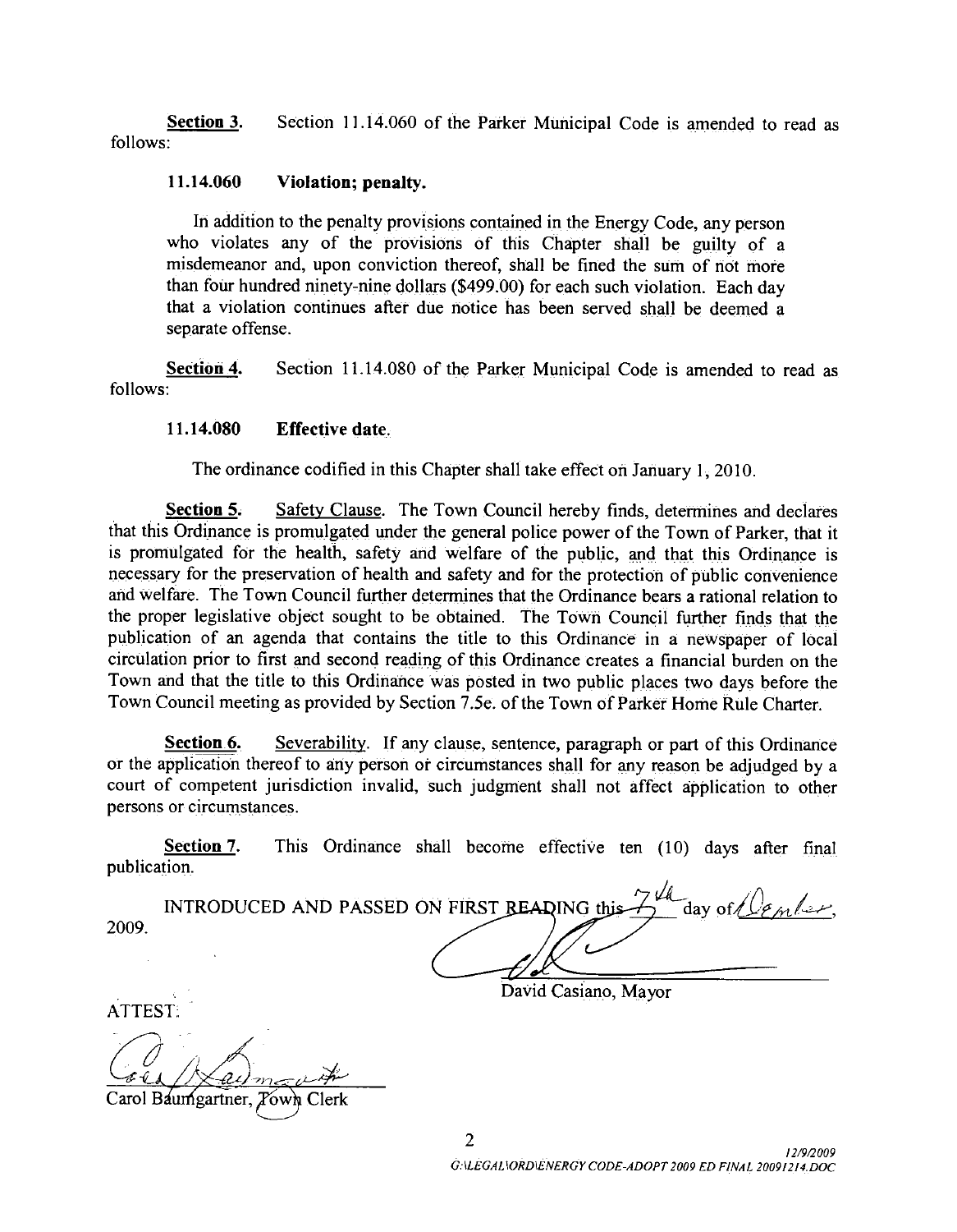**Section 3.** Section 11.14.060 of the Parker Municipal Code is amended to read as follows:

**11.14.060 Violation; penalty.**

In addition to the penalty provisions contained in the Energy Code, any person who violates any of the provisions of this Chapter shall be guilty of a misdemeanor and, upon conviction thereof, shall be fined the sum of not more than four hundred ninety-nine dollars ($499.00) for each such violation. Each day that a violation continues after due notice has been served shall be deemed a separate offense.

**Section 4.** Section 11.14.080 of the Parker Municipal Code is amended to read as follows:

**11.14.080 Effective date.**

The ordinance codified in this Chapter shall take effect on January 1, 2010.

**Section 5.** Safety Clause. The Town Council hereby finds, determines and declares that this Ordinance is promulgated under the general police power of the Town of Parker, that it is promulgated for the health, safety and welfare of the public, and that this Ordinance is necessary for the preservation of health and safety and for the protection of public convenience and welfare. The Town Council further determines that the Ordinance bears a rational relation to the proper legislative object sought to be obtained. The Town Council further finds that the publication of an agenda that contains the title to this Ordinance in a newspaper of local circulation prior to first and second reading of this Ordinance creates a financial burden on the Town and that the title to this Ordinance was posted in two public places two days before the Town Council meeting as provided by Section 7.5e. of the Town of Parker Home Rule Charter.

**Section 6.** Severability. If any clause, sentence, paragraph or part of this Ordinance or the application thereof to any person or circumstances shall for any reason be adjudged by a court of competent jurisdiction invalid, such judgment shall not affect application to other persons or circumstances.

**Section 7.** This Ordinance shall become effective ten (10) days after final publication.

INTRODUCED AND PASSED ON FIRST READING this 7th day of December, 2009.

David Casiano, Mayor

ATTEST:

Carol Baumgartner, Town Clerk

12/9/2009
G:\LEGAL\ORD\ENERGY CODE-ADOPT 2009 ED FINAL 20091214.DOC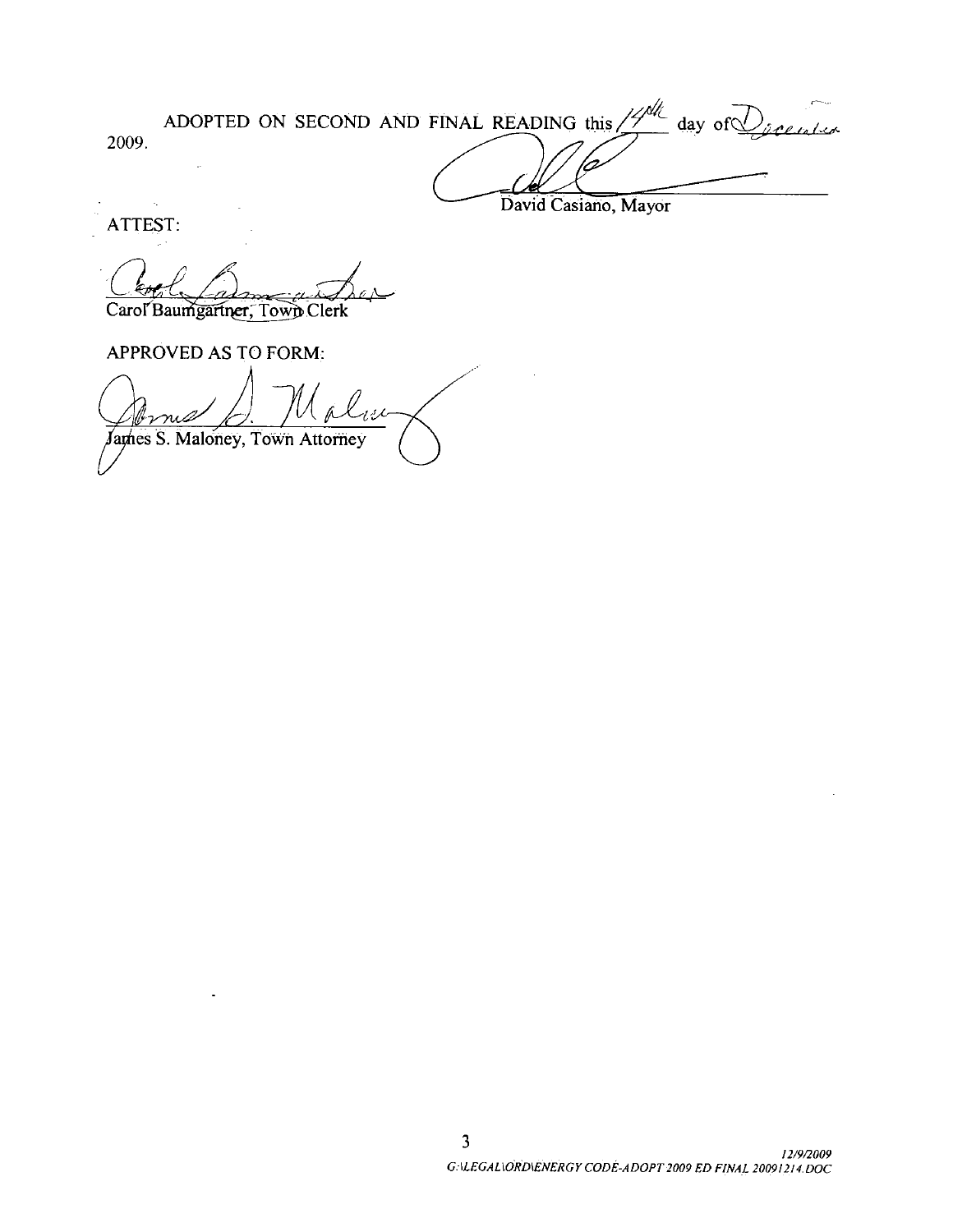ADOPTED ON SECOND AND FINAL READING this 14th day of December 2009.

David Casiano, Mayor

ATTEST:

Carol Baumgartner, Town Clerk

APPROVED AS TO FORM:

James S. Maloney, Town Attorney

*12/9/2009*
*G:\LEGAL\ORD\ENERGY CODE-ADOPT 2009 ED FINAL 20091214.DOC*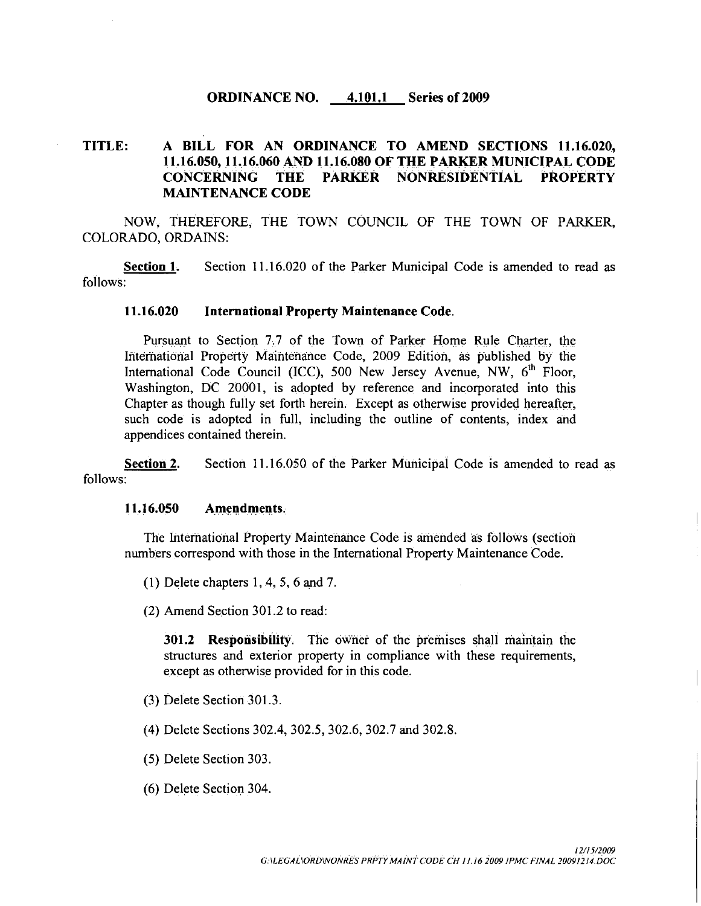## ORDINANCE NO. 4.101.1 Series of 2009

**TITLE: A BILL FOR AN ORDINANCE TO AMEND SECTIONS 11.16.020, 11.16.050, 11.16.060 AND 11.16.080 OF THE PARKER MUNICIPAL CODE CONCERNING THE PARKER NONRESIDENTIAL PROPERTY MAINTENANCE CODE**

NOW, THEREFORE, THE TOWN COUNCIL OF THE TOWN OF PARKER, COLORADO, ORDAINS:

**Section 1.** Section 11.16.020 of the Parker Municipal Code is amended to read as follows:

**11.16.020 International Property Maintenance Code.**

Pursuant to Section 7.7 of the Town of Parker Home Rule Charter, the International Property Maintenance Code, 2009 Edition, as published by the International Code Council (ICC), 500 New Jersey Avenue, NW, 6th Floor, Washington, DC 20001, is adopted by reference and incorporated into this Chapter as though fully set forth herein. Except as otherwise provided hereafter, such code is adopted in full, including the outline of contents, index and appendices contained therein.

**Section 2.** Section 11.16.050 of the Parker Municipal Code is amended to read as follows:

**11.16.050 Amendments.**

The International Property Maintenance Code is amended as follows (section numbers correspond with those in the International Property Maintenance Code.

(1) Delete chapters 1, 4, 5, 6 and 7.

(2) Amend Section 301.2 to read:

> **301.2 Responsibility.** The owner of the premises shall maintain the structures and exterior property in compliance with these requirements, except as otherwise provided for in this code.

(3) Delete Section 301.3.

(4) Delete Sections 302.4, 302.5, 302.6, 302.7 and 302.8.

(5) Delete Section 303.

(6) Delete Section 304.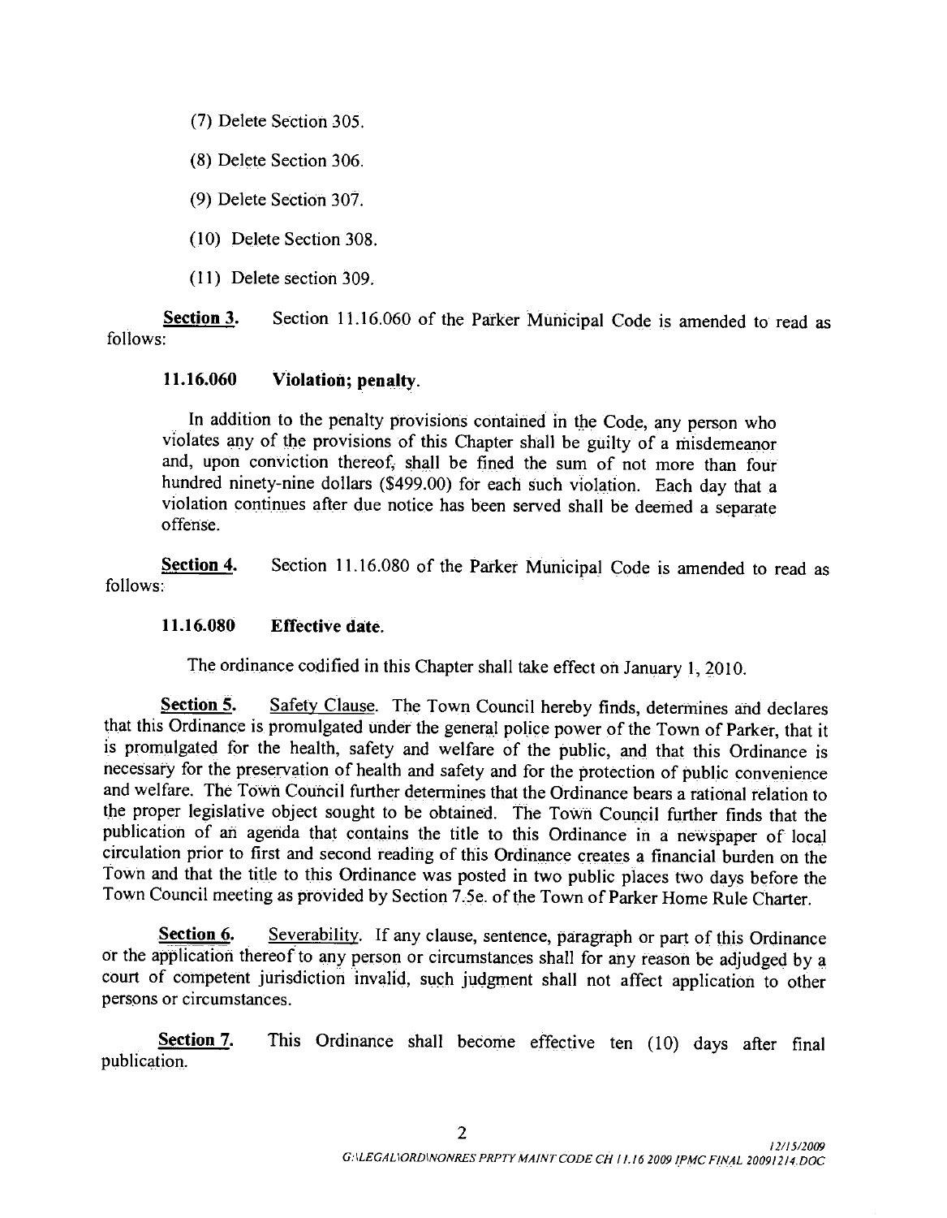(7) Delete Section 305.

(8) Delete Section 306.

(9) Delete Section 307.

(10) Delete Section 308.

(11) Delete section 309.

**Section 3.** Section 11.16.060 of the Parker Municipal Code is amended to read as follows:

**11.16.060 Violation; penalty.**

In addition to the penalty provisions contained in the Code, any person who violates any of the provisions of this Chapter shall be guilty of a misdemeanor and, upon conviction thereof, shall be fined the sum of not more than four hundred ninety-nine dollars ($499.00) for each such violation. Each day that a violation continues after due notice has been served shall be deemed a separate offense.

**Section 4.** Section 11.16.080 of the Parker Municipal Code is amended to read as follows:

**11.16.080 Effective date.**

The ordinance codified in this Chapter shall take effect on January 1, 2010.

**Section 5.** Safety Clause. The Town Council hereby finds, determines and declares that this Ordinance is promulgated under the general police power of the Town of Parker, that it is promulgated for the health, safety and welfare of the public, and that this Ordinance is necessary for the preservation of health and safety and for the protection of public convenience and welfare. The Town Council further determines that the Ordinance bears a rational relation to the proper legislative object sought to be obtained. The Town Council further finds that the publication of an agenda that contains the title to this Ordinance in a newspaper of local circulation prior to first and second reading of this Ordinance creates a financial burden on the Town and that the title to this Ordinance was posted in two public places two days before the Town Council meeting as provided by Section 7.5e. of the Town of Parker Home Rule Charter.

**Section 6.** Severability. If any clause, sentence, paragraph or part of this Ordinance or the application thereof to any person or circumstances shall for any reason be adjudged by a court of competent jurisdiction invalid, such judgment shall not affect application to other persons or circumstances.

**Section 7.** This Ordinance shall become effective ten (10) days after final publication.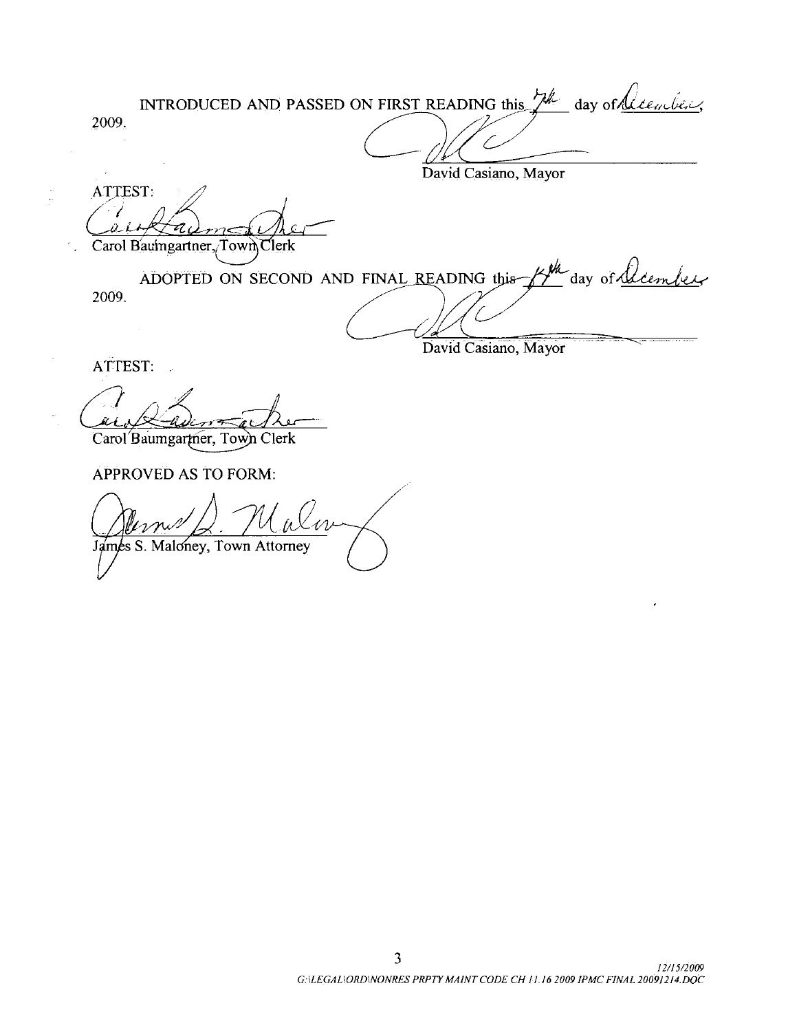INTRODUCED AND PASSED ON FIRST READING this 7th day of December, 2009.

David Casiano, Mayor

ATTEST:

Carol Baumgartner, Town Clerk

ADOPTED ON SECOND AND FINAL READING this 14th day of December 2009.

David Casiano, Mayor

ATTEST:

Carol Baumgartner, Town Clerk

APPROVED AS TO FORM:

James S. Maloney, Town Attorney

12/15/2009
G:\LEGAL\ORD\NONRES PRPTY MAINT CODE CH 11.16 2009 IPMC FINAL 20091214.DOC